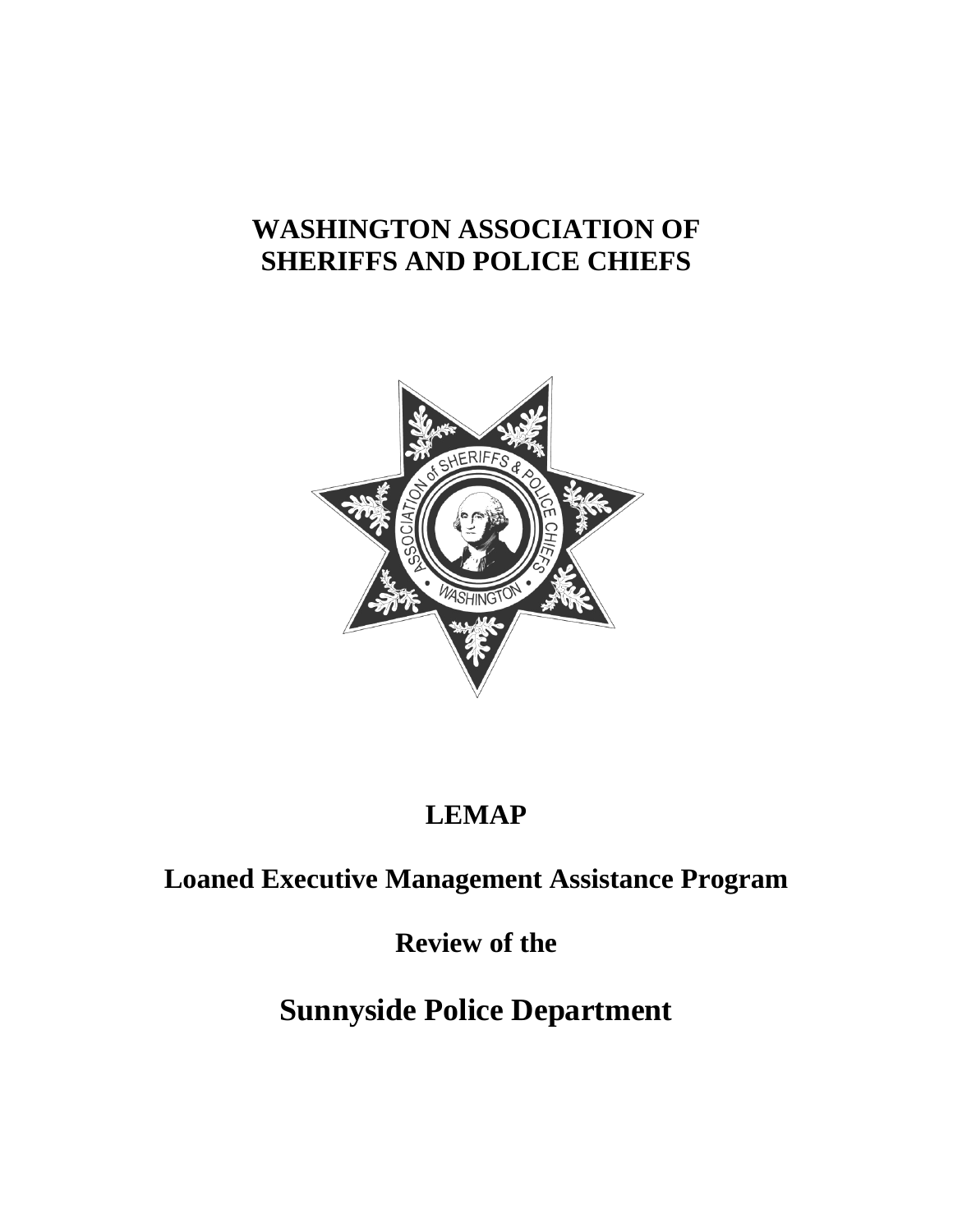# WASHINGTON ASSOCIATION OF SHERIFFS AND POLICE CHIEFS

# LEMAP

## Loaned Executive Management Assistance Program

## Review of the

# Sunnyside Police Department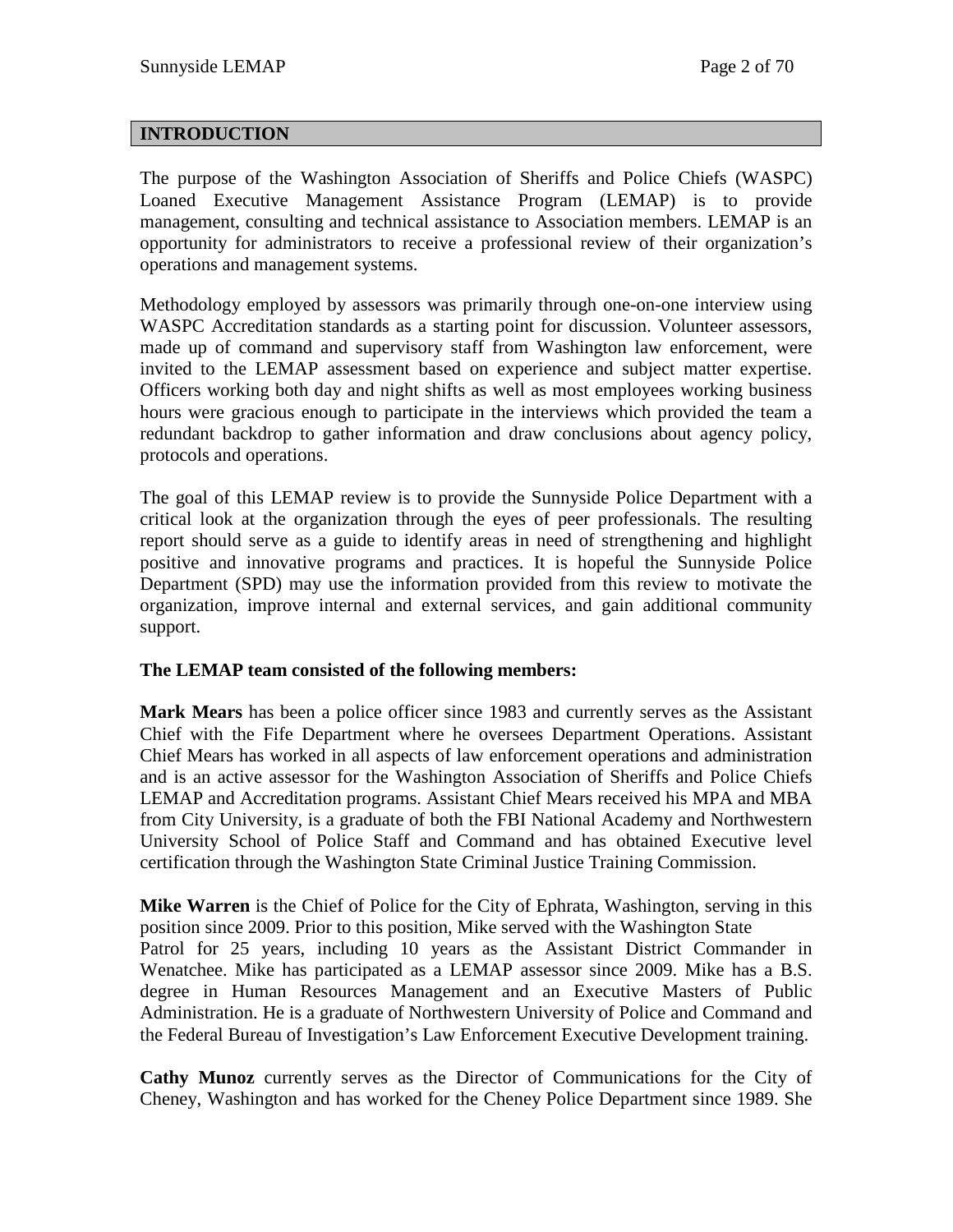## INTRODUCTION

The purpose of the Washington Association of Sheriffs and Police Chiefs (WASPC) Loaned Executive Management Assistance Program (LEMAP) is to provide management, consulting and technical assistance to Association members. LEMAP is an opportunity for administrators to receive a professional review of their organization's operations and management systems.

Methodology employed by assessors was primarily through one-on-one interview using WASPC Accreditation standards as a starting point for discussion. Volunteer assessors, made up of command and supervisory staff from Washington law enforcement, were invited to the LEMAP assessment based on experience and subject matter expertise. Officers working both day and night shifts as well as most employees working business hours were gracious enough to participate in the interviews which provided the team a redundant backdrop to gather information and draw conclusions about agency policy, protocols and operations.

The goal of this LEMAP review is to provide the Sunnyside Police Department with a critical look at the organization through the eyes of peer professionals. The resulting report should serve as a guide to identify areas in need of strengthening and highlight positive and innovative programs and practices. It is hopeful the Sunnyside Police Department (SPD) may use the information provided from this review to motivate the organization, improve internal and external services, and gain additional community support.

**The LEMAP team consisted of the following members:**

**Mark Mears** has been a police officer since 1983 and currently serves as the Assistant Chief with the Fife Department where he oversees Department Operations. Assistant Chief Mears has worked in all aspects of law enforcement operations and administration and is an active assessor for the Washington Association of Sheriffs and Police Chiefs LEMAP and Accreditation programs. Assistant Chief Mears received his MPA and MBA from City University, is a graduate of both the FBI National Academy and Northwestern University School of Police Staff and Command and has obtained Executive level certification through the Washington State Criminal Justice Training Commission.

**Mike Warren** is the Chief of Police for the City of Ephrata, Washington, serving in this position since 2009. Prior to this position, Mike served with the Washington State Patrol for 25 years, including 10 years as the Assistant District Commander in Wenatchee. Mike has participated as a LEMAP assessor since 2009. Mike has a B.S. degree in Human Resources Management and an Executive Masters of Public Administration. He is a graduate of Northwestern University of Police and Command and the Federal Bureau of Investigation's Law Enforcement Executive Development training.

**Cathy Munoz** currently serves as the Director of Communications for the City of Cheney, Washington and has worked for the Cheney Police Department since 1989. She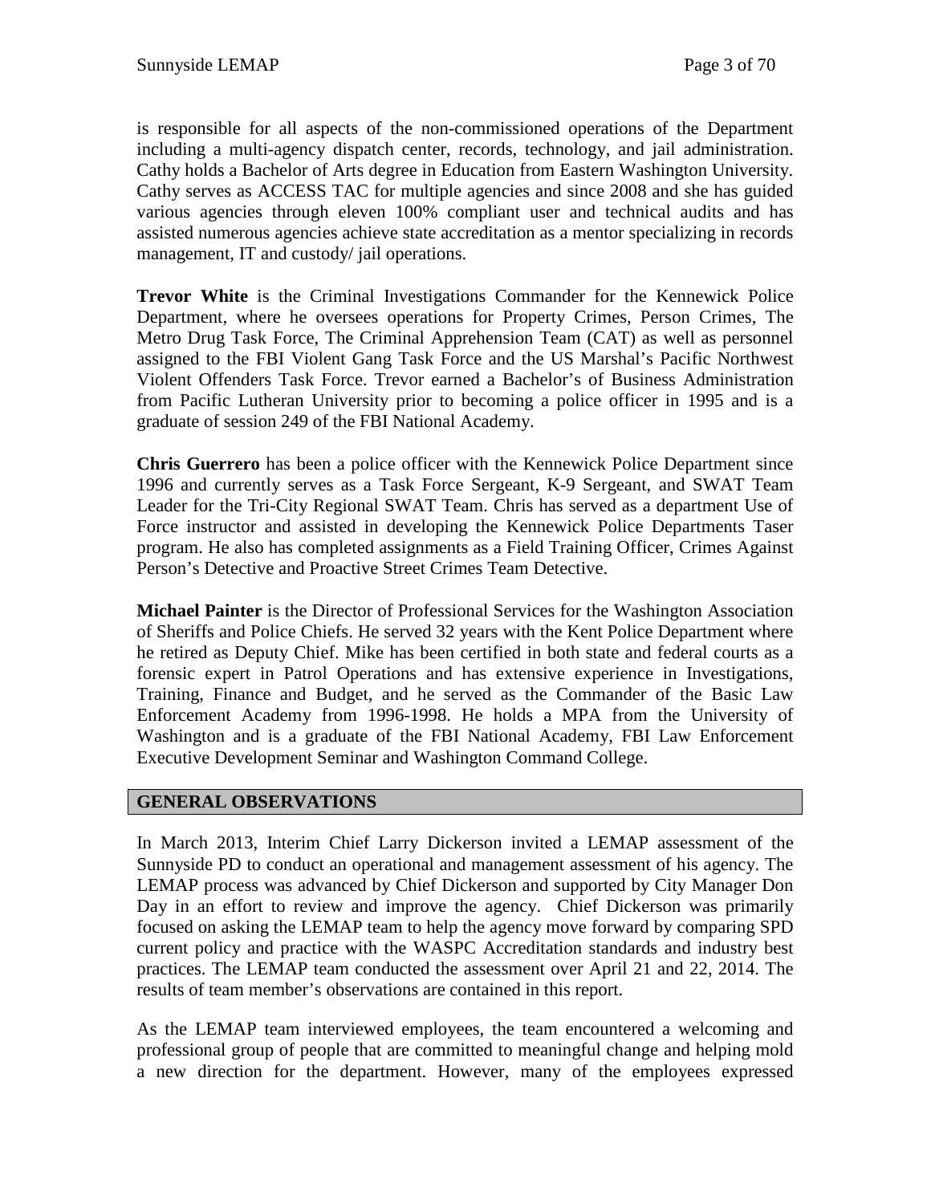is responsible for all aspects of the non-commissioned operations of the Department including a multi-agency dispatch center, records, technology, and jail administration. Cathy holds a Bachelor of Arts degree in Education from Eastern Washington University. Cathy serves as ACCESS TAC for multiple agencies and since 2008 and she has guided various agencies through eleven 100% compliant user and technical audits and has assisted numerous agencies achieve state accreditation as a mentor specializing in records management, IT and custody/ jail operations.

**Trevor White** is the Criminal Investigations Commander for the Kennewick Police Department, where he oversees operations for Property Crimes, Person Crimes, The Metro Drug Task Force, The Criminal Apprehension Team (CAT) as well as personnel assigned to the FBI Violent Gang Task Force and the US Marshal's Pacific Northwest Violent Offenders Task Force. Trevor earned a Bachelor's of Business Administration from Pacific Lutheran University prior to becoming a police officer in 1995 and is a graduate of session 249 of the FBI National Academy.

**Chris Guerrero** has been a police officer with the Kennewick Police Department since 1996 and currently serves as a Task Force Sergeant, K-9 Sergeant, and SWAT Team Leader for the Tri-City Regional SWAT Team. Chris has served as a department Use of Force instructor and assisted in developing the Kennewick Police Departments Taser program. He also has completed assignments as a Field Training Officer, Crimes Against Person's Detective and Proactive Street Crimes Team Detective.

**Michael Painter** is the Director of Professional Services for the Washington Association of Sheriffs and Police Chiefs. He served 32 years with the Kent Police Department where he retired as Deputy Chief. Mike has been certified in both state and federal courts as a forensic expert in Patrol Operations and has extensive experience in Investigations, Training, Finance and Budget, and he served as the Commander of the Basic Law Enforcement Academy from 1996-1998. He holds a MPA from the University of Washington and is a graduate of the FBI National Academy, FBI Law Enforcement Executive Development Seminar and Washington Command College.

## GENERAL OBSERVATIONS

In March 2013, Interim Chief Larry Dickerson invited a LEMAP assessment of the Sunnyside PD to conduct an operational and management assessment of his agency. The LEMAP process was advanced by Chief Dickerson and supported by City Manager Don Day in an effort to review and improve the agency. Chief Dickerson was primarily focused on asking the LEMAP team to help the agency move forward by comparing SPD current policy and practice with the WASPC Accreditation standards and industry best practices. The LEMAP team conducted the assessment over April 21 and 22, 2014. The results of team member's observations are contained in this report.

As the LEMAP team interviewed employees, the team encountered a welcoming and professional group of people that are committed to meaningful change and helping mold a new direction for the department. However, many of the employees expressed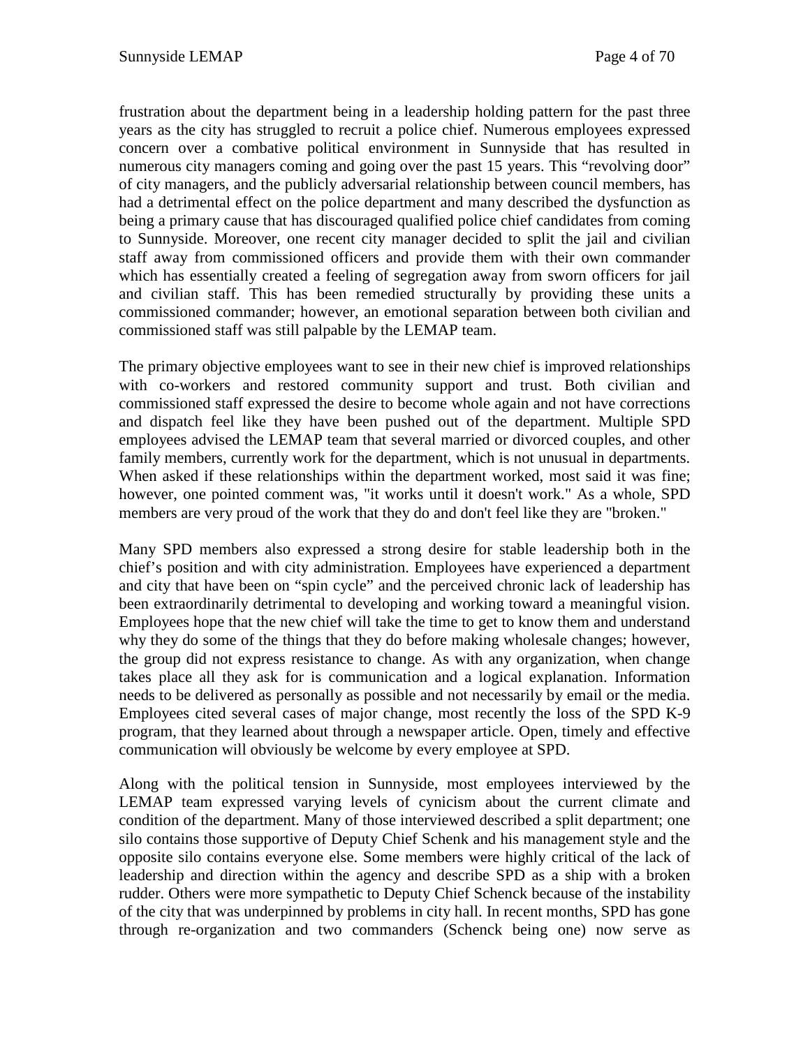frustration about the department being in a leadership holding pattern for the past three years as the city has struggled to recruit a police chief. Numerous employees expressed concern over a combative political environment in Sunnyside that has resulted in numerous city managers coming and going over the past 15 years. This "revolving door" of city managers, and the publicly adversarial relationship between council members, has had a detrimental effect on the police department and many described the dysfunction as being a primary cause that has discouraged qualified police chief candidates from coming to Sunnyside. Moreover, one recent city manager decided to split the jail and civilian staff away from commissioned officers and provide them with their own commander which has essentially created a feeling of segregation away from sworn officers for jail and civilian staff. This has been remedied structurally by providing these units a commissioned commander; however, an emotional separation between both civilian and commissioned staff was still palpable by the LEMAP team.

The primary objective employees want to see in their new chief is improved relationships with co-workers and restored community support and trust. Both civilian and commissioned staff expressed the desire to become whole again and not have corrections and dispatch feel like they have been pushed out of the department. Multiple SPD employees advised the LEMAP team that several married or divorced couples, and other family members, currently work for the department, which is not unusual in departments. When asked if these relationships within the department worked, most said it was fine; however, one pointed comment was, "it works until it doesn't work." As a whole, SPD members are very proud of the work that they do and don't feel like they are "broken."

Many SPD members also expressed a strong desire for stable leadership both in the chief's position and with city administration. Employees have experienced a department and city that have been on "spin cycle" and the perceived chronic lack of leadership has been extraordinarily detrimental to developing and working toward a meaningful vision. Employees hope that the new chief will take the time to get to know them and understand why they do some of the things that they do before making wholesale changes; however, the group did not express resistance to change. As with any organization, when change takes place all they ask for is communication and a logical explanation. Information needs to be delivered as personally as possible and not necessarily by email or the media. Employees cited several cases of major change, most recently the loss of the SPD K-9 program, that they learned about through a newspaper article. Open, timely and effective communication will obviously be welcome by every employee at SPD.

Along with the political tension in Sunnyside, most employees interviewed by the LEMAP team expressed varying levels of cynicism about the current climate and condition of the department. Many of those interviewed described a split department; one silo contains those supportive of Deputy Chief Schenk and his management style and the opposite silo contains everyone else. Some members were highly critical of the lack of leadership and direction within the agency and describe SPD as a ship with a broken rudder. Others were more sympathetic to Deputy Chief Schenck because of the instability of the city that was underpinned by problems in city hall. In recent months, SPD has gone through re-organization and two commanders (Schenck being one) now serve as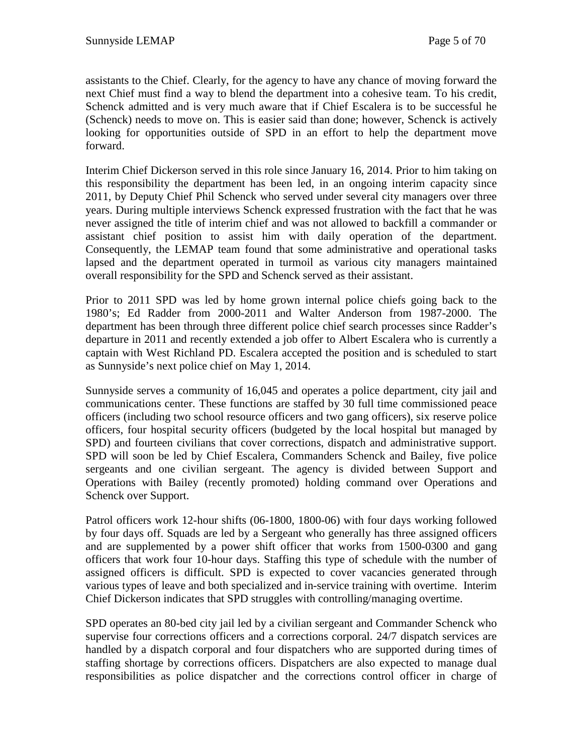assistants to the Chief. Clearly, for the agency to have any chance of moving forward the next Chief must find a way to blend the department into a cohesive team. To his credit, Schenck admitted and is very much aware that if Chief Escalera is to be successful he (Schenck) needs to move on. This is easier said than done; however, Schenck is actively looking for opportunities outside of SPD in an effort to help the department move forward.

Interim Chief Dickerson served in this role since January 16, 2014. Prior to him taking on this responsibility the department has been led, in an ongoing interim capacity since 2011, by Deputy Chief Phil Schenck who served under several city managers over three years. During multiple interviews Schenck expressed frustration with the fact that he was never assigned the title of interim chief and was not allowed to backfill a commander or assistant chief position to assist him with daily operation of the department. Consequently, the LEMAP team found that some administrative and operational tasks lapsed and the department operated in turmoil as various city managers maintained overall responsibility for the SPD and Schenck served as their assistant.

Prior to 2011 SPD was led by home grown internal police chiefs going back to the 1980's; Ed Radder from 2000-2011 and Walter Anderson from 1987-2000. The department has been through three different police chief search processes since Radder's departure in 2011 and recently extended a job offer to Albert Escalera who is currently a captain with West Richland PD. Escalera accepted the position and is scheduled to start as Sunnyside's next police chief on May 1, 2014.

Sunnyside serves a community of 16,045 and operates a police department, city jail and communications center. These functions are staffed by 30 full time commissioned peace officers (including two school resource officers and two gang officers), six reserve police officers, four hospital security officers (budgeted by the local hospital but managed by SPD) and fourteen civilians that cover corrections, dispatch and administrative support. SPD will soon be led by Chief Escalera, Commanders Schenck and Bailey, five police sergeants and one civilian sergeant. The agency is divided between Support and Operations with Bailey (recently promoted) holding command over Operations and Schenck over Support.

Patrol officers work 12-hour shifts (06-1800, 1800-06) with four days working followed by four days off. Squads are led by a Sergeant who generally has three assigned officers and are supplemented by a power shift officer that works from 1500-0300 and gang officers that work four 10-hour days. Staffing this type of schedule with the number of assigned officers is difficult. SPD is expected to cover vacancies generated through various types of leave and both specialized and in-service training with overtime. Interim Chief Dickerson indicates that SPD struggles with controlling/managing overtime.

SPD operates an 80-bed city jail led by a civilian sergeant and Commander Schenck who supervise four corrections officers and a corrections corporal. 24/7 dispatch services are handled by a dispatch corporal and four dispatchers who are supported during times of staffing shortage by corrections officers. Dispatchers are also expected to manage dual responsibilities as police dispatcher and the corrections control officer in charge of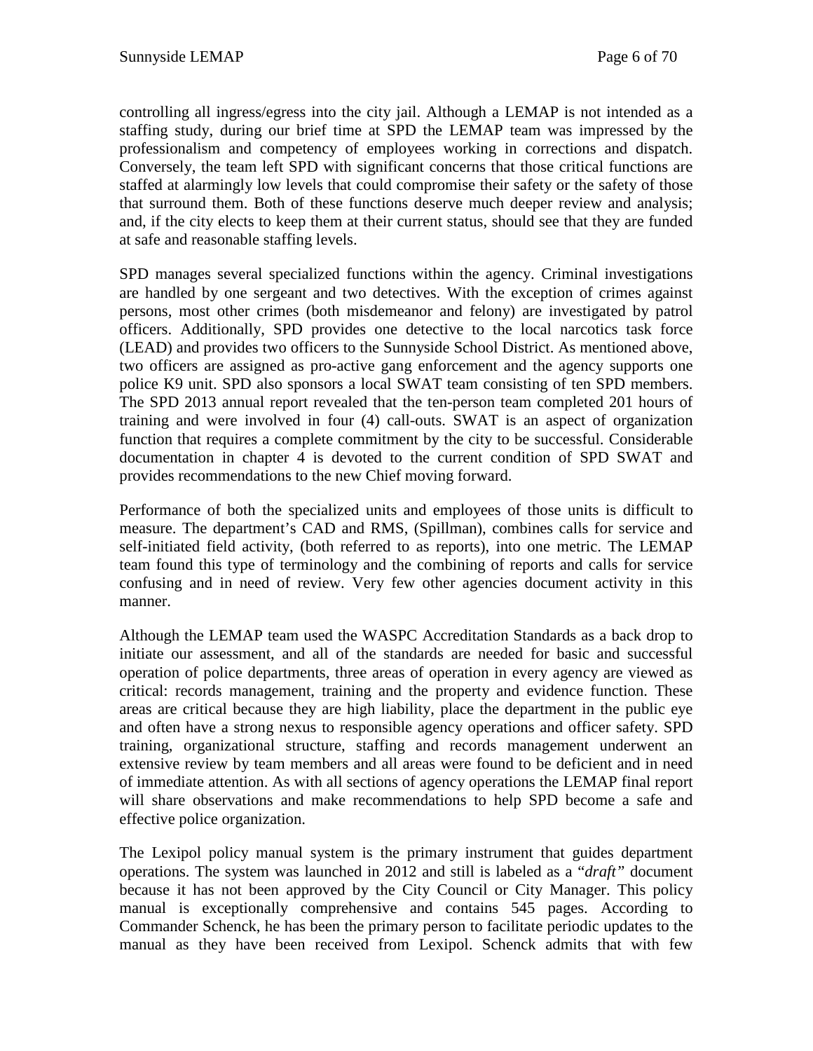controlling all ingress/egress into the city jail. Although a LEMAP is not intended as a staffing study, during our brief time at SPD the LEMAP team was impressed by the professionalism and competency of employees working in corrections and dispatch. Conversely, the team left SPD with significant concerns that those critical functions are staffed at alarmingly low levels that could compromise their safety or the safety of those that surround them. Both of these functions deserve much deeper review and analysis; and, if the city elects to keep them at their current status, should see that they are funded at safe and reasonable staffing levels.

SPD manages several specialized functions within the agency. Criminal investigations are handled by one sergeant and two detectives. With the exception of crimes against persons, most other crimes (both misdemeanor and felony) are investigated by patrol officers. Additionally, SPD provides one detective to the local narcotics task force (LEAD) and provides two officers to the Sunnyside School District. As mentioned above, two officers are assigned as pro-active gang enforcement and the agency supports one police K9 unit. SPD also sponsors a local SWAT team consisting of ten SPD members. The SPD 2013 annual report revealed that the ten-person team completed 201 hours of training and were involved in four (4) call-outs. SWAT is an aspect of organization function that requires a complete commitment by the city to be successful. Considerable documentation in chapter 4 is devoted to the current condition of SPD SWAT and provides recommendations to the new Chief moving forward.

Performance of both the specialized units and employees of those units is difficult to measure. The department's CAD and RMS, (Spillman), combines calls for service and self-initiated field activity, (both referred to as reports), into one metric. The LEMAP team found this type of terminology and the combining of reports and calls for service confusing and in need of review. Very few other agencies document activity in this manner.

Although the LEMAP team used the WASPC Accreditation Standards as a back drop to initiate our assessment, and all of the standards are needed for basic and successful operation of police departments, three areas of operation in every agency are viewed as critical: records management, training and the property and evidence function. These areas are critical because they are high liability, place the department in the public eye and often have a strong nexus to responsible agency operations and officer safety. SPD training, organizational structure, staffing and records management underwent an extensive review by team members and all areas were found to be deficient and in need of immediate attention. As with all sections of agency operations the LEMAP final report will share observations and make recommendations to help SPD become a safe and effective police organization.

The Lexipol policy manual system is the primary instrument that guides department operations. The system was launched in 2012 and still is labeled as a "*draft*" document because it has not been approved by the City Council or City Manager. This policy manual is exceptionally comprehensive and contains 545 pages. According to Commander Schenck, he has been the primary person to facilitate periodic updates to the manual as they have been received from Lexipol. Schenck admits that with few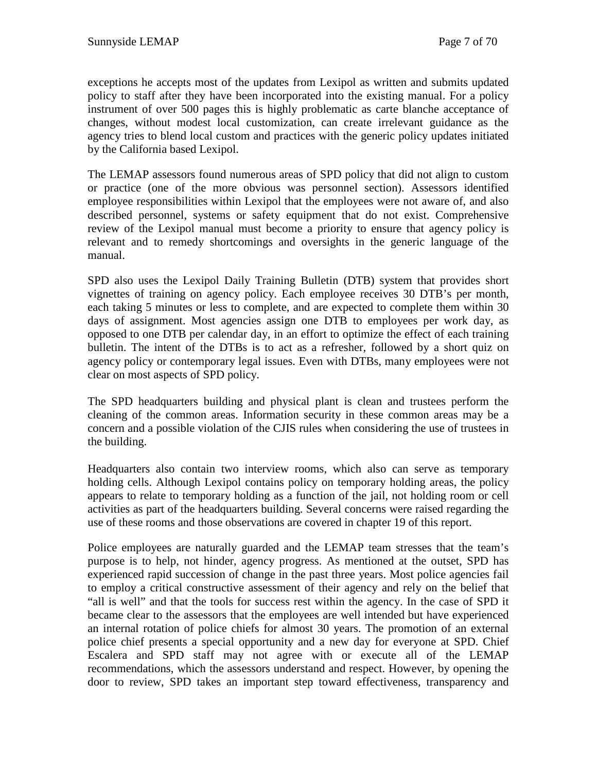exceptions he accepts most of the updates from Lexipol as written and submits updated policy to staff after they have been incorporated into the existing manual. For a policy instrument of over 500 pages this is highly problematic as carte blanche acceptance of changes, without modest local customization, can create irrelevant guidance as the agency tries to blend local custom and practices with the generic policy updates initiated by the California based Lexipol.

The LEMAP assessors found numerous areas of SPD policy that did not align to custom or practice (one of the more obvious was personnel section). Assessors identified employee responsibilities within Lexipol that the employees were not aware of, and also described personnel, systems or safety equipment that do not exist. Comprehensive review of the Lexipol manual must become a priority to ensure that agency policy is relevant and to remedy shortcomings and oversights in the generic language of the manual.

SPD also uses the Lexipol Daily Training Bulletin (DTB) system that provides short vignettes of training on agency policy. Each employee receives 30 DTB's per month, each taking 5 minutes or less to complete, and are expected to complete them within 30 days of assignment. Most agencies assign one DTB to employees per work day, as opposed to one DTB per calendar day, in an effort to optimize the effect of each training bulletin. The intent of the DTBs is to act as a refresher, followed by a short quiz on agency policy or contemporary legal issues. Even with DTBs, many employees were not clear on most aspects of SPD policy.

The SPD headquarters building and physical plant is clean and trustees perform the cleaning of the common areas. Information security in these common areas may be a concern and a possible violation of the CJIS rules when considering the use of trustees in the building.

Headquarters also contain two interview rooms, which also can serve as temporary holding cells. Although Lexipol contains policy on temporary holding areas, the policy appears to relate to temporary holding as a function of the jail, not holding room or cell activities as part of the headquarters building. Several concerns were raised regarding the use of these rooms and those observations are covered in chapter 19 of this report.

Police employees are naturally guarded and the LEMAP team stresses that the team's purpose is to help, not hinder, agency progress. As mentioned at the outset, SPD has experienced rapid succession of change in the past three years. Most police agencies fail to employ a critical constructive assessment of their agency and rely on the belief that "all is well" and that the tools for success rest within the agency. In the case of SPD it became clear to the assessors that the employees are well intended but have experienced an internal rotation of police chiefs for almost 30 years. The promotion of an external police chief presents a special opportunity and a new day for everyone at SPD. Chief Escalera and SPD staff may not agree with or execute all of the LEMAP recommendations, which the assessors understand and respect. However, by opening the door to review, SPD takes an important step toward effectiveness, transparency and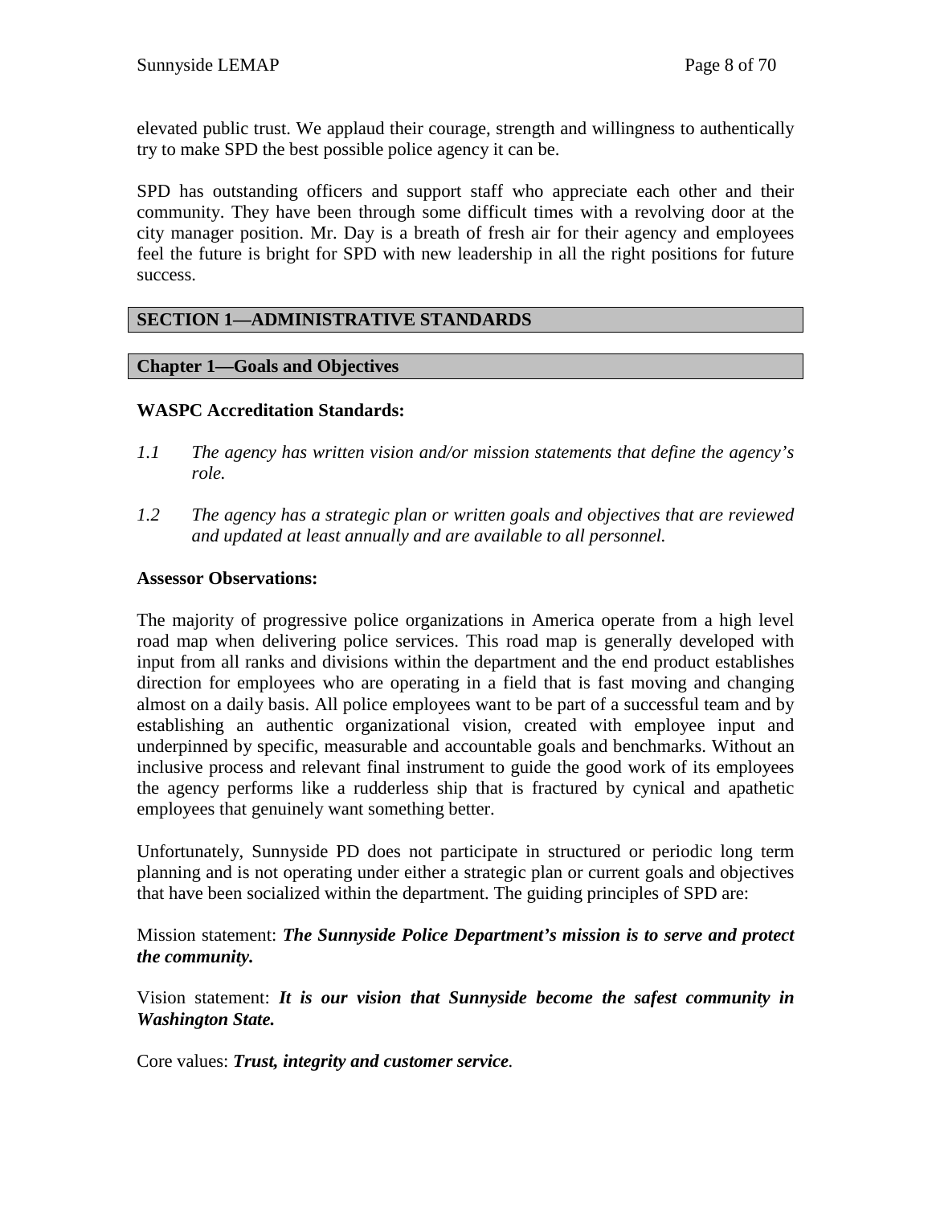elevated public trust. We applaud their courage, strength and willingness to authentically try to make SPD the best possible police agency it can be.

SPD has outstanding officers and support staff who appreciate each other and their community. They have been through some difficult times with a revolving door at the city manager position. Mr. Day is a breath of fresh air for their agency and employees feel the future is bright for SPD with new leadership in all the right positions for future success.

# SECTION 1—ADMINISTRATIVE STANDARDS

## Chapter 1—Goals and Objectives

### WASPC Accreditation Standards:

*1.1 The agency has written vision and/or mission statements that define the agency's role.*

*1.2 The agency has a strategic plan or written goals and objectives that are reviewed and updated at least annually and are available to all personnel.*

### Assessor Observations:

The majority of progressive police organizations in America operate from a high level road map when delivering police services. This road map is generally developed with input from all ranks and divisions within the department and the end product establishes direction for employees who are operating in a field that is fast moving and changing almost on a daily basis. All police employees want to be part of a successful team and by establishing an authentic organizational vision, created with employee input and underpinned by specific, measurable and accountable goals and benchmarks. Without an inclusive process and relevant final instrument to guide the good work of its employees the agency performs like a rudderless ship that is fractured by cynical and apathetic employees that genuinely want something better.

Unfortunately, Sunnyside PD does not participate in structured or periodic long term planning and is not operating under either a strategic plan or current goals and objectives that have been socialized within the department. The guiding principles of SPD are:

Mission statement: ***The Sunnyside Police Department's mission is to serve and protect the community.***

Vision statement: ***It is our vision that Sunnyside become the safest community in Washington State.***

Core values: ***Trust, integrity and customer service***.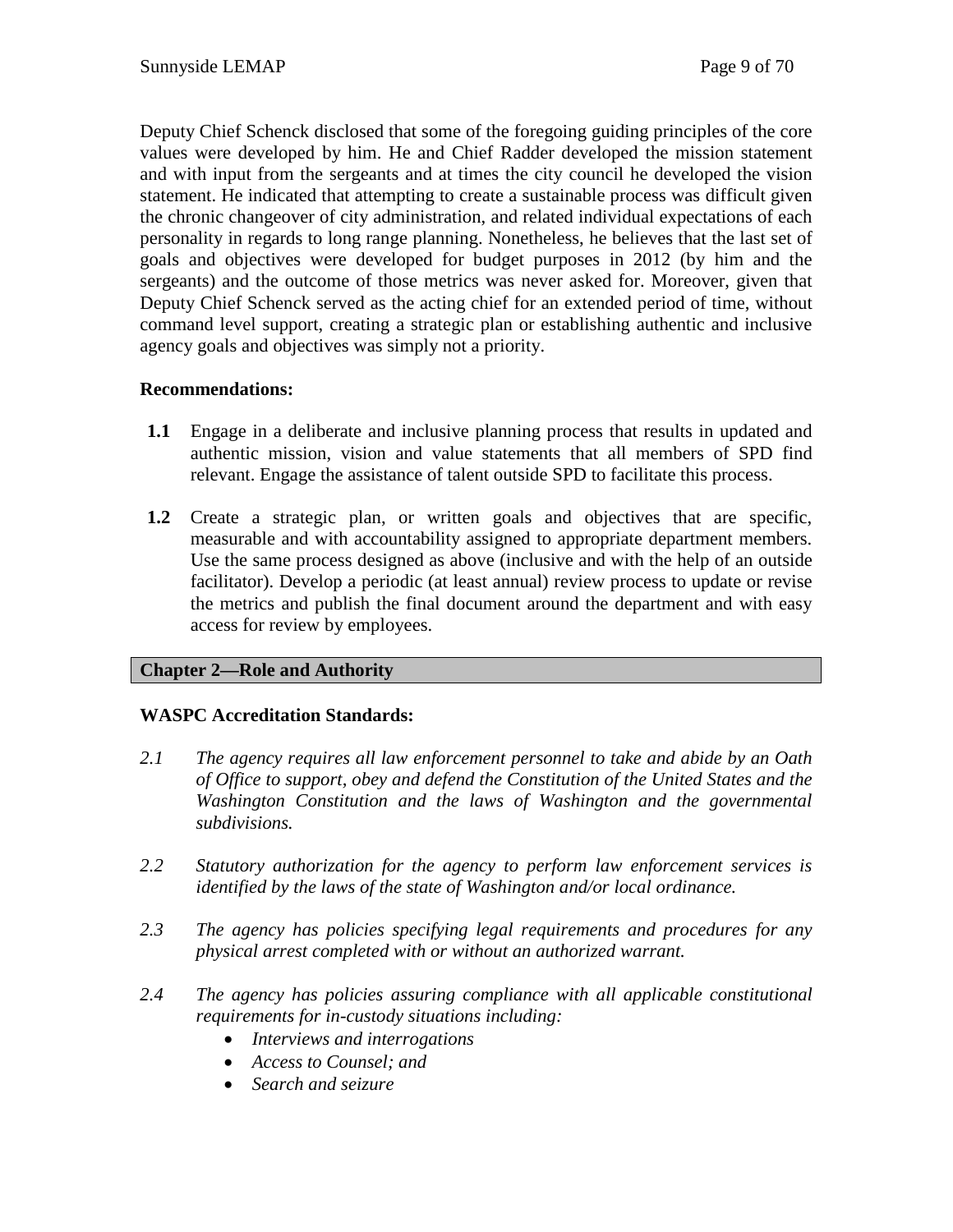Deputy Chief Schenck disclosed that some of the foregoing guiding principles of the core values were developed by him. He and Chief Radder developed the mission statement and with input from the sergeants and at times the city council he developed the vision statement. He indicated that attempting to create a sustainable process was difficult given the chronic changeover of city administration, and related individual expectations of each personality in regards to long range planning. Nonetheless, he believes that the last set of goals and objectives were developed for budget purposes in 2012 (by him and the sergeants) and the outcome of those metrics was never asked for. Moreover, given that Deputy Chief Schenck served as the acting chief for an extended period of time, without command level support, creating a strategic plan or establishing authentic and inclusive agency goals and objectives was simply not a priority.

**Recommendations:**

**1.1** Engage in a deliberate and inclusive planning process that results in updated and authentic mission, vision and value statements that all members of SPD find relevant. Engage the assistance of talent outside SPD to facilitate this process.

**1.2** Create a strategic plan, or written goals and objectives that are specific, measurable and with accountability assigned to appropriate department members. Use the same process designed as above (inclusive and with the help of an outside facilitator). Develop a periodic (at least annual) review process to update or revise the metrics and publish the final document around the department and with easy access for review by employees.

## Chapter 2—Role and Authority

**WASPC Accreditation Standards:**

*2.1 The agency requires all law enforcement personnel to take and abide by an Oath of Office to support, obey and defend the Constitution of the United States and the Washington Constitution and the laws of Washington and the governmental subdivisions.*

*2.2 Statutory authorization for the agency to perform law enforcement services is identified by the laws of the state of Washington and/or local ordinance.*

*2.3 The agency has policies specifying legal requirements and procedures for any physical arrest completed with or without an authorized warrant.*

*2.4 The agency has policies assuring compliance with all applicable constitutional requirements for in-custody situations including:*

- *Interviews and interrogations*
- *Access to Counsel; and*
- *Search and seizure*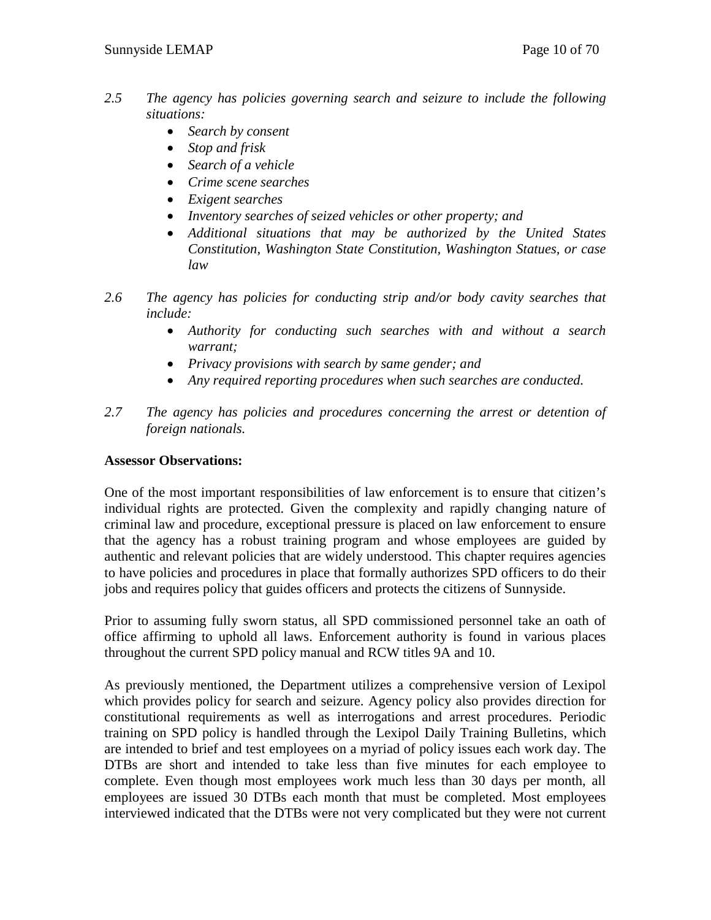*2.5 The agency has policies governing search and seizure to include the following situations:*

- *Search by consent*
- *Stop and frisk*
- *Search of a vehicle*
- *Crime scene searches*
- *Exigent searches*
- *Inventory searches of seized vehicles or other property; and*
- *Additional situations that may be authorized by the United States Constitution, Washington State Constitution, Washington Statues, or case law*

*2.6 The agency has policies for conducting strip and/or body cavity searches that include:*

- *Authority for conducting such searches with and without a search warrant;*
- *Privacy provisions with search by same gender; and*
- *Any required reporting procedures when such searches are conducted.*

*2.7 The agency has policies and procedures concerning the arrest or detention of foreign nationals.*

**Assessor Observations:**

One of the most important responsibilities of law enforcement is to ensure that citizen's individual rights are protected. Given the complexity and rapidly changing nature of criminal law and procedure, exceptional pressure is placed on law enforcement to ensure that the agency has a robust training program and whose employees are guided by authentic and relevant policies that are widely understood. This chapter requires agencies to have policies and procedures in place that formally authorizes SPD officers to do their jobs and requires policy that guides officers and protects the citizens of Sunnyside.

Prior to assuming fully sworn status, all SPD commissioned personnel take an oath of office affirming to uphold all laws. Enforcement authority is found in various places throughout the current SPD policy manual and RCW titles 9A and 10.

As previously mentioned, the Department utilizes a comprehensive version of Lexipol which provides policy for search and seizure. Agency policy also provides direction for constitutional requirements as well as interrogations and arrest procedures. Periodic training on SPD policy is handled through the Lexipol Daily Training Bulletins, which are intended to brief and test employees on a myriad of policy issues each work day. The DTBs are short and intended to take less than five minutes for each employee to complete. Even though most employees work much less than 30 days per month, all employees are issued 30 DTBs each month that must be completed. Most employees interviewed indicated that the DTBs were not very complicated but they were not current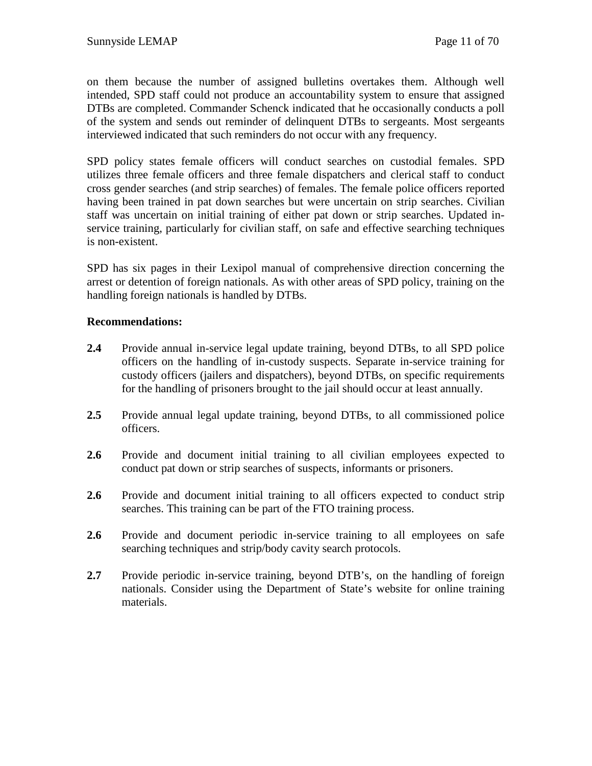on them because the number of assigned bulletins overtakes them. Although well intended, SPD staff could not produce an accountability system to ensure that assigned DTBs are completed. Commander Schenck indicated that he occasionally conducts a poll of the system and sends out reminder of delinquent DTBs to sergeants. Most sergeants interviewed indicated that such reminders do not occur with any frequency.

SPD policy states female officers will conduct searches on custodial females. SPD utilizes three female officers and three female dispatchers and clerical staff to conduct cross gender searches (and strip searches) of females. The female police officers reported having been trained in pat down searches but were uncertain on strip searches. Civilian staff was uncertain on initial training of either pat down or strip searches. Updated in-service training, particularly for civilian staff, on safe and effective searching techniques is non-existent.

SPD has six pages in their Lexipol manual of comprehensive direction concerning the arrest or detention of foreign nationals. As with other areas of SPD policy, training on the handling foreign nationals is handled by DTBs.

**Recommendations:**

**2.4** Provide annual in-service legal update training, beyond DTBs, to all SPD police officers on the handling of in-custody suspects. Separate in-service training for custody officers (jailers and dispatchers), beyond DTBs, on specific requirements for the handling of prisoners brought to the jail should occur at least annually.

**2.5** Provide annual legal update training, beyond DTBs, to all commissioned police officers.

**2.6** Provide and document initial training to all civilian employees expected to conduct pat down or strip searches of suspects, informants or prisoners.

**2.6** Provide and document initial training to all officers expected to conduct strip searches. This training can be part of the FTO training process.

**2.6** Provide and document periodic in-service training to all employees on safe searching techniques and strip/body cavity search protocols.

**2.7** Provide periodic in-service training, beyond DTB's, on the handling of foreign nationals. Consider using the Department of State's website for online training materials.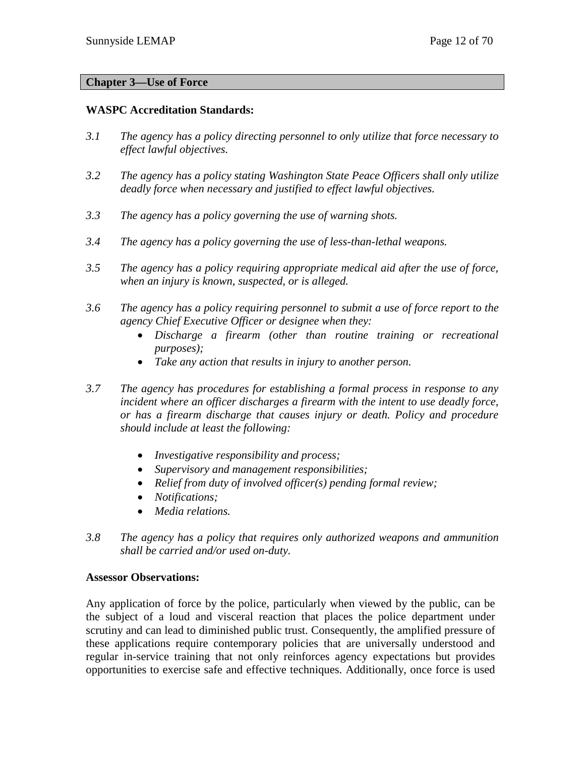## Chapter 3—Use of Force

**WASPC Accreditation Standards:**

*3.1 The agency has a policy directing personnel to only utilize that force necessary to effect lawful objectives.*

*3.2 The agency has a policy stating Washington State Peace Officers shall only utilize deadly force when necessary and justified to effect lawful objectives.*

*3.3 The agency has a policy governing the use of warning shots.*

*3.4 The agency has a policy governing the use of less-than-lethal weapons.*

*3.5 The agency has a policy requiring appropriate medical aid after the use of force, when an injury is known, suspected, or is alleged.*

*3.6 The agency has a policy requiring personnel to submit a use of force report to the agency Chief Executive Officer or designee when they:*

- *Discharge a firearm (other than routine training or recreational purposes);*
- *Take any action that results in injury to another person.*

*3.7 The agency has procedures for establishing a formal process in response to any incident where an officer discharges a firearm with the intent to use deadly force, or has a firearm discharge that causes injury or death. Policy and procedure should include at least the following:*

- *Investigative responsibility and process;*
- *Supervisory and management responsibilities;*
- *Relief from duty of involved officer(s) pending formal review;*
- *Notifications;*
- *Media relations.*

*3.8 The agency has a policy that requires only authorized weapons and ammunition shall be carried and/or used on-duty.*

**Assessor Observations:**

Any application of force by the police, particularly when viewed by the public, can be the subject of a loud and visceral reaction that places the police department under scrutiny and can lead to diminished public trust. Consequently, the amplified pressure of these applications require contemporary policies that are universally understood and regular in-service training that not only reinforces agency expectations but provides opportunities to exercise safe and effective techniques. Additionally, once force is used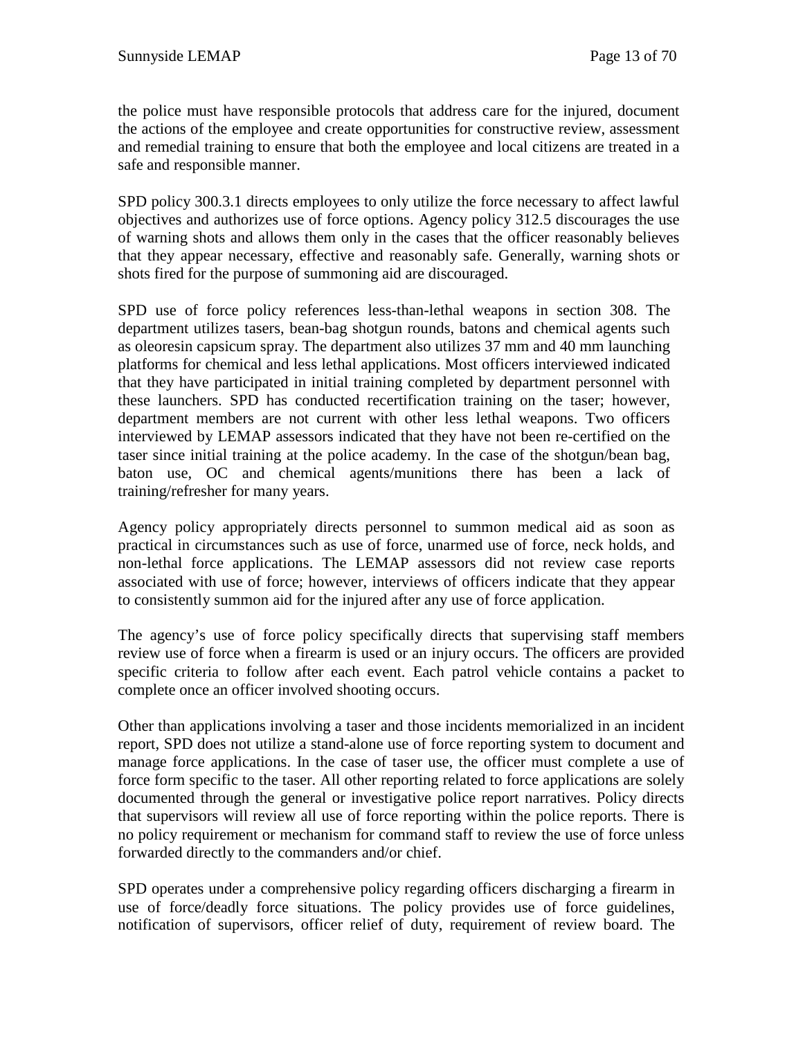the police must have responsible protocols that address care for the injured, document the actions of the employee and create opportunities for constructive review, assessment and remedial training to ensure that both the employee and local citizens are treated in a safe and responsible manner.

SPD policy 300.3.1 directs employees to only utilize the force necessary to affect lawful objectives and authorizes use of force options. Agency policy 312.5 discourages the use of warning shots and allows them only in the cases that the officer reasonably believes that they appear necessary, effective and reasonably safe. Generally, warning shots or shots fired for the purpose of summoning aid are discouraged.

SPD use of force policy references less-than-lethal weapons in section 308. The department utilizes tasers, bean-bag shotgun rounds, batons and chemical agents such as oleoresin capsicum spray. The department also utilizes 37 mm and 40 mm launching platforms for chemical and less lethal applications. Most officers interviewed indicated that they have participated in initial training completed by department personnel with these launchers. SPD has conducted recertification training on the taser; however, department members are not current with other less lethal weapons. Two officers interviewed by LEMAP assessors indicated that they have not been re-certified on the taser since initial training at the police academy. In the case of the shotgun/bean bag, baton use, OC and chemical agents/munitions there has been a lack of training/refresher for many years.

Agency policy appropriately directs personnel to summon medical aid as soon as practical in circumstances such as use of force, unarmed use of force, neck holds, and non-lethal force applications. The LEMAP assessors did not review case reports associated with use of force; however, interviews of officers indicate that they appear to consistently summon aid for the injured after any use of force application.

The agency's use of force policy specifically directs that supervising staff members review use of force when a firearm is used or an injury occurs. The officers are provided specific criteria to follow after each event. Each patrol vehicle contains a packet to complete once an officer involved shooting occurs.

Other than applications involving a taser and those incidents memorialized in an incident report, SPD does not utilize a stand-alone use of force reporting system to document and manage force applications. In the case of taser use, the officer must complete a use of force form specific to the taser. All other reporting related to force applications are solely documented through the general or investigative police report narratives. Policy directs that supervisors will review all use of force reporting within the police reports. There is no policy requirement or mechanism for command staff to review the use of force unless forwarded directly to the commanders and/or chief.

SPD operates under a comprehensive policy regarding officers discharging a firearm in use of force/deadly force situations. The policy provides use of force guidelines, notification of supervisors, officer relief of duty, requirement of review board. The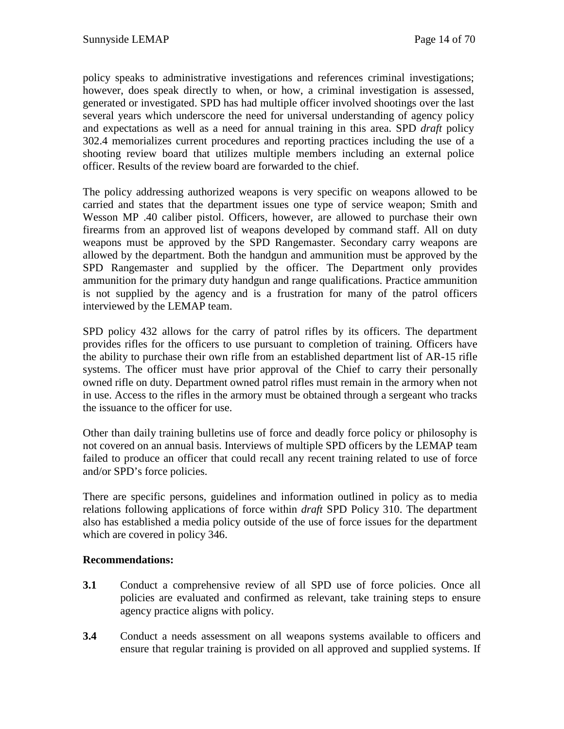policy speaks to administrative investigations and references criminal investigations; however, does speak directly to when, or how, a criminal investigation is assessed, generated or investigated. SPD has had multiple officer involved shootings over the last several years which underscore the need for universal understanding of agency policy and expectations as well as a need for annual training in this area. SPD *draft* policy 302.4 memorializes current procedures and reporting practices including the use of a shooting review board that utilizes multiple members including an external police officer. Results of the review board are forwarded to the chief.

The policy addressing authorized weapons is very specific on weapons allowed to be carried and states that the department issues one type of service weapon; Smith and Wesson MP .40 caliber pistol. Officers, however, are allowed to purchase their own firearms from an approved list of weapons developed by command staff. All on duty weapons must be approved by the SPD Rangemaster. Secondary carry weapons are allowed by the department. Both the handgun and ammunition must be approved by the SPD Rangemaster and supplied by the officer. The Department only provides ammunition for the primary duty handgun and range qualifications. Practice ammunition is not supplied by the agency and is a frustration for many of the patrol officers interviewed by the LEMAP team.

SPD policy 432 allows for the carry of patrol rifles by its officers. The department provides rifles for the officers to use pursuant to completion of training. Officers have the ability to purchase their own rifle from an established department list of AR-15 rifle systems. The officer must have prior approval of the Chief to carry their personally owned rifle on duty. Department owned patrol rifles must remain in the armory when not in use. Access to the rifles in the armory must be obtained through a sergeant who tracks the issuance to the officer for use.

Other than daily training bulletins use of force and deadly force policy or philosophy is not covered on an annual basis. Interviews of multiple SPD officers by the LEMAP team failed to produce an officer that could recall any recent training related to use of force and/or SPD's force policies.

There are specific persons, guidelines and information outlined in policy as to media relations following applications of force within *draft* SPD Policy 310. The department also has established a media policy outside of the use of force issues for the department which are covered in policy 346.

**Recommendations:**

**3.1** Conduct a comprehensive review of all SPD use of force policies. Once all policies are evaluated and confirmed as relevant, take training steps to ensure agency practice aligns with policy.

**3.4** Conduct a needs assessment on all weapons systems available to officers and ensure that regular training is provided on all approved and supplied systems. If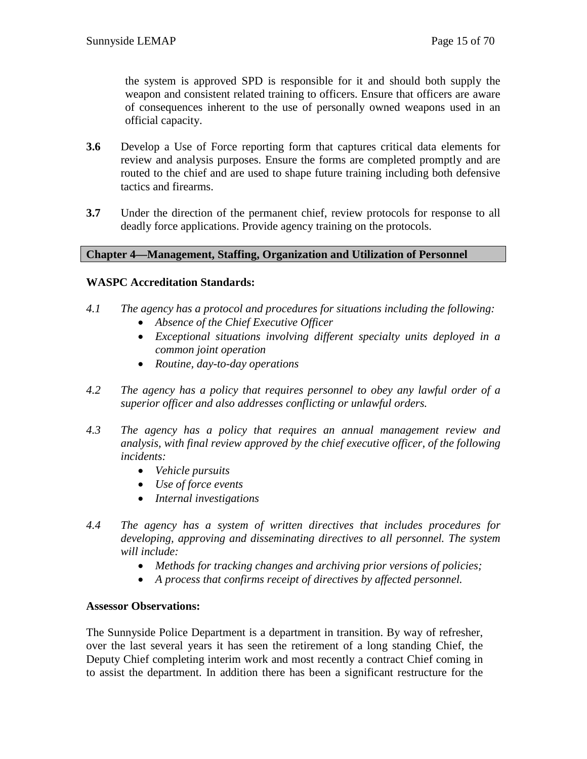the system is approved SPD is responsible for it and should both supply the weapon and consistent related training to officers. Ensure that officers are aware of consequences inherent to the use of personally owned weapons used in an official capacity.

**3.6** Develop a Use of Force reporting form that captures critical data elements for review and analysis purposes. Ensure the forms are completed promptly and are routed to the chief and are used to shape future training including both defensive tactics and firearms.

**3.7** Under the direction of the permanent chief, review protocols for response to all deadly force applications. Provide agency training on the protocols.

## Chapter 4—Management, Staffing, Organization and Utilization of Personnel

**WASPC Accreditation Standards:**

*4.1 The agency has a protocol and procedures for situations including the following:*

- *Absence of the Chief Executive Officer*
- *Exceptional situations involving different specialty units deployed in a common joint operation*
- *Routine, day-to-day operations*

*4.2 The agency has a policy that requires personnel to obey any lawful order of a superior officer and also addresses conflicting or unlawful orders.*

*4.3 The agency has a policy that requires an annual management review and analysis, with final review approved by the chief executive officer, of the following incidents:*

- *Vehicle pursuits*
- *Use of force events*
- *Internal investigations*

*4.4 The agency has a system of written directives that includes procedures for developing, approving and disseminating directives to all personnel. The system will include:*

- *Methods for tracking changes and archiving prior versions of policies;*
- *A process that confirms receipt of directives by affected personnel.*

**Assessor Observations:**

The Sunnyside Police Department is a department in transition. By way of refresher, over the last several years it has seen the retirement of a long standing Chief, the Deputy Chief completing interim work and most recently a contract Chief coming in to assist the department. In addition there has been a significant restructure for the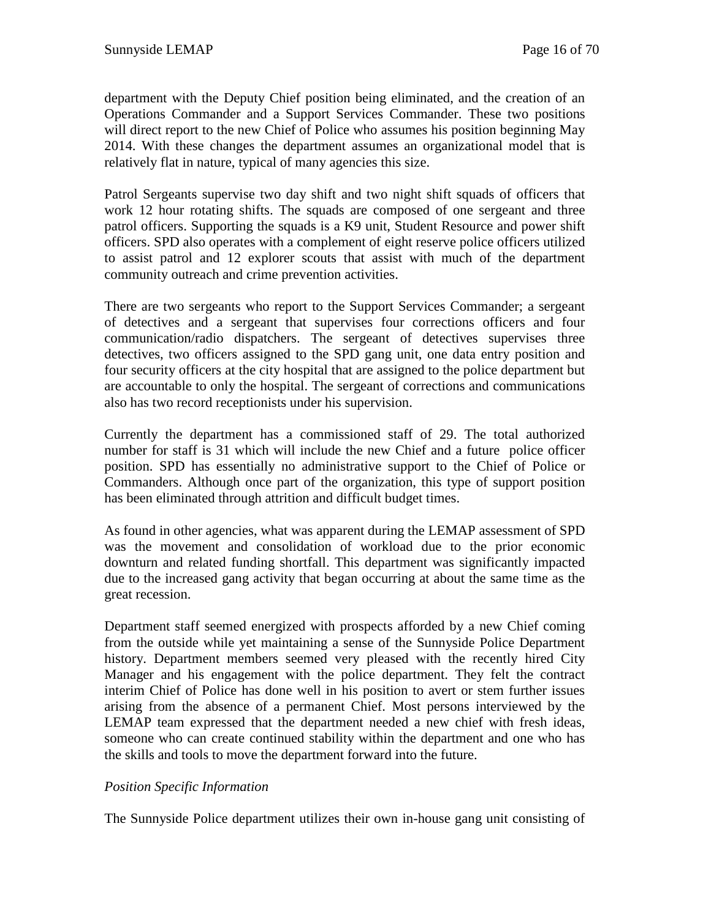department with the Deputy Chief position being eliminated, and the creation of an Operations Commander and a Support Services Commander. These two positions will direct report to the new Chief of Police who assumes his position beginning May 2014. With these changes the department assumes an organizational model that is relatively flat in nature, typical of many agencies this size.

Patrol Sergeants supervise two day shift and two night shift squads of officers that work 12 hour rotating shifts. The squads are composed of one sergeant and three patrol officers. Supporting the squads is a K9 unit, Student Resource and power shift officers. SPD also operates with a complement of eight reserve police officers utilized to assist patrol and 12 explorer scouts that assist with much of the department community outreach and crime prevention activities.

There are two sergeants who report to the Support Services Commander; a sergeant of detectives and a sergeant that supervises four corrections officers and four communication/radio dispatchers. The sergeant of detectives supervises three detectives, two officers assigned to the SPD gang unit, one data entry position and four security officers at the city hospital that are assigned to the police department but are accountable to only the hospital. The sergeant of corrections and communications also has two record receptionists under his supervision.

Currently the department has a commissioned staff of 29. The total authorized number for staff is 31 which will include the new Chief and a future police officer position. SPD has essentially no administrative support to the Chief of Police or Commanders. Although once part of the organization, this type of support position has been eliminated through attrition and difficult budget times.

As found in other agencies, what was apparent during the LEMAP assessment of SPD was the movement and consolidation of workload due to the prior economic downturn and related funding shortfall. This department was significantly impacted due to the increased gang activity that began occurring at about the same time as the great recession.

Department staff seemed energized with prospects afforded by a new Chief coming from the outside while yet maintaining a sense of the Sunnyside Police Department history. Department members seemed very pleased with the recently hired City Manager and his engagement with the police department. They felt the contract interim Chief of Police has done well in his position to avert or stem further issues arising from the absence of a permanent Chief. Most persons interviewed by the LEMAP team expressed that the department needed a new chief with fresh ideas, someone who can create continued stability within the department and one who has the skills and tools to move the department forward into the future.

*Position Specific Information*

The Sunnyside Police department utilizes their own in-house gang unit consisting of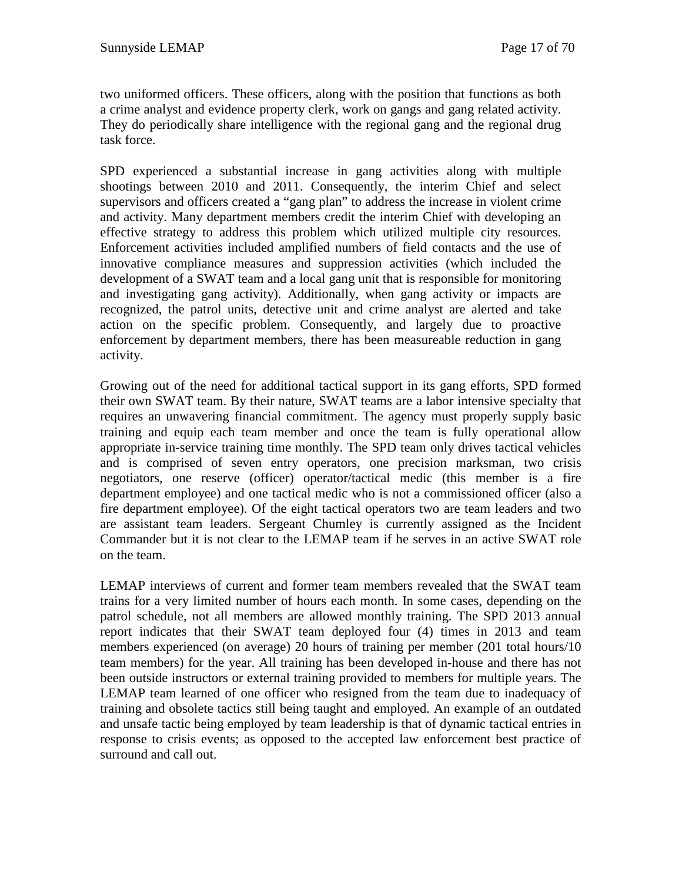two uniformed officers. These officers, along with the position that functions as both a crime analyst and evidence property clerk, work on gangs and gang related activity. They do periodically share intelligence with the regional gang and the regional drug task force.

SPD experienced a substantial increase in gang activities along with multiple shootings between 2010 and 2011. Consequently, the interim Chief and select supervisors and officers created a "gang plan" to address the increase in violent crime and activity. Many department members credit the interim Chief with developing an effective strategy to address this problem which utilized multiple city resources. Enforcement activities included amplified numbers of field contacts and the use of innovative compliance measures and suppression activities (which included the development of a SWAT team and a local gang unit that is responsible for monitoring and investigating gang activity). Additionally, when gang activity or impacts are recognized, the patrol units, detective unit and crime analyst are alerted and take action on the specific problem. Consequently, and largely due to proactive enforcement by department members, there has been measureable reduction in gang activity.

Growing out of the need for additional tactical support in its gang efforts, SPD formed their own SWAT team. By their nature, SWAT teams are a labor intensive specialty that requires an unwavering financial commitment. The agency must properly supply basic training and equip each team member and once the team is fully operational allow appropriate in-service training time monthly. The SPD team only drives tactical vehicles and is comprised of seven entry operators, one precision marksman, two crisis negotiators, one reserve (officer) operator/tactical medic (this member is a fire department employee) and one tactical medic who is not a commissioned officer (also a fire department employee). Of the eight tactical operators two are team leaders and two are assistant team leaders. Sergeant Chumley is currently assigned as the Incident Commander but it is not clear to the LEMAP team if he serves in an active SWAT role on the team.

LEMAP interviews of current and former team members revealed that the SWAT team trains for a very limited number of hours each month. In some cases, depending on the patrol schedule, not all members are allowed monthly training. The SPD 2013 annual report indicates that their SWAT team deployed four (4) times in 2013 and team members experienced (on average) 20 hours of training per member (201 total hours/10 team members) for the year. All training has been developed in-house and there has not been outside instructors or external training provided to members for multiple years. The LEMAP team learned of one officer who resigned from the team due to inadequacy of training and obsolete tactics still being taught and employed. An example of an outdated and unsafe tactic being employed by team leadership is that of dynamic tactical entries in response to crisis events; as opposed to the accepted law enforcement best practice of surround and call out.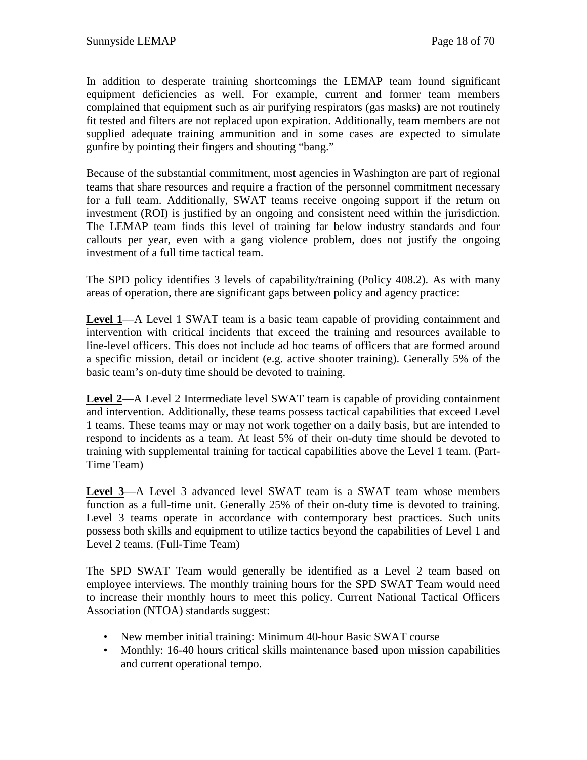In addition to desperate training shortcomings the LEMAP team found significant equipment deficiencies as well. For example, current and former team members complained that equipment such as air purifying respirators (gas masks) are not routinely fit tested and filters are not replaced upon expiration. Additionally, team members are not supplied adequate training ammunition and in some cases are expected to simulate gunfire by pointing their fingers and shouting "bang."

Because of the substantial commitment, most agencies in Washington are part of regional teams that share resources and require a fraction of the personnel commitment necessary for a full team. Additionally, SWAT teams receive ongoing support if the return on investment (ROI) is justified by an ongoing and consistent need within the jurisdiction. The LEMAP team finds this level of training far below industry standards and four callouts per year, even with a gang violence problem, does not justify the ongoing investment of a full time tactical team.

The SPD policy identifies 3 levels of capability/training (Policy 408.2). As with many areas of operation, there are significant gaps between policy and agency practice:

**Level 1**—A Level 1 SWAT team is a basic team capable of providing containment and intervention with critical incidents that exceed the training and resources available to line-level officers. This does not include ad hoc teams of officers that are formed around a specific mission, detail or incident (e.g. active shooter training). Generally 5% of the basic team's on-duty time should be devoted to training.

**Level 2**—A Level 2 Intermediate level SWAT team is capable of providing containment and intervention. Additionally, these teams possess tactical capabilities that exceed Level 1 teams. These teams may or may not work together on a daily basis, but are intended to respond to incidents as a team. At least 5% of their on-duty time should be devoted to training with supplemental training for tactical capabilities above the Level 1 team. (Part-Time Team)

**Level 3**—A Level 3 advanced level SWAT team is a SWAT team whose members function as a full-time unit. Generally 25% of their on-duty time is devoted to training. Level 3 teams operate in accordance with contemporary best practices. Such units possess both skills and equipment to utilize tactics beyond the capabilities of Level 1 and Level 2 teams. (Full-Time Team)

The SPD SWAT Team would generally be identified as a Level 2 team based on employee interviews. The monthly training hours for the SPD SWAT Team would need to increase their monthly hours to meet this policy. Current National Tactical Officers Association (NTOA) standards suggest:

- New member initial training: Minimum 40-hour Basic SWAT course
- Monthly: 16-40 hours critical skills maintenance based upon mission capabilities and current operational tempo.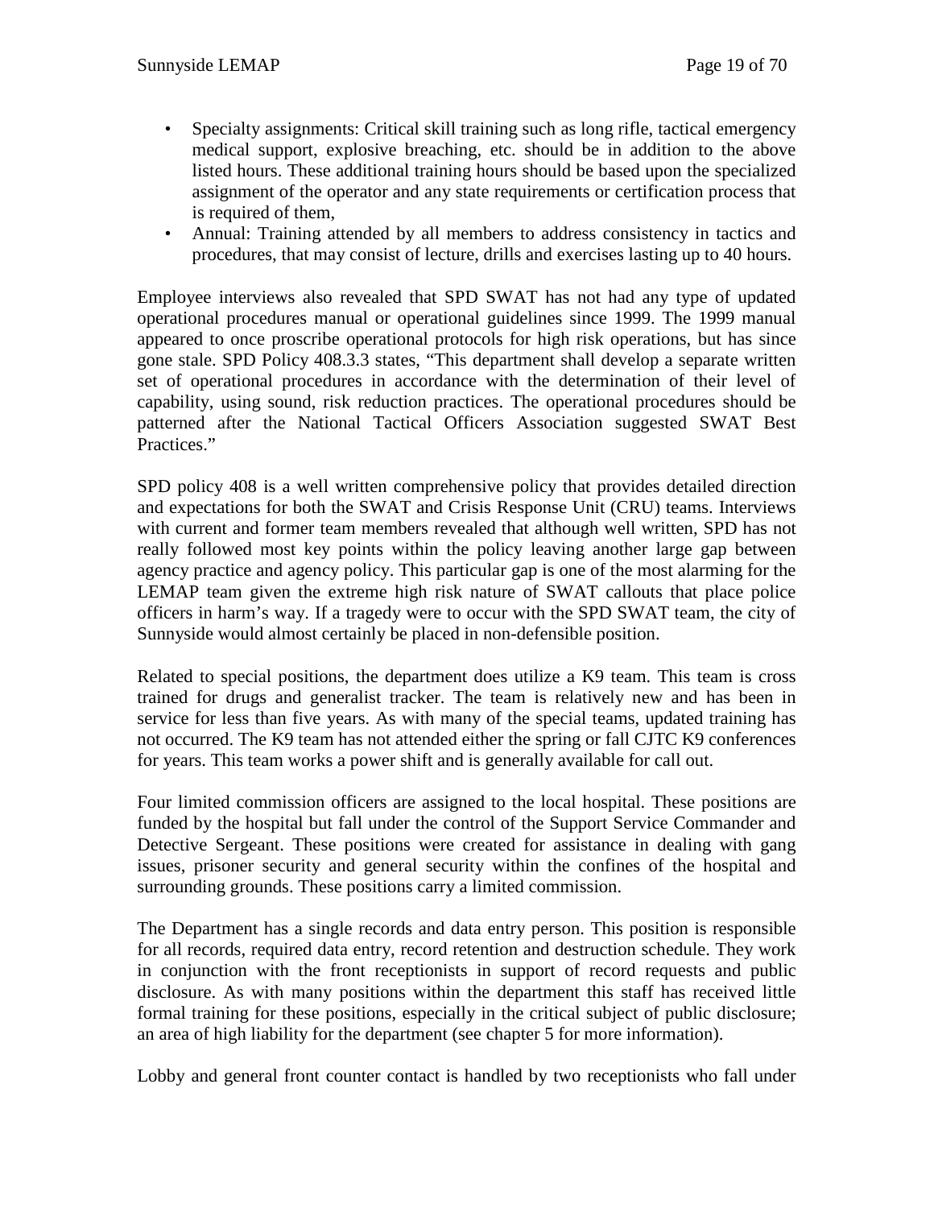- Specialty assignments: Critical skill training such as long rifle, tactical emergency medical support, explosive breaching, etc. should be in addition to the above listed hours. These additional training hours should be based upon the specialized assignment of the operator and any state requirements or certification process that is required of them,
- Annual: Training attended by all members to address consistency in tactics and procedures, that may consist of lecture, drills and exercises lasting up to 40 hours.

Employee interviews also revealed that SPD SWAT has not had any type of updated operational procedures manual or operational guidelines since 1999. The 1999 manual appeared to once proscribe operational protocols for high risk operations, but has since gone stale. SPD Policy 408.3.3 states, "This department shall develop a separate written set of operational procedures in accordance with the determination of their level of capability, using sound, risk reduction practices. The operational procedures should be patterned after the National Tactical Officers Association suggested SWAT Best Practices."

SPD policy 408 is a well written comprehensive policy that provides detailed direction and expectations for both the SWAT and Crisis Response Unit (CRU) teams. Interviews with current and former team members revealed that although well written, SPD has not really followed most key points within the policy leaving another large gap between agency practice and agency policy. This particular gap is one of the most alarming for the LEMAP team given the extreme high risk nature of SWAT callouts that place police officers in harm's way. If a tragedy were to occur with the SPD SWAT team, the city of Sunnyside would almost certainly be placed in non-defensible position.

Related to special positions, the department does utilize a K9 team. This team is cross trained for drugs and generalist tracker. The team is relatively new and has been in service for less than five years. As with many of the special teams, updated training has not occurred. The K9 team has not attended either the spring or fall CJTC K9 conferences for years. This team works a power shift and is generally available for call out.

Four limited commission officers are assigned to the local hospital. These positions are funded by the hospital but fall under the control of the Support Service Commander and Detective Sergeant. These positions were created for assistance in dealing with gang issues, prisoner security and general security within the confines of the hospital and surrounding grounds. These positions carry a limited commission.

The Department has a single records and data entry person. This position is responsible for all records, required data entry, record retention and destruction schedule. They work in conjunction with the front receptionists in support of record requests and public disclosure. As with many positions within the department this staff has received little formal training for these positions, especially in the critical subject of public disclosure; an area of high liability for the department (see chapter 5 for more information).

Lobby and general front counter contact is handled by two receptionists who fall under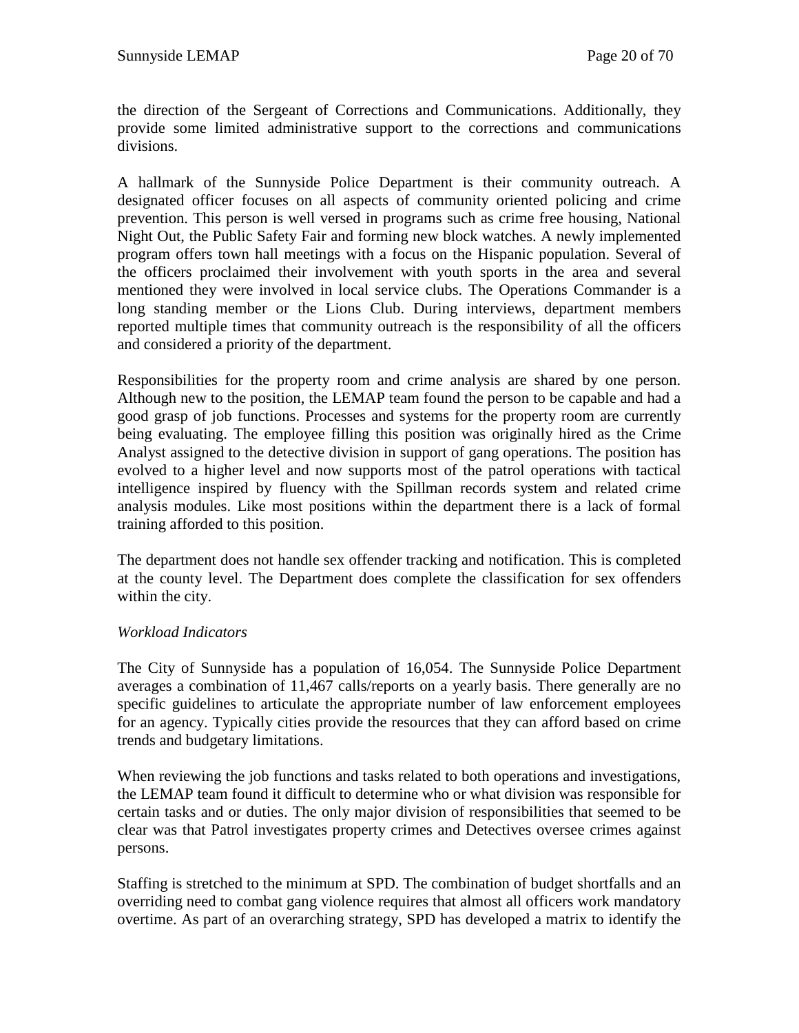the direction of the Sergeant of Corrections and Communications. Additionally, they provide some limited administrative support to the corrections and communications divisions.

A hallmark of the Sunnyside Police Department is their community outreach. A designated officer focuses on all aspects of community oriented policing and crime prevention. This person is well versed in programs such as crime free housing, National Night Out, the Public Safety Fair and forming new block watches. A newly implemented program offers town hall meetings with a focus on the Hispanic population. Several of the officers proclaimed their involvement with youth sports in the area and several mentioned they were involved in local service clubs. The Operations Commander is a long standing member or the Lions Club. During interviews, department members reported multiple times that community outreach is the responsibility of all the officers and considered a priority of the department.

Responsibilities for the property room and crime analysis are shared by one person. Although new to the position, the LEMAP team found the person to be capable and had a good grasp of job functions. Processes and systems for the property room are currently being evaluating. The employee filling this position was originally hired as the Crime Analyst assigned to the detective division in support of gang operations. The position has evolved to a higher level and now supports most of the patrol operations with tactical intelligence inspired by fluency with the Spillman records system and related crime analysis modules. Like most positions within the department there is a lack of formal training afforded to this position.

The department does not handle sex offender tracking and notification. This is completed at the county level. The Department does complete the classification for sex offenders within the city.

*Workload Indicators*

The City of Sunnyside has a population of 16,054. The Sunnyside Police Department averages a combination of 11,467 calls/reports on a yearly basis. There generally are no specific guidelines to articulate the appropriate number of law enforcement employees for an agency. Typically cities provide the resources that they can afford based on crime trends and budgetary limitations.

When reviewing the job functions and tasks related to both operations and investigations, the LEMAP team found it difficult to determine who or what division was responsible for certain tasks and or duties. The only major division of responsibilities that seemed to be clear was that Patrol investigates property crimes and Detectives oversee crimes against persons.

Staffing is stretched to the minimum at SPD. The combination of budget shortfalls and an overriding need to combat gang violence requires that almost all officers work mandatory overtime. As part of an overarching strategy, SPD has developed a matrix to identify the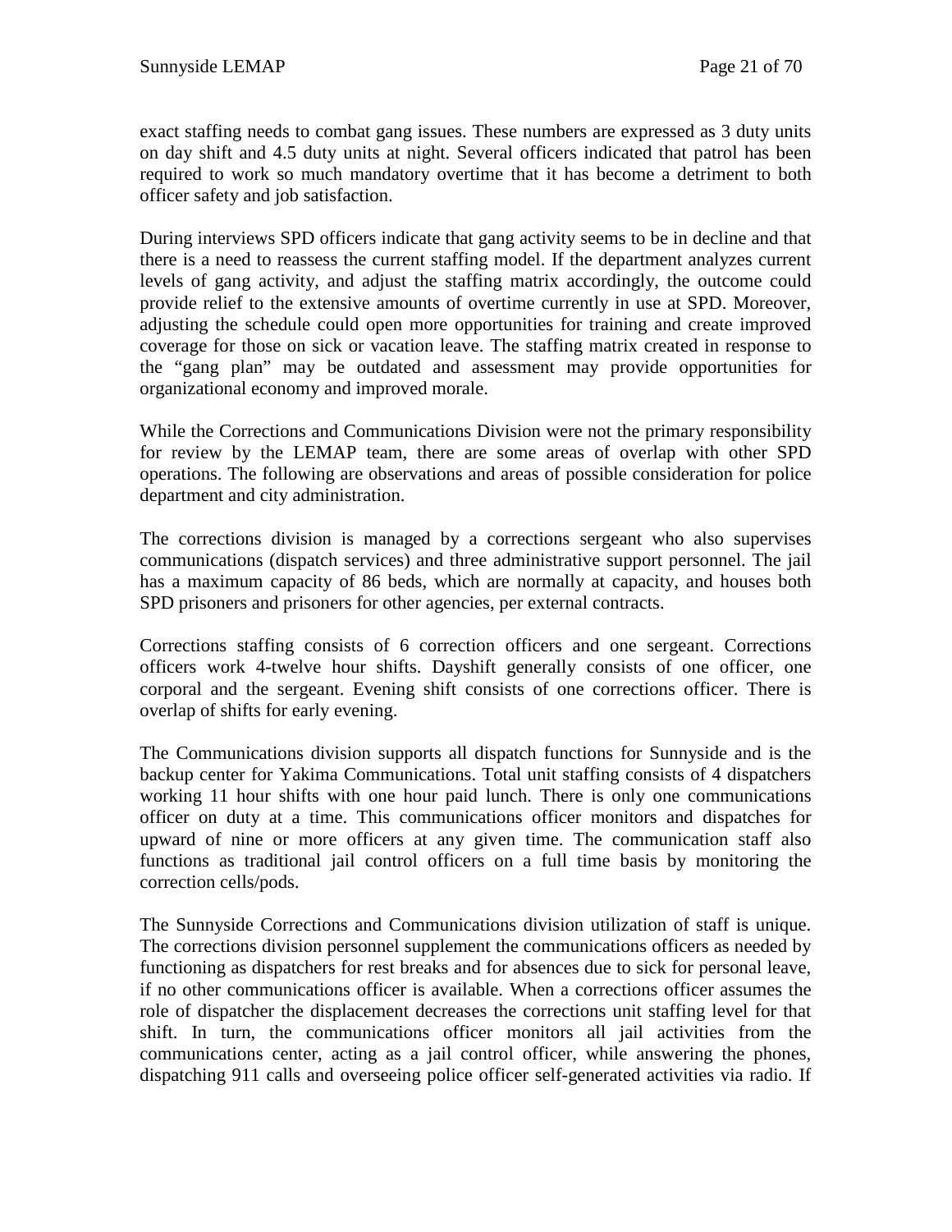exact staffing needs to combat gang issues. These numbers are expressed as 3 duty units on day shift and 4.5 duty units at night. Several officers indicated that patrol has been required to work so much mandatory overtime that it has become a detriment to both officer safety and job satisfaction.

During interviews SPD officers indicate that gang activity seems to be in decline and that there is a need to reassess the current staffing model. If the department analyzes current levels of gang activity, and adjust the staffing matrix accordingly, the outcome could provide relief to the extensive amounts of overtime currently in use at SPD. Moreover, adjusting the schedule could open more opportunities for training and create improved coverage for those on sick or vacation leave. The staffing matrix created in response to the "gang plan" may be outdated and assessment may provide opportunities for organizational economy and improved morale.

While the Corrections and Communications Division were not the primary responsibility for review by the LEMAP team, there are some areas of overlap with other SPD operations. The following are observations and areas of possible consideration for police department and city administration.

The corrections division is managed by a corrections sergeant who also supervises communications (dispatch services) and three administrative support personnel. The jail has a maximum capacity of 86 beds, which are normally at capacity, and houses both SPD prisoners and prisoners for other agencies, per external contracts.

Corrections staffing consists of 6 correction officers and one sergeant. Corrections officers work 4-twelve hour shifts. Dayshift generally consists of one officer, one corporal and the sergeant. Evening shift consists of one corrections officer. There is overlap of shifts for early evening.

The Communications division supports all dispatch functions for Sunnyside and is the backup center for Yakima Communications. Total unit staffing consists of 4 dispatchers working 11 hour shifts with one hour paid lunch. There is only one communications officer on duty at a time. This communications officer monitors and dispatches for upward of nine or more officers at any given time. The communication staff also functions as traditional jail control officers on a full time basis by monitoring the correction cells/pods.

The Sunnyside Corrections and Communications division utilization of staff is unique. The corrections division personnel supplement the communications officers as needed by functioning as dispatchers for rest breaks and for absences due to sick for personal leave, if no other communications officer is available. When a corrections officer assumes the role of dispatcher the displacement decreases the corrections unit staffing level for that shift. In turn, the communications officer monitors all jail activities from the communications center, acting as a jail control officer, while answering the phones, dispatching 911 calls and overseeing police officer self-generated activities via radio. If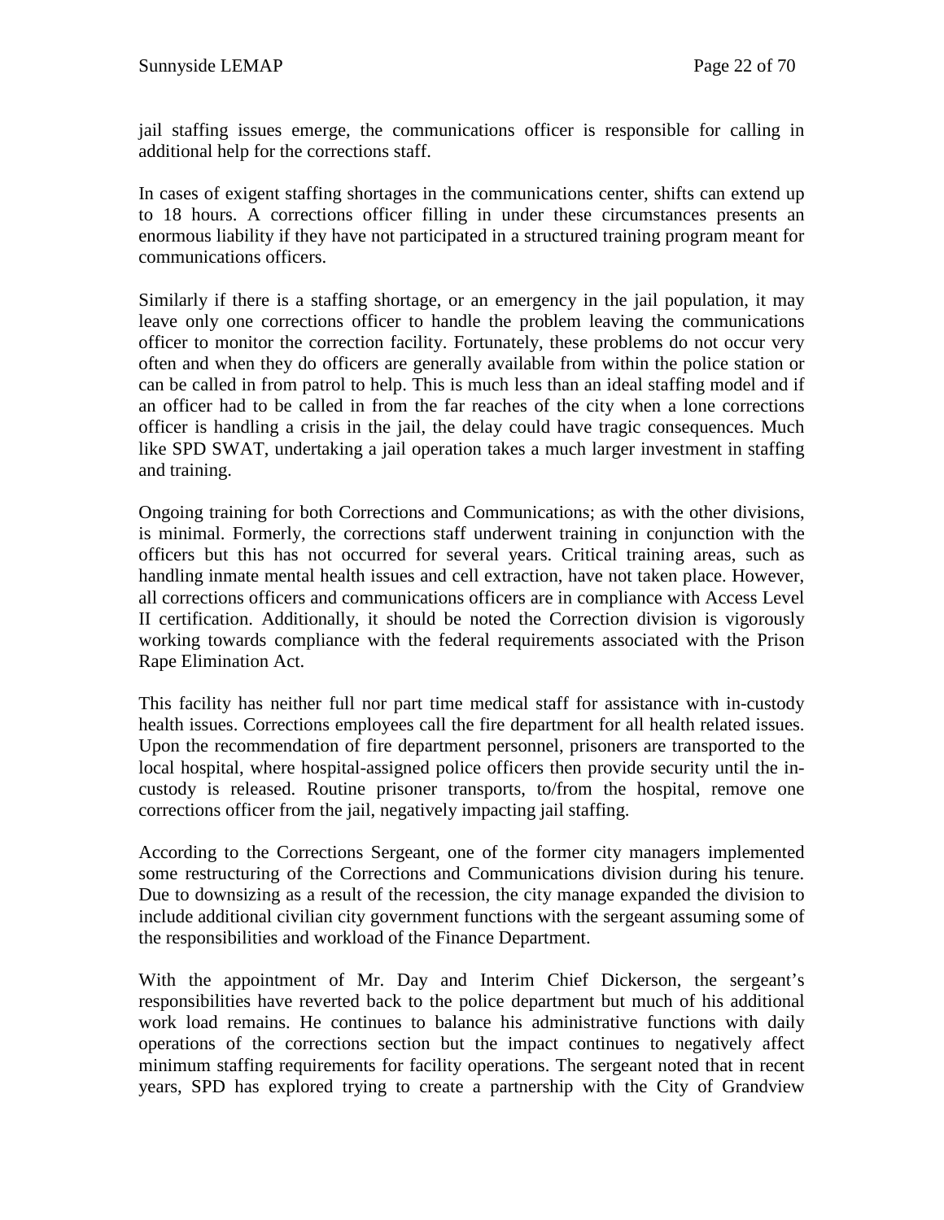jail staffing issues emerge, the communications officer is responsible for calling in additional help for the corrections staff.

In cases of exigent staffing shortages in the communications center, shifts can extend up to 18 hours. A corrections officer filling in under these circumstances presents an enormous liability if they have not participated in a structured training program meant for communications officers.

Similarly if there is a staffing shortage, or an emergency in the jail population, it may leave only one corrections officer to handle the problem leaving the communications officer to monitor the correction facility. Fortunately, these problems do not occur very often and when they do officers are generally available from within the police station or can be called in from patrol to help. This is much less than an ideal staffing model and if an officer had to be called in from the far reaches of the city when a lone corrections officer is handling a crisis in the jail, the delay could have tragic consequences. Much like SPD SWAT, undertaking a jail operation takes a much larger investment in staffing and training.

Ongoing training for both Corrections and Communications; as with the other divisions, is minimal. Formerly, the corrections staff underwent training in conjunction with the officers but this has not occurred for several years. Critical training areas, such as handling inmate mental health issues and cell extraction, have not taken place. However, all corrections officers and communications officers are in compliance with Access Level II certification. Additionally, it should be noted the Correction division is vigorously working towards compliance with the federal requirements associated with the Prison Rape Elimination Act.

This facility has neither full nor part time medical staff for assistance with in-custody health issues. Corrections employees call the fire department for all health related issues. Upon the recommendation of fire department personnel, prisoners are transported to the local hospital, where hospital-assigned police officers then provide security until the in-custody is released. Routine prisoner transports, to/from the hospital, remove one corrections officer from the jail, negatively impacting jail staffing.

According to the Corrections Sergeant, one of the former city managers implemented some restructuring of the Corrections and Communications division during his tenure. Due to downsizing as a result of the recession, the city manage expanded the division to include additional civilian city government functions with the sergeant assuming some of the responsibilities and workload of the Finance Department.

With the appointment of Mr. Day and Interim Chief Dickerson, the sergeant's responsibilities have reverted back to the police department but much of his additional work load remains. He continues to balance his administrative functions with daily operations of the corrections section but the impact continues to negatively affect minimum staffing requirements for facility operations. The sergeant noted that in recent years, SPD has explored trying to create a partnership with the City of Grandview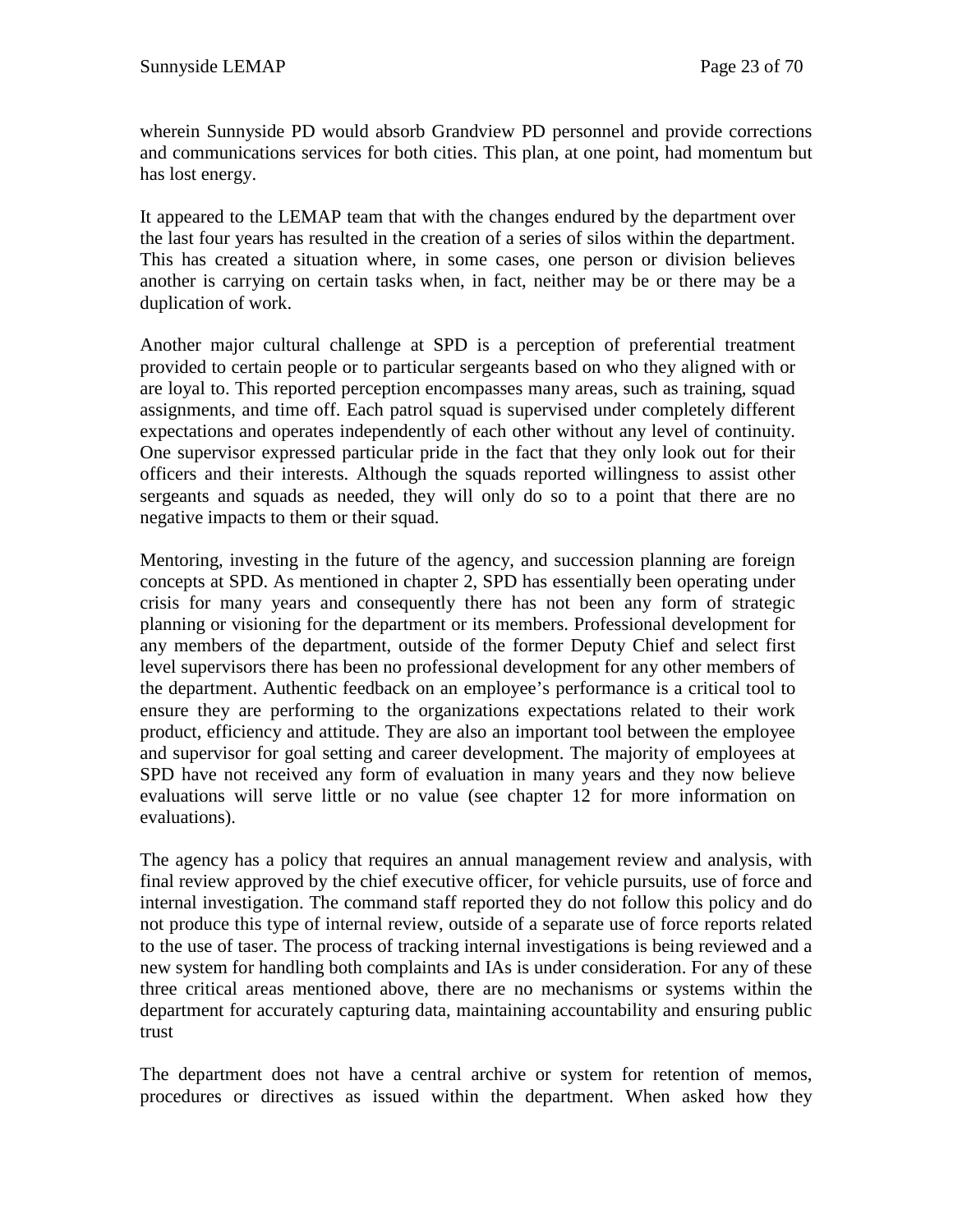wherein Sunnyside PD would absorb Grandview PD personnel and provide corrections and communications services for both cities. This plan, at one point, had momentum but has lost energy.

It appeared to the LEMAP team that with the changes endured by the department over the last four years has resulted in the creation of a series of silos within the department. This has created a situation where, in some cases, one person or division believes another is carrying on certain tasks when, in fact, neither may be or there may be a duplication of work.

Another major cultural challenge at SPD is a perception of preferential treatment provided to certain people or to particular sergeants based on who they aligned with or are loyal to. This reported perception encompasses many areas, such as training, squad assignments, and time off. Each patrol squad is supervised under completely different expectations and operates independently of each other without any level of continuity. One supervisor expressed particular pride in the fact that they only look out for their officers and their interests. Although the squads reported willingness to assist other sergeants and squads as needed, they will only do so to a point that there are no negative impacts to them or their squad.

Mentoring, investing in the future of the agency, and succession planning are foreign concepts at SPD. As mentioned in chapter 2, SPD has essentially been operating under crisis for many years and consequently there has not been any form of strategic planning or visioning for the department or its members. Professional development for any members of the department, outside of the former Deputy Chief and select first level supervisors there has been no professional development for any other members of the department. Authentic feedback on an employee's performance is a critical tool to ensure they are performing to the organizations expectations related to their work product, efficiency and attitude. They are also an important tool between the employee and supervisor for goal setting and career development. The majority of employees at SPD have not received any form of evaluation in many years and they now believe evaluations will serve little or no value (see chapter 12 for more information on evaluations).

The agency has a policy that requires an annual management review and analysis, with final review approved by the chief executive officer, for vehicle pursuits, use of force and internal investigation. The command staff reported they do not follow this policy and do not produce this type of internal review, outside of a separate use of force reports related to the use of taser. The process of tracking internal investigations is being reviewed and a new system for handling both complaints and IAs is under consideration. For any of these three critical areas mentioned above, there are no mechanisms or systems within the department for accurately capturing data, maintaining accountability and ensuring public trust

The department does not have a central archive or system for retention of memos, procedures or directives as issued within the department. When asked how they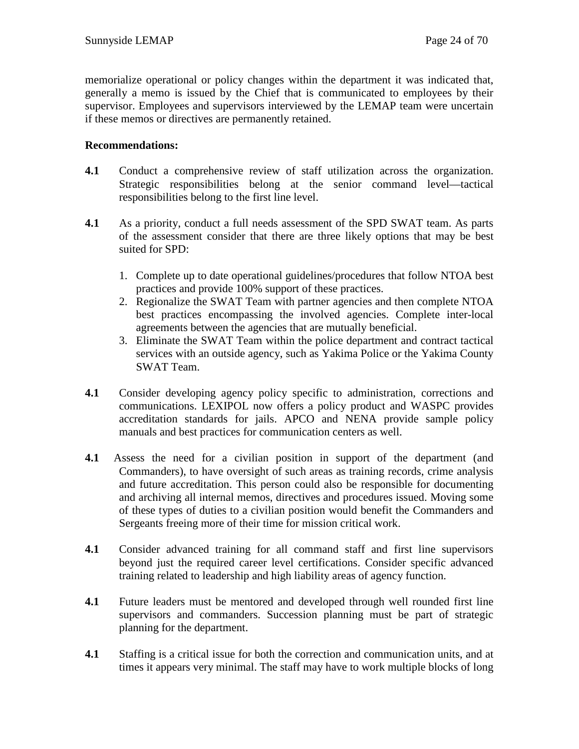memorialize operational or policy changes within the department it was indicated that, generally a memo is issued by the Chief that is communicated to employees by their supervisor. Employees and supervisors interviewed by the LEMAP team were uncertain if these memos or directives are permanently retained.

**Recommendations:**

**4.1** Conduct a comprehensive review of staff utilization across the organization. Strategic responsibilities belong at the senior command level—tactical responsibilities belong to the first line level.

**4.1** As a priority, conduct a full needs assessment of the SPD SWAT team. As parts of the assessment consider that there are three likely options that may be best suited for SPD:

1. Complete up to date operational guidelines/procedures that follow NTOA best practices and provide 100% support of these practices.
2. Regionalize the SWAT Team with partner agencies and then complete NTOA best practices encompassing the involved agencies. Complete inter-local agreements between the agencies that are mutually beneficial.
3. Eliminate the SWAT Team within the police department and contract tactical services with an outside agency, such as Yakima Police or the Yakima County SWAT Team.

**4.1** Consider developing agency policy specific to administration, corrections and communications. LEXIPOL now offers a policy product and WASPC provides accreditation standards for jails. APCO and NENA provide sample policy manuals and best practices for communication centers as well.

**4.1** Assess the need for a civilian position in support of the department (and Commanders), to have oversight of such areas as training records, crime analysis and future accreditation. This person could also be responsible for documenting and archiving all internal memos, directives and procedures issued. Moving some of these types of duties to a civilian position would benefit the Commanders and Sergeants freeing more of their time for mission critical work.

**4.1** Consider advanced training for all command staff and first line supervisors beyond just the required career level certifications. Consider specific advanced training related to leadership and high liability areas of agency function.

**4.1** Future leaders must be mentored and developed through well rounded first line supervisors and commanders. Succession planning must be part of strategic planning for the department.

**4.1** Staffing is a critical issue for both the correction and communication units, and at times it appears very minimal. The staff may have to work multiple blocks of long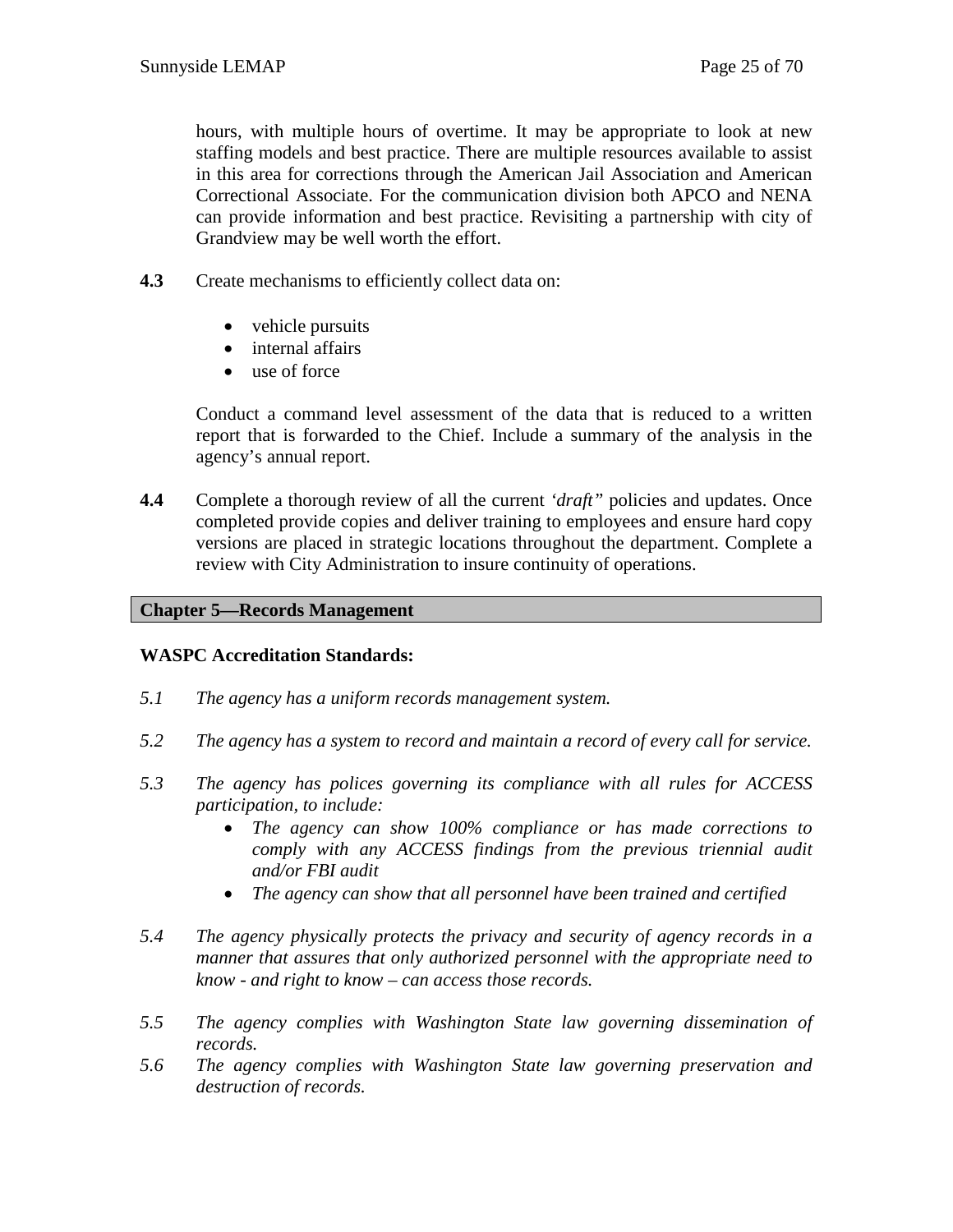hours, with multiple hours of overtime. It may be appropriate to look at new staffing models and best practice. There are multiple resources available to assist in this area for corrections through the American Jail Association and American Correctional Associate. For the communication division both APCO and NENA can provide information and best practice. Revisiting a partnership with city of Grandview may be well worth the effort.

**4.3** Create mechanisms to efficiently collect data on:

- vehicle pursuits
- internal affairs
- use of force

Conduct a command level assessment of the data that is reduced to a written report that is forwarded to the Chief. Include a summary of the analysis in the agency's annual report.

**4.4** Complete a thorough review of all the current *'draft"* policies and updates. Once completed provide copies and deliver training to employees and ensure hard copy versions are placed in strategic locations throughout the department. Complete a review with City Administration to insure continuity of operations.

## Chapter 5—Records Management

**WASPC Accreditation Standards:**

*5.1 The agency has a uniform records management system.*

*5.2 The agency has a system to record and maintain a record of every call for service.*

*5.3 The agency has polices governing its compliance with all rules for ACCESS participation, to include:*

- *The agency can show 100% compliance or has made corrections to comply with any ACCESS findings from the previous triennial audit and/or FBI audit*
- *The agency can show that all personnel have been trained and certified*

*5.4 The agency physically protects the privacy and security of agency records in a manner that assures that only authorized personnel with the appropriate need to know - and right to know – can access those records.*

*5.5 The agency complies with Washington State law governing dissemination of records.*

*5.6 The agency complies with Washington State law governing preservation and destruction of records.*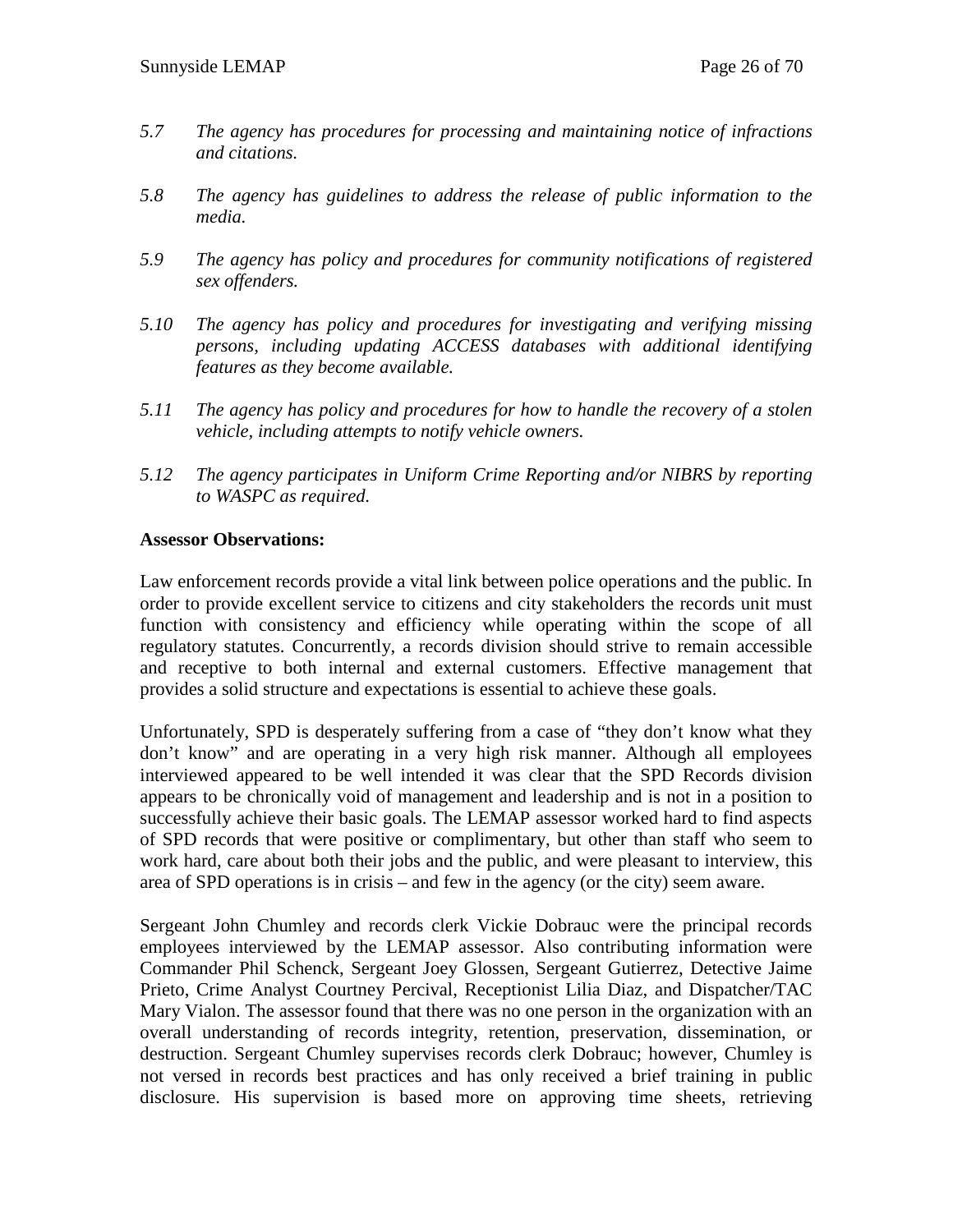*5.7 The agency has procedures for processing and maintaining notice of infractions and citations.*

*5.8 The agency has guidelines to address the release of public information to the media.*

*5.9 The agency has policy and procedures for community notifications of registered sex offenders.*

*5.10 The agency has policy and procedures for investigating and verifying missing persons, including updating ACCESS databases with additional identifying features as they become available.*

*5.11 The agency has policy and procedures for how to handle the recovery of a stolen vehicle, including attempts to notify vehicle owners.*

*5.12 The agency participates in Uniform Crime Reporting and/or NIBRS by reporting to WASPC as required.*

**Assessor Observations:**

Law enforcement records provide a vital link between police operations and the public. In order to provide excellent service to citizens and city stakeholders the records unit must function with consistency and efficiency while operating within the scope of all regulatory statutes. Concurrently, a records division should strive to remain accessible and receptive to both internal and external customers. Effective management that provides a solid structure and expectations is essential to achieve these goals.

Unfortunately, SPD is desperately suffering from a case of "they don't know what they don't know" and are operating in a very high risk manner. Although all employees interviewed appeared to be well intended it was clear that the SPD Records division appears to be chronically void of management and leadership and is not in a position to successfully achieve their basic goals. The LEMAP assessor worked hard to find aspects of SPD records that were positive or complimentary, but other than staff who seem to work hard, care about both their jobs and the public, and were pleasant to interview, this area of SPD operations is in crisis – and few in the agency (or the city) seem aware.

Sergeant John Chumley and records clerk Vickie Dobrauc were the principal records employees interviewed by the LEMAP assessor. Also contributing information were Commander Phil Schenck, Sergeant Joey Glossen, Sergeant Gutierrez, Detective Jaime Prieto, Crime Analyst Courtney Percival, Receptionist Lilia Diaz, and Dispatcher/TAC Mary Vialon. The assessor found that there was no one person in the organization with an overall understanding of records integrity, retention, preservation, dissemination, or destruction. Sergeant Chumley supervises records clerk Dobrauc; however, Chumley is not versed in records best practices and has only received a brief training in public disclosure. His supervision is based more on approving time sheets, retrieving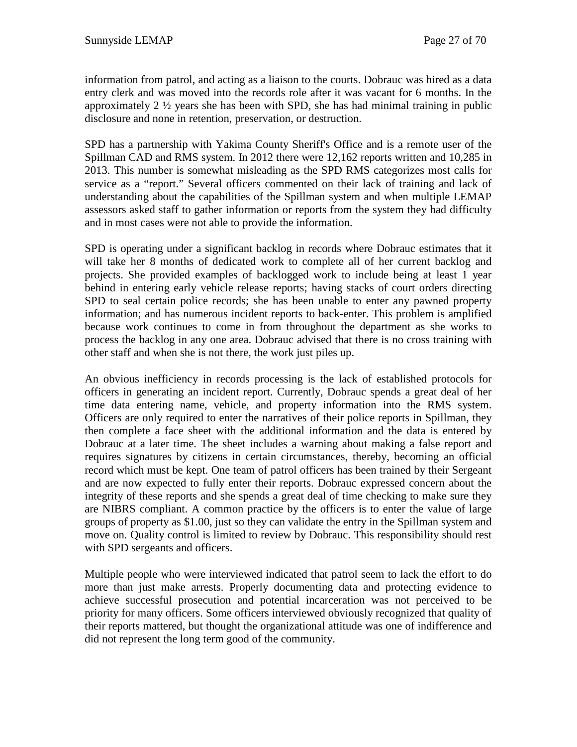information from patrol, and acting as a liaison to the courts. Dobrauc was hired as a data entry clerk and was moved into the records role after it was vacant for 6 months. In the approximately 2 ½ years she has been with SPD, she has had minimal training in public disclosure and none in retention, preservation, or destruction.

SPD has a partnership with Yakima County Sheriff's Office and is a remote user of the Spillman CAD and RMS system. In 2012 there were 12,162 reports written and 10,285 in 2013. This number is somewhat misleading as the SPD RMS categorizes most calls for service as a "report." Several officers commented on their lack of training and lack of understanding about the capabilities of the Spillman system and when multiple LEMAP assessors asked staff to gather information or reports from the system they had difficulty and in most cases were not able to provide the information.

SPD is operating under a significant backlog in records where Dobrauc estimates that it will take her 8 months of dedicated work to complete all of her current backlog and projects. She provided examples of backlogged work to include being at least 1 year behind in entering early vehicle release reports; having stacks of court orders directing SPD to seal certain police records; she has been unable to enter any pawned property information; and has numerous incident reports to back-enter. This problem is amplified because work continues to come in from throughout the department as she works to process the backlog in any one area. Dobrauc advised that there is no cross training with other staff and when she is not there, the work just piles up.

An obvious inefficiency in records processing is the lack of established protocols for officers in generating an incident report. Currently, Dobrauc spends a great deal of her time data entering name, vehicle, and property information into the RMS system. Officers are only required to enter the narratives of their police reports in Spillman, they then complete a face sheet with the additional information and the data is entered by Dobrauc at a later time. The sheet includes a warning about making a false report and requires signatures by citizens in certain circumstances, thereby, becoming an official record which must be kept. One team of patrol officers has been trained by their Sergeant and are now expected to fully enter their reports. Dobrauc expressed concern about the integrity of these reports and she spends a great deal of time checking to make sure they are NIBRS compliant. A common practice by the officers is to enter the value of large groups of property as $1.00, just so they can validate the entry in the Spillman system and move on. Quality control is limited to review by Dobrauc. This responsibility should rest with SPD sergeants and officers.

Multiple people who were interviewed indicated that patrol seem to lack the effort to do more than just make arrests. Properly documenting data and protecting evidence to achieve successful prosecution and potential incarceration was not perceived to be priority for many officers. Some officers interviewed obviously recognized that quality of their reports mattered, but thought the organizational attitude was one of indifference and did not represent the long term good of the community.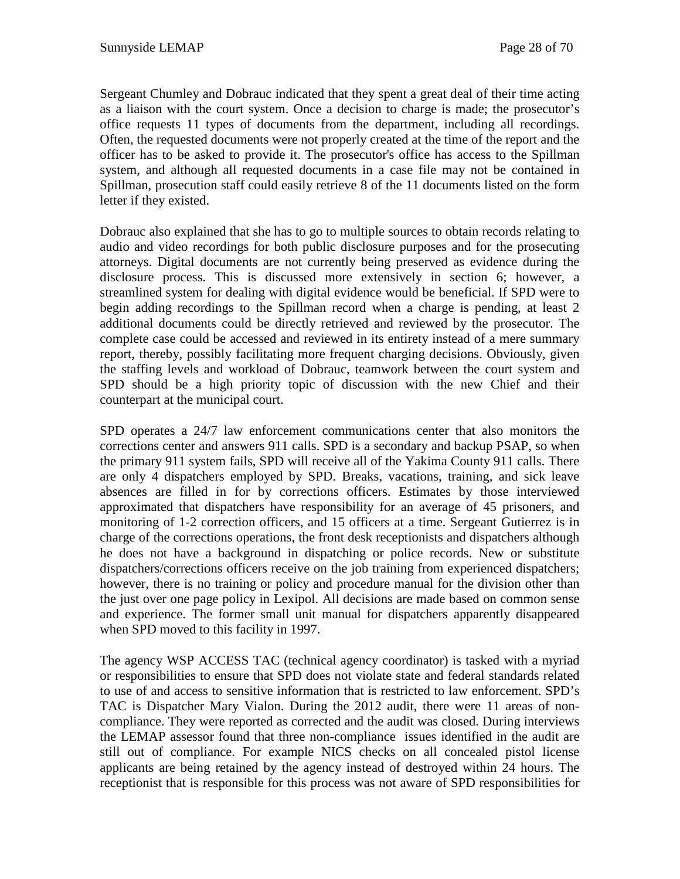Sergeant Chumley and Dobrauc indicated that they spent a great deal of their time acting as a liaison with the court system. Once a decision to charge is made; the prosecutor's office requests 11 types of documents from the department, including all recordings. Often, the requested documents were not properly created at the time of the report and the officer has to be asked to provide it. The prosecutor's office has access to the Spillman system, and although all requested documents in a case file may not be contained in Spillman, prosecution staff could easily retrieve 8 of the 11 documents listed on the form letter if they existed.

Dobrauc also explained that she has to go to multiple sources to obtain records relating to audio and video recordings for both public disclosure purposes and for the prosecuting attorneys. Digital documents are not currently being preserved as evidence during the disclosure process. This is discussed more extensively in section 6; however, a streamlined system for dealing with digital evidence would be beneficial. If SPD were to begin adding recordings to the Spillman record when a charge is pending, at least 2 additional documents could be directly retrieved and reviewed by the prosecutor. The complete case could be accessed and reviewed in its entirety instead of a mere summary report, thereby, possibly facilitating more frequent charging decisions. Obviously, given the staffing levels and workload of Dobrauc, teamwork between the court system and SPD should be a high priority topic of discussion with the new Chief and their counterpart at the municipal court.

SPD operates a 24/7 law enforcement communications center that also monitors the corrections center and answers 911 calls. SPD is a secondary and backup PSAP, so when the primary 911 system fails, SPD will receive all of the Yakima County 911 calls. There are only 4 dispatchers employed by SPD. Breaks, vacations, training, and sick leave absences are filled in for by corrections officers. Estimates by those interviewed approximated that dispatchers have responsibility for an average of 45 prisoners, and monitoring of 1-2 correction officers, and 15 officers at a time. Sergeant Gutierrez is in charge of the corrections operations, the front desk receptionists and dispatchers although he does not have a background in dispatching or police records. New or substitute dispatchers/corrections officers receive on the job training from experienced dispatchers; however, there is no training or policy and procedure manual for the division other than the just over one page policy in Lexipol. All decisions are made based on common sense and experience. The former small unit manual for dispatchers apparently disappeared when SPD moved to this facility in 1997.

The agency WSP ACCESS TAC (technical agency coordinator) is tasked with a myriad or responsibilities to ensure that SPD does not violate state and federal standards related to use of and access to sensitive information that is restricted to law enforcement. SPD's TAC is Dispatcher Mary Vialon. During the 2012 audit, there were 11 areas of non-compliance. They were reported as corrected and the audit was closed. During interviews the LEMAP assessor found that three non-compliance issues identified in the audit are still out of compliance. For example NICS checks on all concealed pistol license applicants are being retained by the agency instead of destroyed within 24 hours. The receptionist that is responsible for this process was not aware of SPD responsibilities for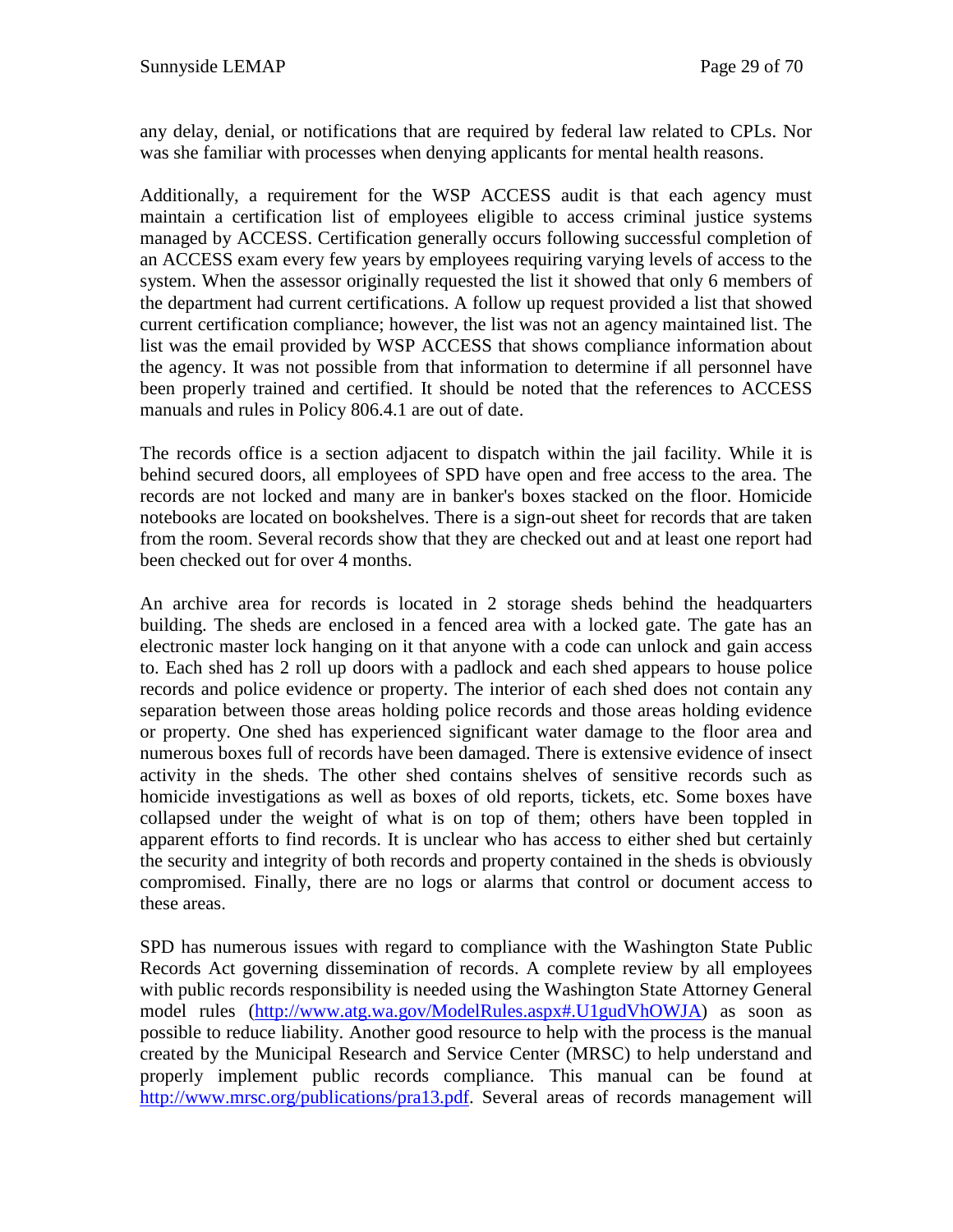any delay, denial, or notifications that are required by federal law related to CPLs. Nor was she familiar with processes when denying applicants for mental health reasons.

Additionally, a requirement for the WSP ACCESS audit is that each agency must maintain a certification list of employees eligible to access criminal justice systems managed by ACCESS. Certification generally occurs following successful completion of an ACCESS exam every few years by employees requiring varying levels of access to the system. When the assessor originally requested the list it showed that only 6 members of the department had current certifications. A follow up request provided a list that showed current certification compliance; however, the list was not an agency maintained list. The list was the email provided by WSP ACCESS that shows compliance information about the agency. It was not possible from that information to determine if all personnel have been properly trained and certified. It should be noted that the references to ACCESS manuals and rules in Policy 806.4.1 are out of date.

The records office is a section adjacent to dispatch within the jail facility. While it is behind secured doors, all employees of SPD have open and free access to the area. The records are not locked and many are in banker's boxes stacked on the floor. Homicide notebooks are located on bookshelves. There is a sign-out sheet for records that are taken from the room. Several records show that they are checked out and at least one report had been checked out for over 4 months.

An archive area for records is located in 2 storage sheds behind the headquarters building. The sheds are enclosed in a fenced area with a locked gate. The gate has an electronic master lock hanging on it that anyone with a code can unlock and gain access to. Each shed has 2 roll up doors with a padlock and each shed appears to house police records and police evidence or property. The interior of each shed does not contain any separation between those areas holding police records and those areas holding evidence or property. One shed has experienced significant water damage to the floor area and numerous boxes full of records have been damaged. There is extensive evidence of insect activity in the sheds. The other shed contains shelves of sensitive records such as homicide investigations as well as boxes of old reports, tickets, etc. Some boxes have collapsed under the weight of what is on top of them; others have been toppled in apparent efforts to find records. It is unclear who has access to either shed but certainly the security and integrity of both records and property contained in the sheds is obviously compromised. Finally, there are no logs or alarms that control or document access to these areas.

SPD has numerous issues with regard to compliance with the Washington State Public Records Act governing dissemination of records. A complete review by all employees with public records responsibility is needed using the Washington State Attorney General model rules (http://www.atg.wa.gov/ModelRules.aspx#.U1gudVhOWJA) as soon as possible to reduce liability. Another good resource to help with the process is the manual created by the Municipal Research and Service Center (MRSC) to help understand and properly implement public records compliance. This manual can be found at http://www.mrsc.org/publications/pra13.pdf. Several areas of records management will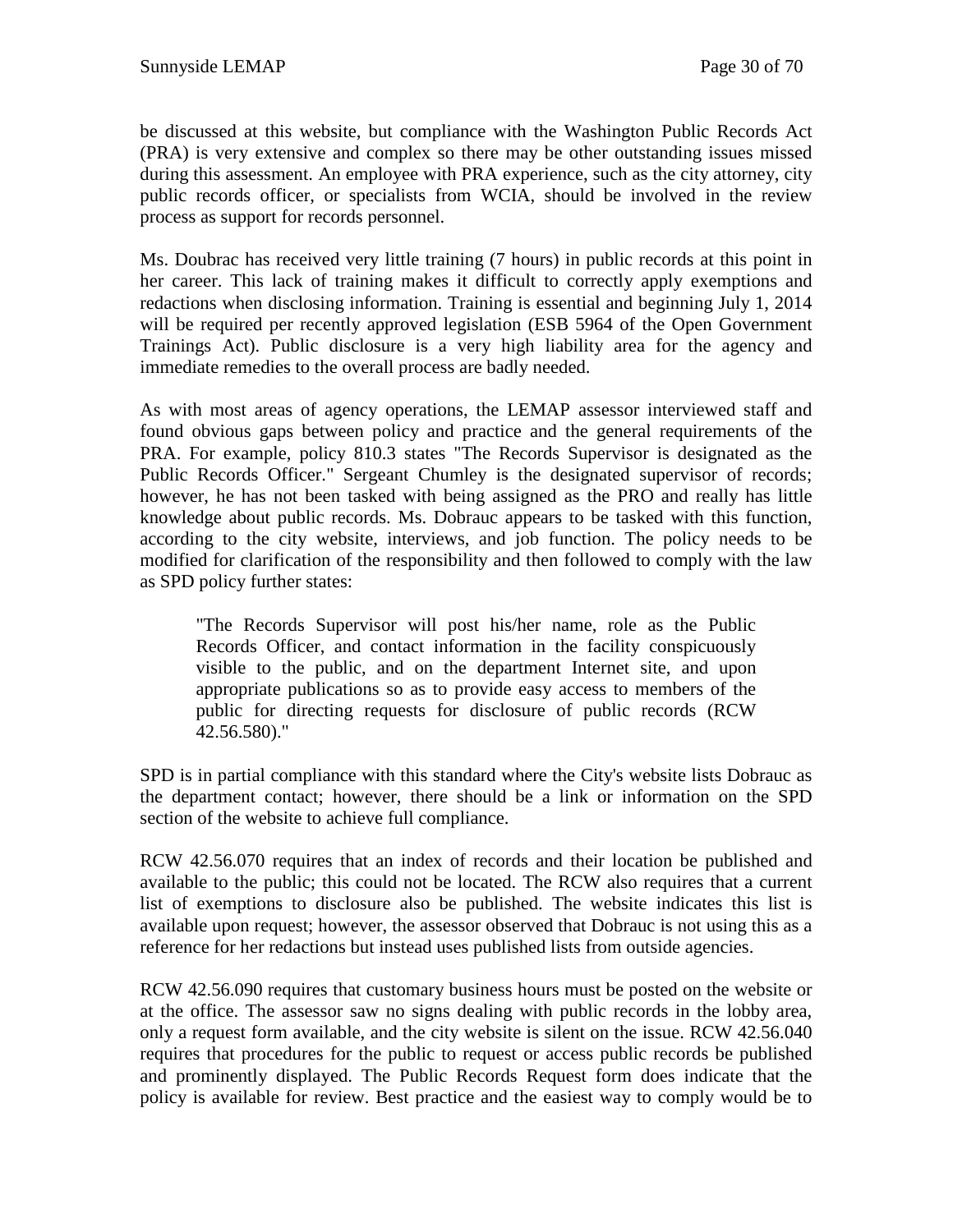be discussed at this website, but compliance with the Washington Public Records Act (PRA) is very extensive and complex so there may be other outstanding issues missed during this assessment. An employee with PRA experience, such as the city attorney, city public records officer, or specialists from WCIA, should be involved in the review process as support for records personnel.

Ms. Doubrac has received very little training (7 hours) in public records at this point in her career. This lack of training makes it difficult to correctly apply exemptions and redactions when disclosing information. Training is essential and beginning July 1, 2014 will be required per recently approved legislation (ESB 5964 of the Open Government Trainings Act). Public disclosure is a very high liability area for the agency and immediate remedies to the overall process are badly needed.

As with most areas of agency operations, the LEMAP assessor interviewed staff and found obvious gaps between policy and practice and the general requirements of the PRA. For example, policy 810.3 states "The Records Supervisor is designated as the Public Records Officer." Sergeant Chumley is the designated supervisor of records; however, he has not been tasked with being assigned as the PRO and really has little knowledge about public records. Ms. Dobrauc appears to be tasked with this function, according to the city website, interviews, and job function. The policy needs to be modified for clarification of the responsibility and then followed to comply with the law as SPD policy further states:

> "The Records Supervisor will post his/her name, role as the Public Records Officer, and contact information in the facility conspicuously visible to the public, and on the department Internet site, and upon appropriate publications so as to provide easy access to members of the public for directing requests for disclosure of public records (RCW 42.56.580)."

SPD is in partial compliance with this standard where the City's website lists Dobrauc as the department contact; however, there should be a link or information on the SPD section of the website to achieve full compliance.

RCW 42.56.070 requires that an index of records and their location be published and available to the public; this could not be located. The RCW also requires that a current list of exemptions to disclosure also be published. The website indicates this list is available upon request; however, the assessor observed that Dobrauc is not using this as a reference for her redactions but instead uses published lists from outside agencies.

RCW 42.56.090 requires that customary business hours must be posted on the website or at the office. The assessor saw no signs dealing with public records in the lobby area, only a request form available, and the city website is silent on the issue. RCW 42.56.040 requires that procedures for the public to request or access public records be published and prominently displayed. The Public Records Request form does indicate that the policy is available for review. Best practice and the easiest way to comply would be to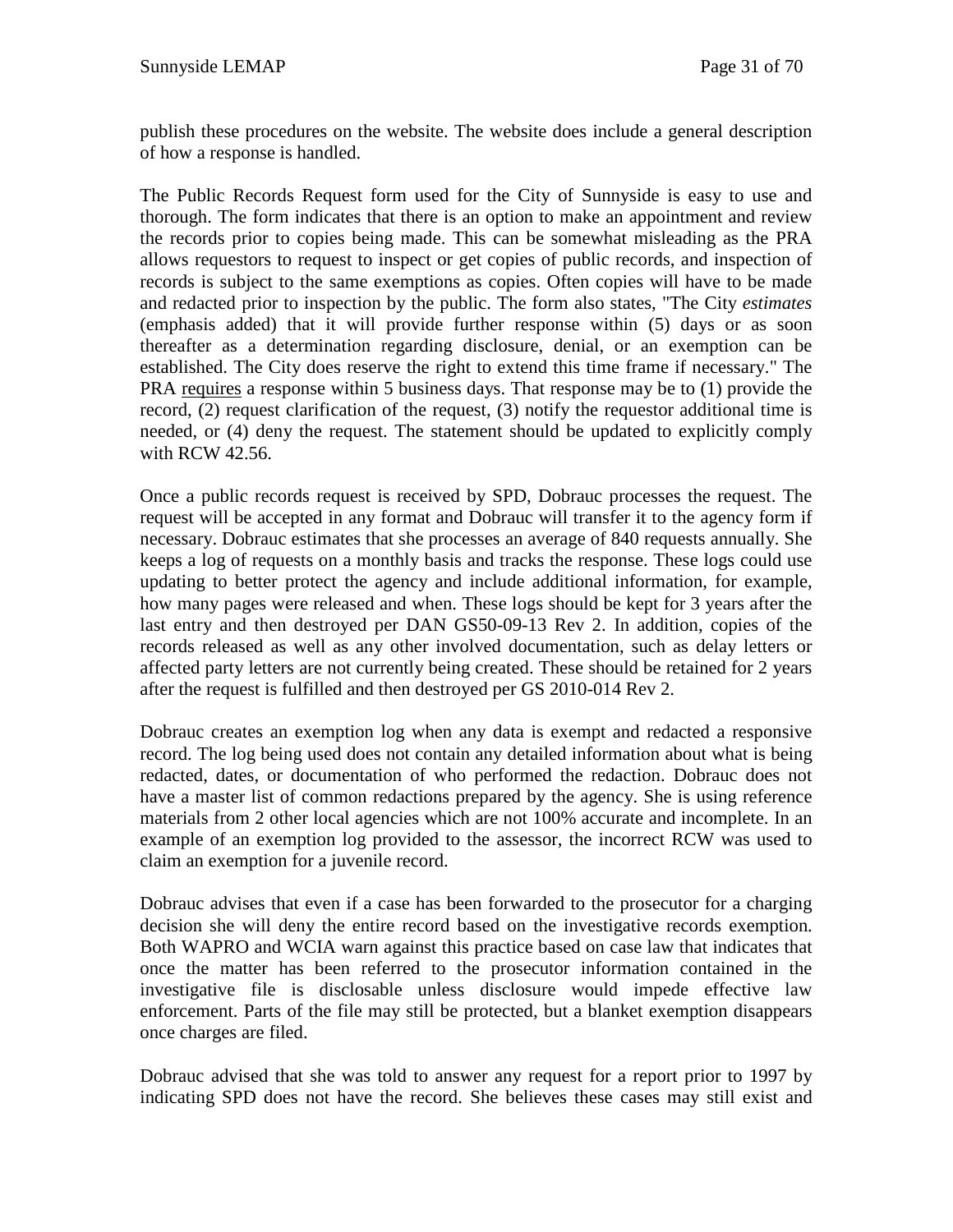publish these procedures on the website. The website does include a general description of how a response is handled.

The Public Records Request form used for the City of Sunnyside is easy to use and thorough. The form indicates that there is an option to make an appointment and review the records prior to copies being made. This can be somewhat misleading as the PRA allows requestors to request to inspect or get copies of public records, and inspection of records is subject to the same exemptions as copies. Often copies will have to be made and redacted prior to inspection by the public. The form also states, "The City *estimates* (emphasis added) that it will provide further response within (5) days or as soon thereafter as a determination regarding disclosure, denial, or an exemption can be established. The City does reserve the right to extend this time frame if necessary." The PRA <u>requires</u> a response within 5 business days. That response may be to (1) provide the record, (2) request clarification of the request, (3) notify the requestor additional time is needed, or (4) deny the request. The statement should be updated to explicitly comply with RCW 42.56.

Once a public records request is received by SPD, Dobrauc processes the request. The request will be accepted in any format and Dobrauc will transfer it to the agency form if necessary. Dobrauc estimates that she processes an average of 840 requests annually. She keeps a log of requests on a monthly basis and tracks the response. These logs could use updating to better protect the agency and include additional information, for example, how many pages were released and when. These logs should be kept for 3 years after the last entry and then destroyed per DAN GS50-09-13 Rev 2. In addition, copies of the records released as well as any other involved documentation, such as delay letters or affected party letters are not currently being created. These should be retained for 2 years after the request is fulfilled and then destroyed per GS 2010-014 Rev 2.

Dobrauc creates an exemption log when any data is exempt and redacted a responsive record. The log being used does not contain any detailed information about what is being redacted, dates, or documentation of who performed the redaction. Dobrauc does not have a master list of common redactions prepared by the agency. She is using reference materials from 2 other local agencies which are not 100% accurate and incomplete. In an example of an exemption log provided to the assessor, the incorrect RCW was used to claim an exemption for a juvenile record.

Dobrauc advises that even if a case has been forwarded to the prosecutor for a charging decision she will deny the entire record based on the investigative records exemption. Both WAPRO and WCIA warn against this practice based on case law that indicates that once the matter has been referred to the prosecutor information contained in the investigative file is disclosable unless disclosure would impede effective law enforcement. Parts of the file may still be protected, but a blanket exemption disappears once charges are filed.

Dobrauc advised that she was told to answer any request for a report prior to 1997 by indicating SPD does not have the record. She believes these cases may still exist and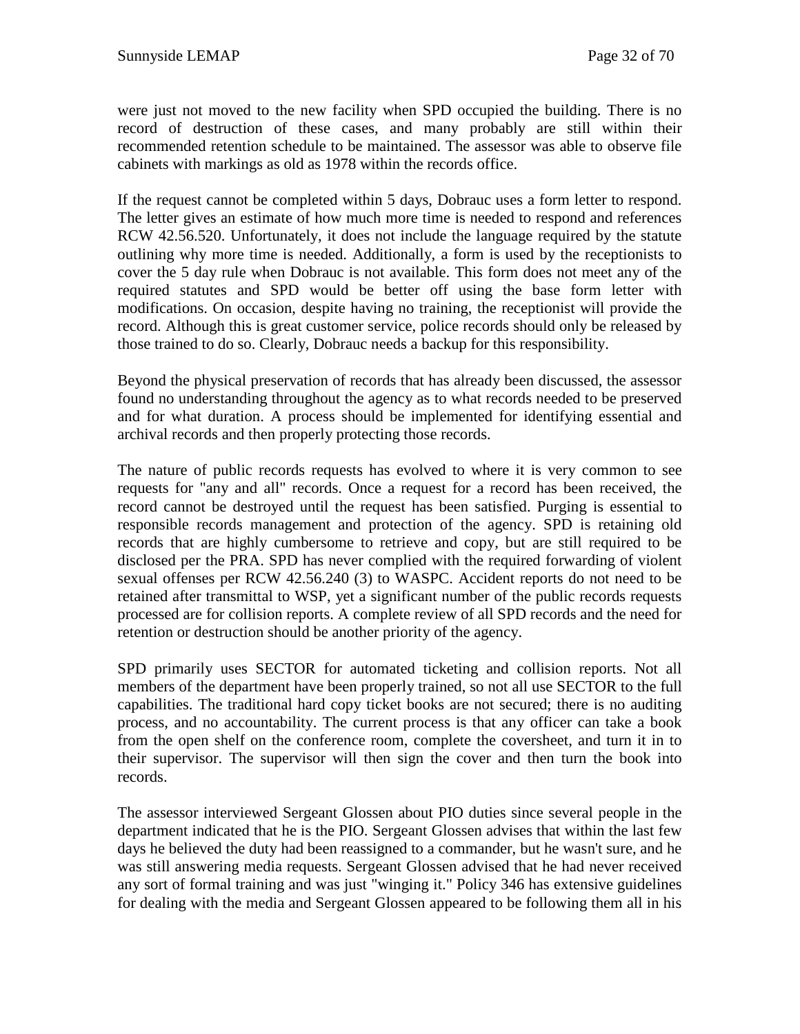were just not moved to the new facility when SPD occupied the building. There is no record of destruction of these cases, and many probably are still within their recommended retention schedule to be maintained. The assessor was able to observe file cabinets with markings as old as 1978 within the records office.

If the request cannot be completed within 5 days, Dobrauc uses a form letter to respond. The letter gives an estimate of how much more time is needed to respond and references RCW 42.56.520. Unfortunately, it does not include the language required by the statute outlining why more time is needed. Additionally, a form is used by the receptionists to cover the 5 day rule when Dobrauc is not available. This form does not meet any of the required statutes and SPD would be better off using the base form letter with modifications. On occasion, despite having no training, the receptionist will provide the record. Although this is great customer service, police records should only be released by those trained to do so. Clearly, Dobrauc needs a backup for this responsibility.

Beyond the physical preservation of records that has already been discussed, the assessor found no understanding throughout the agency as to what records needed to be preserved and for what duration. A process should be implemented for identifying essential and archival records and then properly protecting those records.

The nature of public records requests has evolved to where it is very common to see requests for "any and all" records. Once a request for a record has been received, the record cannot be destroyed until the request has been satisfied. Purging is essential to responsible records management and protection of the agency. SPD is retaining old records that are highly cumbersome to retrieve and copy, but are still required to be disclosed per the PRA. SPD has never complied with the required forwarding of violent sexual offenses per RCW 42.56.240 (3) to WASPC. Accident reports do not need to be retained after transmittal to WSP, yet a significant number of the public records requests processed are for collision reports. A complete review of all SPD records and the need for retention or destruction should be another priority of the agency.

SPD primarily uses SECTOR for automated ticketing and collision reports. Not all members of the department have been properly trained, so not all use SECTOR to the full capabilities. The traditional hard copy ticket books are not secured; there is no auditing process, and no accountability. The current process is that any officer can take a book from the open shelf on the conference room, complete the coversheet, and turn it in to their supervisor. The supervisor will then sign the cover and then turn the book into records.

The assessor interviewed Sergeant Glossen about PIO duties since several people in the department indicated that he is the PIO. Sergeant Glossen advises that within the last few days he believed the duty had been reassigned to a commander, but he wasn't sure, and he was still answering media requests. Sergeant Glossen advised that he had never received any sort of formal training and was just "winging it." Policy 346 has extensive guidelines for dealing with the media and Sergeant Glossen appeared to be following them all in his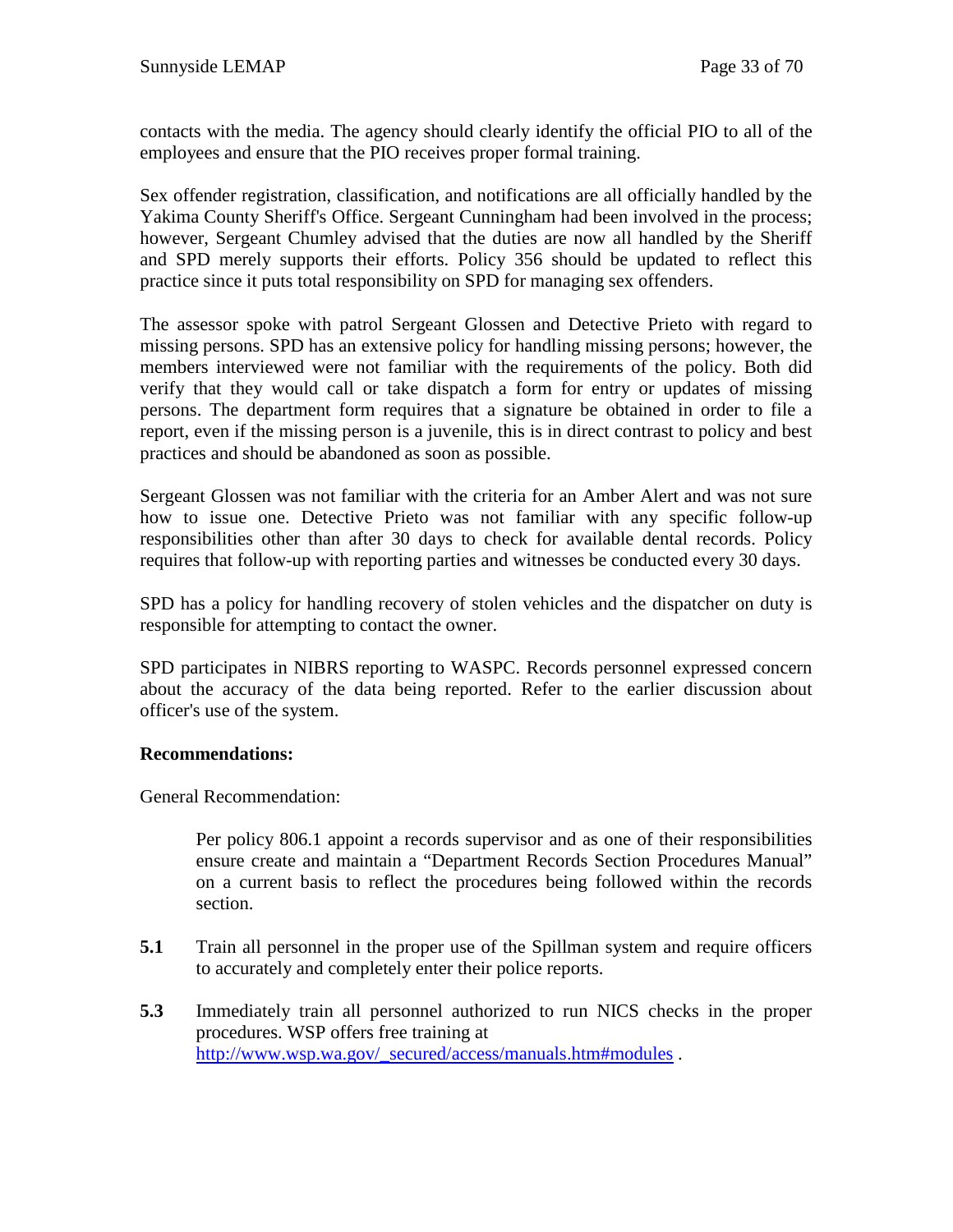contacts with the media. The agency should clearly identify the official PIO to all of the employees and ensure that the PIO receives proper formal training.

Sex offender registration, classification, and notifications are all officially handled by the Yakima County Sheriff's Office. Sergeant Cunningham had been involved in the process; however, Sergeant Chumley advised that the duties are now all handled by the Sheriff and SPD merely supports their efforts. Policy 356 should be updated to reflect this practice since it puts total responsibility on SPD for managing sex offenders.

The assessor spoke with patrol Sergeant Glossen and Detective Prieto with regard to missing persons. SPD has an extensive policy for handling missing persons; however, the members interviewed were not familiar with the requirements of the policy. Both did verify that they would call or take dispatch a form for entry or updates of missing persons. The department form requires that a signature be obtained in order to file a report, even if the missing person is a juvenile, this is in direct contrast to policy and best practices and should be abandoned as soon as possible.

Sergeant Glossen was not familiar with the criteria for an Amber Alert and was not sure how to issue one. Detective Prieto was not familiar with any specific follow-up responsibilities other than after 30 days to check for available dental records. Policy requires that follow-up with reporting parties and witnesses be conducted every 30 days.

SPD has a policy for handling recovery of stolen vehicles and the dispatcher on duty is responsible for attempting to contact the owner.

SPD participates in NIBRS reporting to WASPC. Records personnel expressed concern about the accuracy of the data being reported. Refer to the earlier discussion about officer's use of the system.

**Recommendations:**

General Recommendation:

> Per policy 806.1 appoint a records supervisor and as one of their responsibilities ensure create and maintain a "Department Records Section Procedures Manual" on a current basis to reflect the procedures being followed within the records section.

**5.1** Train all personnel in the proper use of the Spillman system and require officers to accurately and completely enter their police reports.

**5.3** Immediately train all personnel authorized to run NICS checks in the proper procedures. WSP offers free training at http://www.wsp.wa.gov/_secured/access/manuals.htm#modules .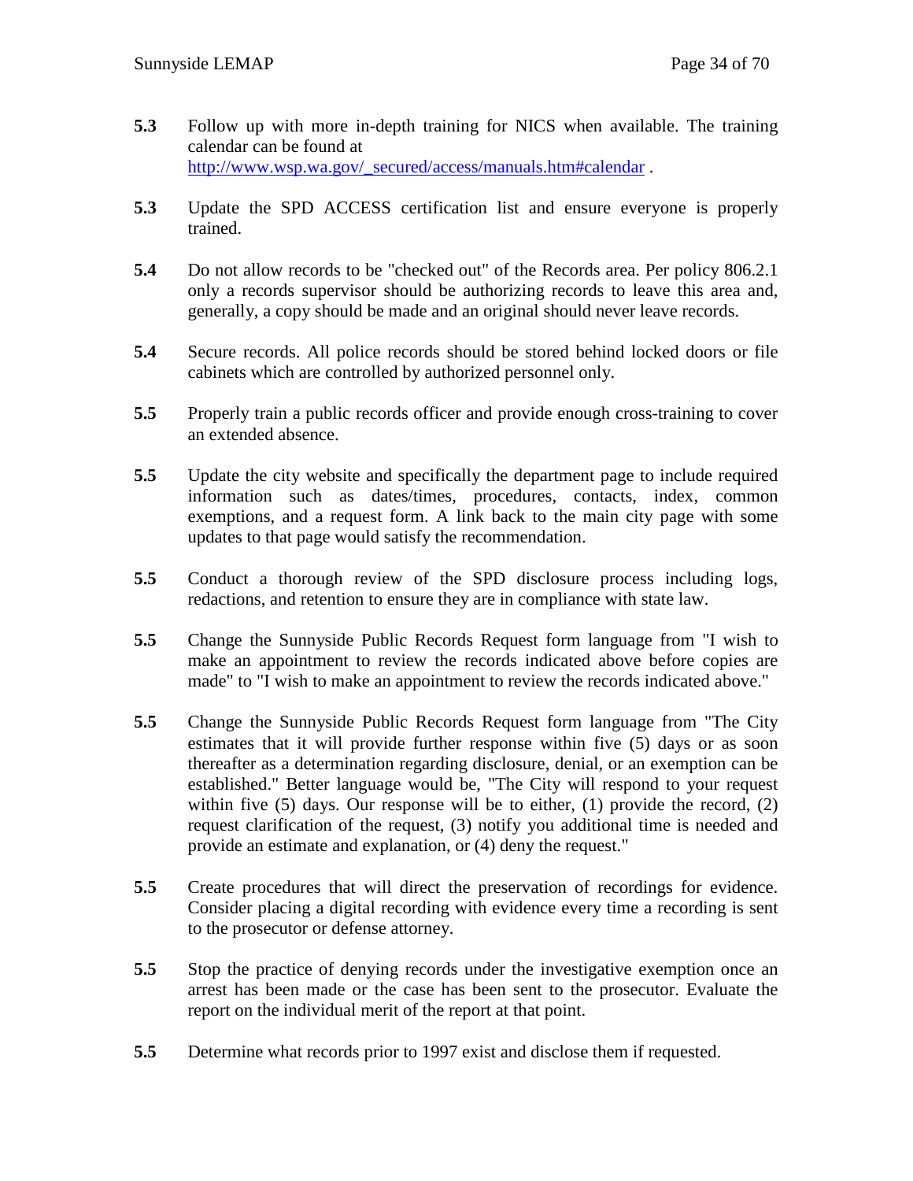**5.3** Follow up with more in-depth training for NICS when available. The training calendar can be found at http://www.wsp.wa.gov/_secured/access/manuals.htm#calendar .

**5.3** Update the SPD ACCESS certification list and ensure everyone is properly trained.

**5.4** Do not allow records to be "checked out" of the Records area. Per policy 806.2.1 only a records supervisor should be authorizing records to leave this area and, generally, a copy should be made and an original should never leave records.

**5.4** Secure records. All police records should be stored behind locked doors or file cabinets which are controlled by authorized personnel only.

**5.5** Properly train a public records officer and provide enough cross-training to cover an extended absence.

**5.5** Update the city website and specifically the department page to include required information such as dates/times, procedures, contacts, index, common exemptions, and a request form. A link back to the main city page with some updates to that page would satisfy the recommendation.

**5.5** Conduct a thorough review of the SPD disclosure process including logs, redactions, and retention to ensure they are in compliance with state law.

**5.5** Change the Sunnyside Public Records Request form language from "I wish to make an appointment to review the records indicated above before copies are made" to "I wish to make an appointment to review the records indicated above."

**5.5** Change the Sunnyside Public Records Request form language from "The City estimates that it will provide further response within five (5) days or as soon thereafter as a determination regarding disclosure, denial, or an exemption can be established." Better language would be, "The City will respond to your request within five (5) days. Our response will be to either, (1) provide the record, (2) request clarification of the request, (3) notify you additional time is needed and provide an estimate and explanation, or (4) deny the request."

**5.5** Create procedures that will direct the preservation of recordings for evidence. Consider placing a digital recording with evidence every time a recording is sent to the prosecutor or defense attorney.

**5.5** Stop the practice of denying records under the investigative exemption once an arrest has been made or the case has been sent to the prosecutor. Evaluate the report on the individual merit of the report at that point.

**5.5** Determine what records prior to 1997 exist and disclose them if requested.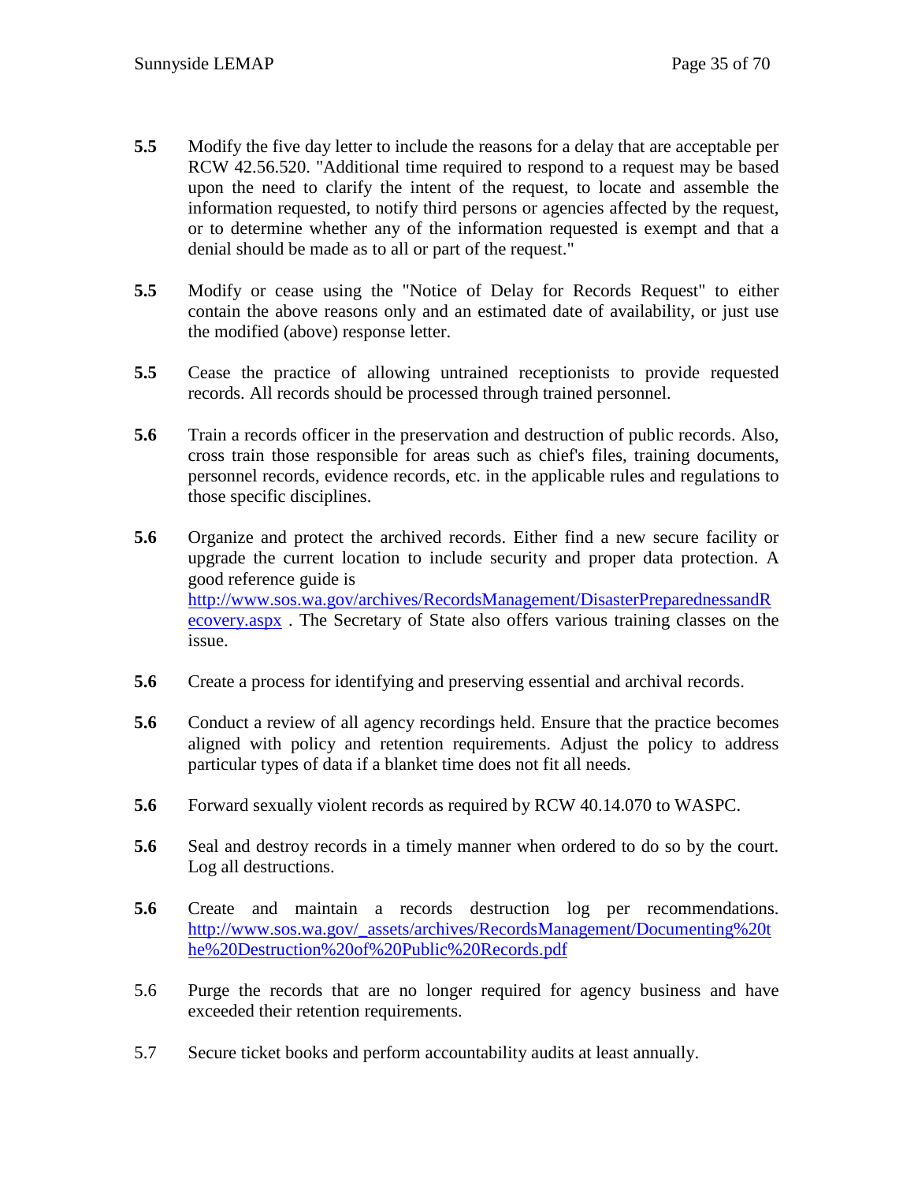**5.5** Modify the five day letter to include the reasons for a delay that are acceptable per RCW 42.56.520. "Additional time required to respond to a request may be based upon the need to clarify the intent of the request, to locate and assemble the information requested, to notify third persons or agencies affected by the request, or to determine whether any of the information requested is exempt and that a denial should be made as to all or part of the request."

**5.5** Modify or cease using the "Notice of Delay for Records Request" to either contain the above reasons only and an estimated date of availability, or just use the modified (above) response letter.

**5.5** Cease the practice of allowing untrained receptionists to provide requested records. All records should be processed through trained personnel.

**5.6** Train a records officer in the preservation and destruction of public records. Also, cross train those responsible for areas such as chief's files, training documents, personnel records, evidence records, etc. in the applicable rules and regulations to those specific disciplines.

**5.6** Organize and protect the archived records. Either find a new secure facility or upgrade the current location to include security and proper data protection. A good reference guide is http://www.sos.wa.gov/archives/RecordsManagement/DisasterPreparednessandRecovery.aspx . The Secretary of State also offers various training classes on the issue.

**5.6** Create a process for identifying and preserving essential and archival records.

**5.6** Conduct a review of all agency recordings held. Ensure that the practice becomes aligned with policy and retention requirements. Adjust the policy to address particular types of data if a blanket time does not fit all needs.

**5.6** Forward sexually violent records as required by RCW 40.14.070 to WASPC.

**5.6** Seal and destroy records in a timely manner when ordered to do so by the court. Log all destructions.

**5.6** Create and maintain a records destruction log per recommendations. http://www.sos.wa.gov/_assets/archives/RecordsManagement/Documenting%20the%20Destruction%20of%20Public%20Records.pdf

5.6 Purge the records that are no longer required for agency business and have exceeded their retention requirements.

5.7 Secure ticket books and perform accountability audits at least annually.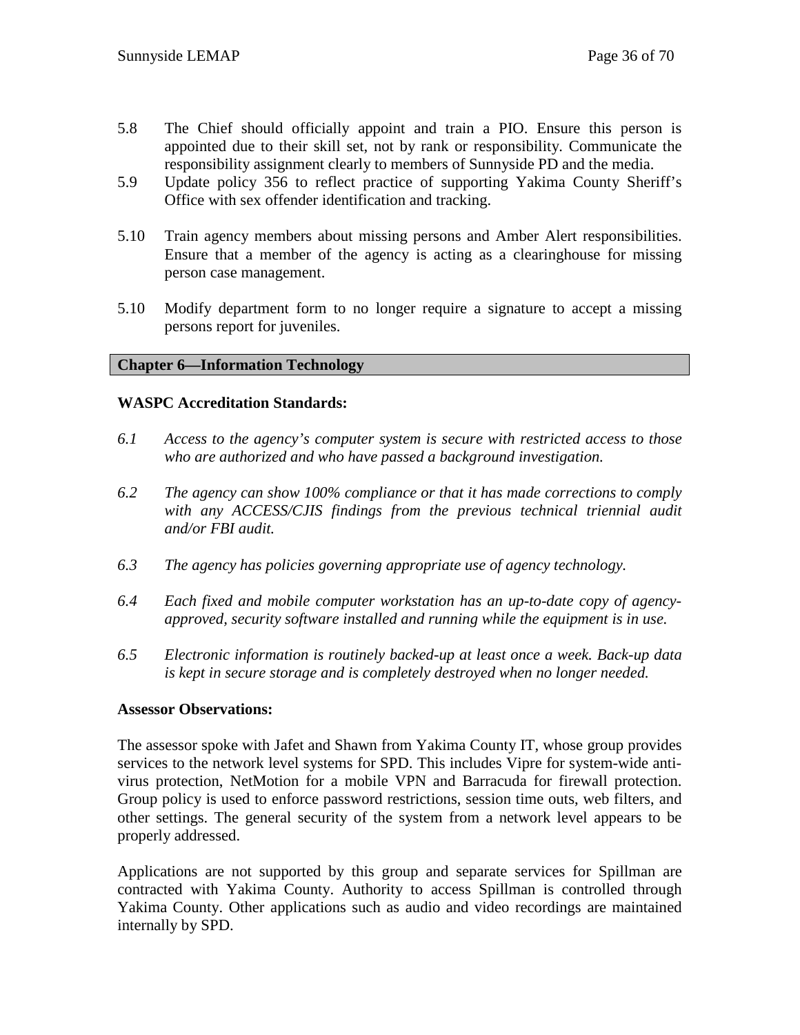5.8 The Chief should officially appoint and train a PIO. Ensure this person is appointed due to their skill set, not by rank or responsibility. Communicate the responsibility assignment clearly to members of Sunnyside PD and the media.

5.9 Update policy 356 to reflect practice of supporting Yakima County Sheriff's Office with sex offender identification and tracking.

5.10 Train agency members about missing persons and Amber Alert responsibilities. Ensure that a member of the agency is acting as a clearinghouse for missing person case management.

5.10 Modify department form to no longer require a signature to accept a missing persons report for juveniles.

## Chapter 6—Information Technology

**WASPC Accreditation Standards:**

*6.1 Access to the agency's computer system is secure with restricted access to those who are authorized and who have passed a background investigation.*

*6.2 The agency can show 100% compliance or that it has made corrections to comply with any ACCESS/CJIS findings from the previous technical triennial audit and/or FBI audit.*

*6.3 The agency has policies governing appropriate use of agency technology.*

*6.4 Each fixed and mobile computer workstation has an up-to-date copy of agency-approved, security software installed and running while the equipment is in use.*

*6.5 Electronic information is routinely backed-up at least once a week. Back-up data is kept in secure storage and is completely destroyed when no longer needed.*

**Assessor Observations:**

The assessor spoke with Jafet and Shawn from Yakima County IT, whose group provides services to the network level systems for SPD. This includes Vipre for system-wide anti-virus protection, NetMotion for a mobile VPN and Barracuda for firewall protection. Group policy is used to enforce password restrictions, session time outs, web filters, and other settings. The general security of the system from a network level appears to be properly addressed.

Applications are not supported by this group and separate services for Spillman are contracted with Yakima County. Authority to access Spillman is controlled through Yakima County. Other applications such as audio and video recordings are maintained internally by SPD.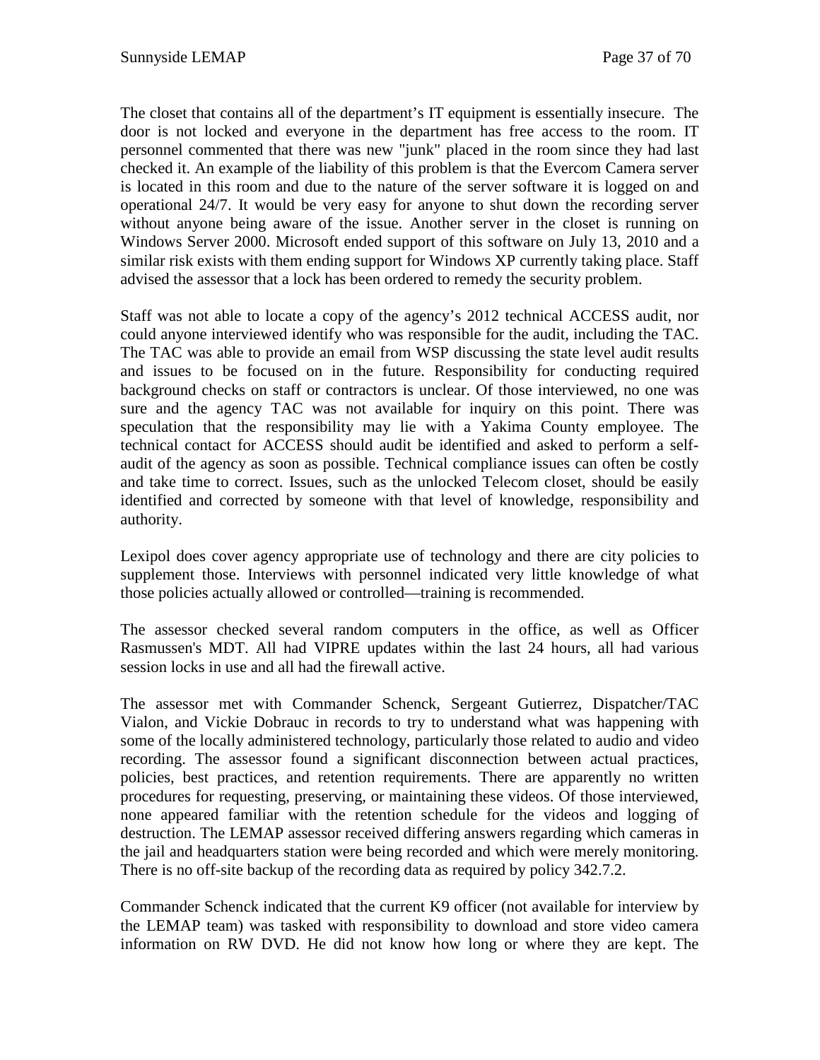The closet that contains all of the department's IT equipment is essentially insecure. The door is not locked and everyone in the department has free access to the room. IT personnel commented that there was new "junk" placed in the room since they had last checked it. An example of the liability of this problem is that the Evercom Camera server is located in this room and due to the nature of the server software it is logged on and operational 24/7. It would be very easy for anyone to shut down the recording server without anyone being aware of the issue. Another server in the closet is running on Windows Server 2000. Microsoft ended support of this software on July 13, 2010 and a similar risk exists with them ending support for Windows XP currently taking place. Staff advised the assessor that a lock has been ordered to remedy the security problem.

Staff was not able to locate a copy of the agency's 2012 technical ACCESS audit, nor could anyone interviewed identify who was responsible for the audit, including the TAC. The TAC was able to provide an email from WSP discussing the state level audit results and issues to be focused on in the future. Responsibility for conducting required background checks on staff or contractors is unclear. Of those interviewed, no one was sure and the agency TAC was not available for inquiry on this point. There was speculation that the responsibility may lie with a Yakima County employee. The technical contact for ACCESS should audit be identified and asked to perform a self-audit of the agency as soon as possible. Technical compliance issues can often be costly and take time to correct. Issues, such as the unlocked Telecom closet, should be easily identified and corrected by someone with that level of knowledge, responsibility and authority.

Lexipol does cover agency appropriate use of technology and there are city policies to supplement those. Interviews with personnel indicated very little knowledge of what those policies actually allowed or controlled—training is recommended.

The assessor checked several random computers in the office, as well as Officer Rasmussen's MDT. All had VIPRE updates within the last 24 hours, all had various session locks in use and all had the firewall active.

The assessor met with Commander Schenck, Sergeant Gutierrez, Dispatcher/TAC Vialon, and Vickie Dobrauc in records to try to understand what was happening with some of the locally administered technology, particularly those related to audio and video recording. The assessor found a significant disconnection between actual practices, policies, best practices, and retention requirements. There are apparently no written procedures for requesting, preserving, or maintaining these videos. Of those interviewed, none appeared familiar with the retention schedule for the videos and logging of destruction. The LEMAP assessor received differing answers regarding which cameras in the jail and headquarters station were being recorded and which were merely monitoring. There is no off-site backup of the recording data as required by policy 342.7.2.

Commander Schenck indicated that the current K9 officer (not available for interview by the LEMAP team) was tasked with responsibility to download and store video camera information on RW DVD. He did not know how long or where they are kept. The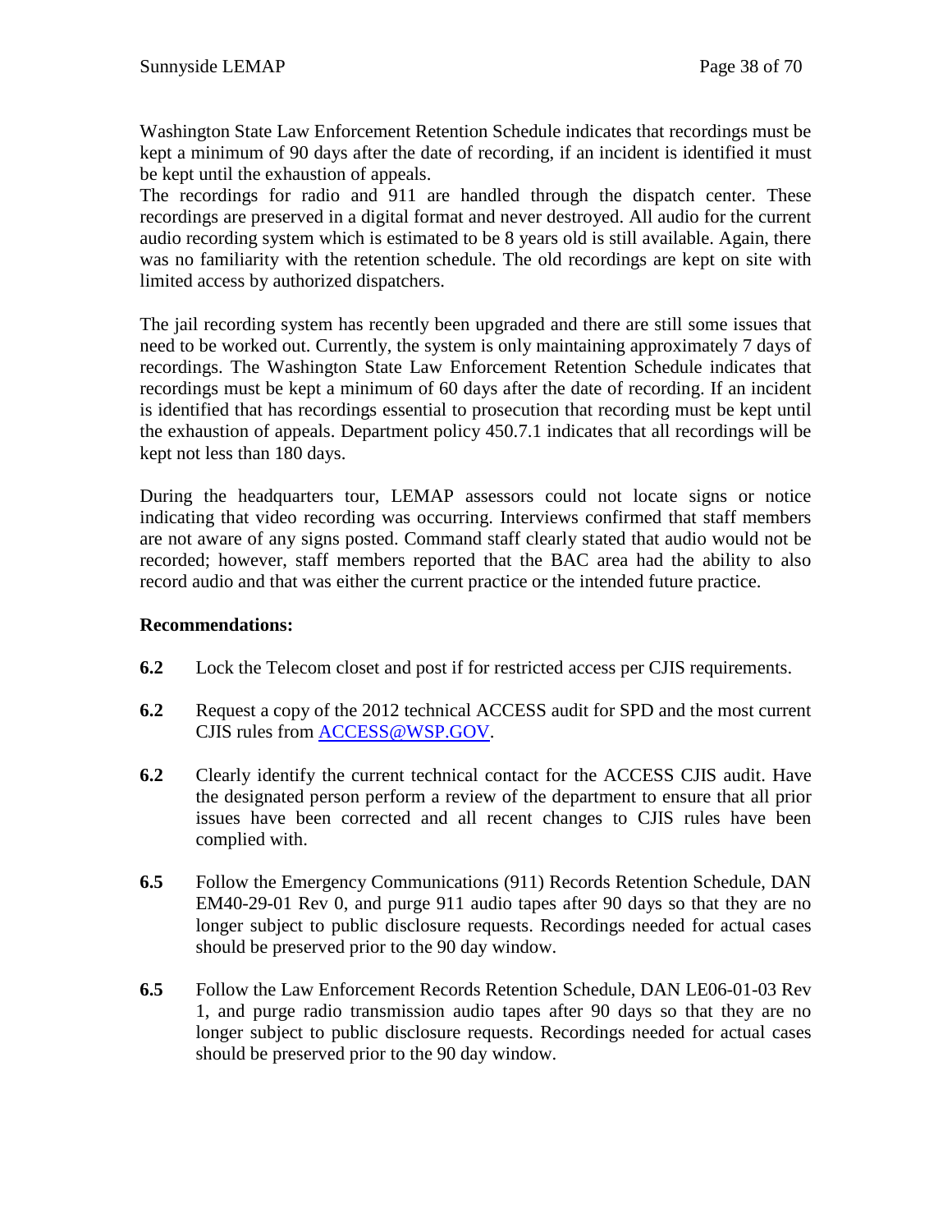Washington State Law Enforcement Retention Schedule indicates that recordings must be kept a minimum of 90 days after the date of recording, if an incident is identified it must be kept until the exhaustion of appeals.
The recordings for radio and 911 are handled through the dispatch center. These recordings are preserved in a digital format and never destroyed. All audio for the current audio recording system which is estimated to be 8 years old is still available. Again, there was no familiarity with the retention schedule. The old recordings are kept on site with limited access by authorized dispatchers.

The jail recording system has recently been upgraded and there are still some issues that need to be worked out. Currently, the system is only maintaining approximately 7 days of recordings. The Washington State Law Enforcement Retention Schedule indicates that recordings must be kept a minimum of 60 days after the date of recording. If an incident is identified that has recordings essential to prosecution that recording must be kept until the exhaustion of appeals. Department policy 450.7.1 indicates that all recordings will be kept not less than 180 days.

During the headquarters tour, LEMAP assessors could not locate signs or notice indicating that video recording was occurring. Interviews confirmed that staff members are not aware of any signs posted. Command staff clearly stated that audio would not be recorded; however, staff members reported that the BAC area had the ability to also record audio and that was either the current practice or the intended future practice.

**Recommendations:**

**6.2** Lock the Telecom closet and post if for restricted access per CJIS requirements.

**6.2** Request a copy of the 2012 technical ACCESS audit for SPD and the most current CJIS rules from ACCESS@WSP.GOV.

**6.2** Clearly identify the current technical contact for the ACCESS CJIS audit. Have the designated person perform a review of the department to ensure that all prior issues have been corrected and all recent changes to CJIS rules have been complied with.

**6.5** Follow the Emergency Communications (911) Records Retention Schedule, DAN EM40-29-01 Rev 0, and purge 911 audio tapes after 90 days so that they are no longer subject to public disclosure requests. Recordings needed for actual cases should be preserved prior to the 90 day window.

**6.5** Follow the Law Enforcement Records Retention Schedule, DAN LE06-01-03 Rev 1, and purge radio transmission audio tapes after 90 days so that they are no longer subject to public disclosure requests. Recordings needed for actual cases should be preserved prior to the 90 day window.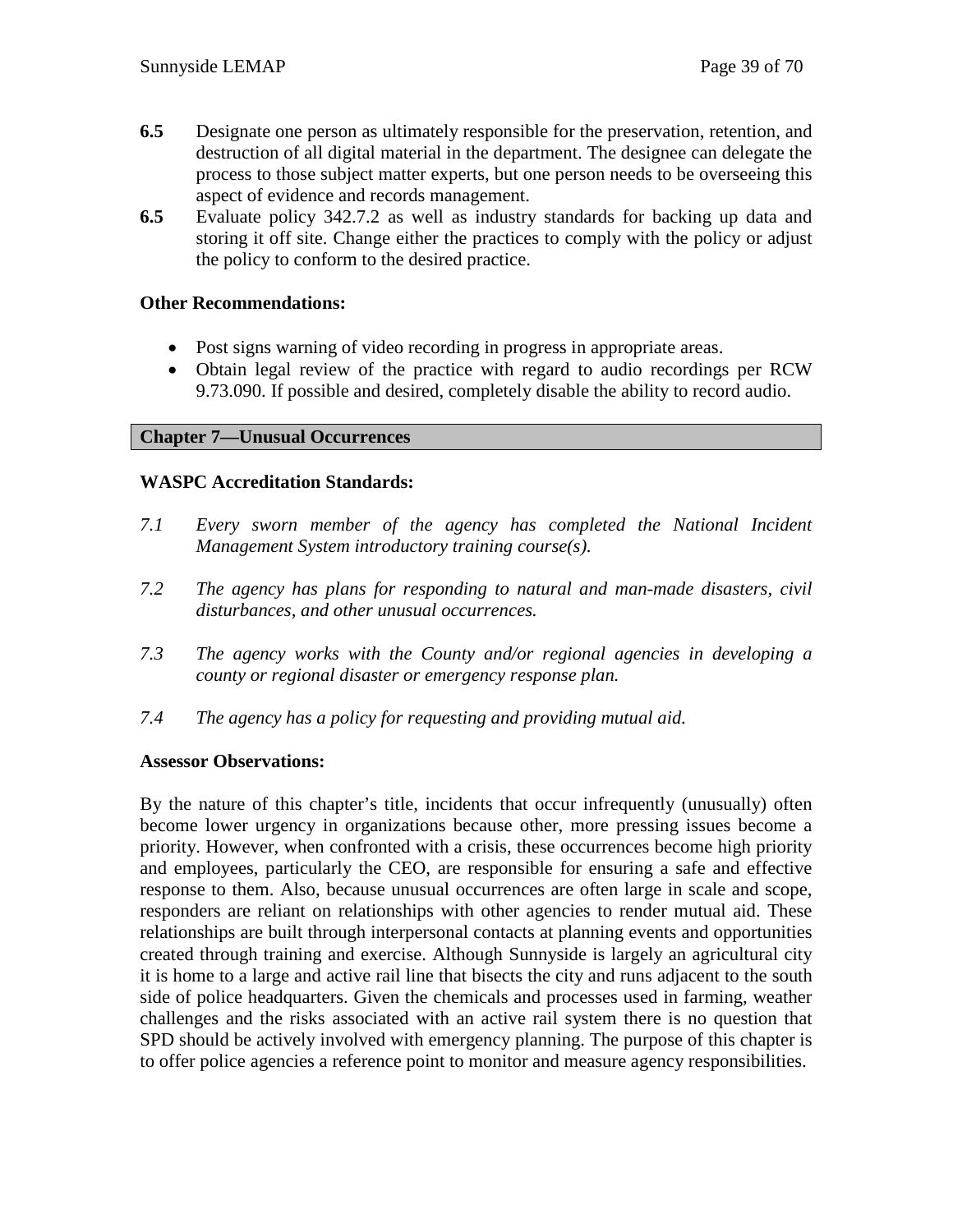**6.5** Designate one person as ultimately responsible for the preservation, retention, and destruction of all digital material in the department. The designee can delegate the process to those subject matter experts, but one person needs to be overseeing this aspect of evidence and records management.

**6.5** Evaluate policy 342.7.2 as well as industry standards for backing up data and storing it off site. Change either the practices to comply with the policy or adjust the policy to conform to the desired practice.

**Other Recommendations:**

- Post signs warning of video recording in progress in appropriate areas.
- Obtain legal review of the practice with regard to audio recordings per RCW 9.73.090. If possible and desired, completely disable the ability to record audio.

## Chapter 7—Unusual Occurrences

**WASPC Accreditation Standards:**

*7.1 Every sworn member of the agency has completed the National Incident Management System introductory training course(s).*

*7.2 The agency has plans for responding to natural and man-made disasters, civil disturbances, and other unusual occurrences.*

*7.3 The agency works with the County and/or regional agencies in developing a county or regional disaster or emergency response plan.*

*7.4 The agency has a policy for requesting and providing mutual aid.*

**Assessor Observations:**

By the nature of this chapter's title, incidents that occur infrequently (unusually) often become lower urgency in organizations because other, more pressing issues become a priority. However, when confronted with a crisis, these occurrences become high priority and employees, particularly the CEO, are responsible for ensuring a safe and effective response to them. Also, because unusual occurrences are often large in scale and scope, responders are reliant on relationships with other agencies to render mutual aid. These relationships are built through interpersonal contacts at planning events and opportunities created through training and exercise. Although Sunnyside is largely an agricultural city it is home to a large and active rail line that bisects the city and runs adjacent to the south side of police headquarters. Given the chemicals and processes used in farming, weather challenges and the risks associated with an active rail system there is no question that SPD should be actively involved with emergency planning. The purpose of this chapter is to offer police agencies a reference point to monitor and measure agency responsibilities.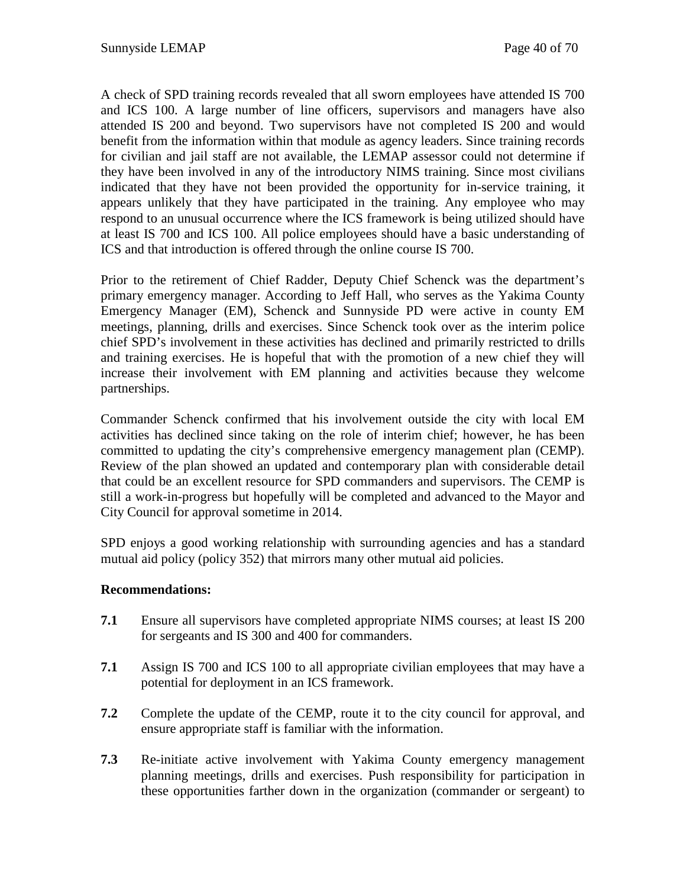A check of SPD training records revealed that all sworn employees have attended IS 700 and ICS 100. A large number of line officers, supervisors and managers have also attended IS 200 and beyond. Two supervisors have not completed IS 200 and would benefit from the information within that module as agency leaders. Since training records for civilian and jail staff are not available, the LEMAP assessor could not determine if they have been involved in any of the introductory NIMS training. Since most civilians indicated that they have not been provided the opportunity for in-service training, it appears unlikely that they have participated in the training. Any employee who may respond to an unusual occurrence where the ICS framework is being utilized should have at least IS 700 and ICS 100. All police employees should have a basic understanding of ICS and that introduction is offered through the online course IS 700.

Prior to the retirement of Chief Radder, Deputy Chief Schenck was the department's primary emergency manager. According to Jeff Hall, who serves as the Yakima County Emergency Manager (EM), Schenck and Sunnyside PD were active in county EM meetings, planning, drills and exercises. Since Schenck took over as the interim police chief SPD's involvement in these activities has declined and primarily restricted to drills and training exercises. He is hopeful that with the promotion of a new chief they will increase their involvement with EM planning and activities because they welcome partnerships.

Commander Schenck confirmed that his involvement outside the city with local EM activities has declined since taking on the role of interim chief; however, he has been committed to updating the city's comprehensive emergency management plan (CEMP). Review of the plan showed an updated and contemporary plan with considerable detail that could be an excellent resource for SPD commanders and supervisors. The CEMP is still a work-in-progress but hopefully will be completed and advanced to the Mayor and City Council for approval sometime in 2014.

SPD enjoys a good working relationship with surrounding agencies and has a standard mutual aid policy (policy 352) that mirrors many other mutual aid policies.

**Recommendations:**

**7.1** Ensure all supervisors have completed appropriate NIMS courses; at least IS 200 for sergeants and IS 300 and 400 for commanders.

**7.1** Assign IS 700 and ICS 100 to all appropriate civilian employees that may have a potential for deployment in an ICS framework.

**7.2** Complete the update of the CEMP, route it to the city council for approval, and ensure appropriate staff is familiar with the information.

**7.3** Re-initiate active involvement with Yakima County emergency management planning meetings, drills and exercises. Push responsibility for participation in these opportunities farther down in the organization (commander or sergeant) to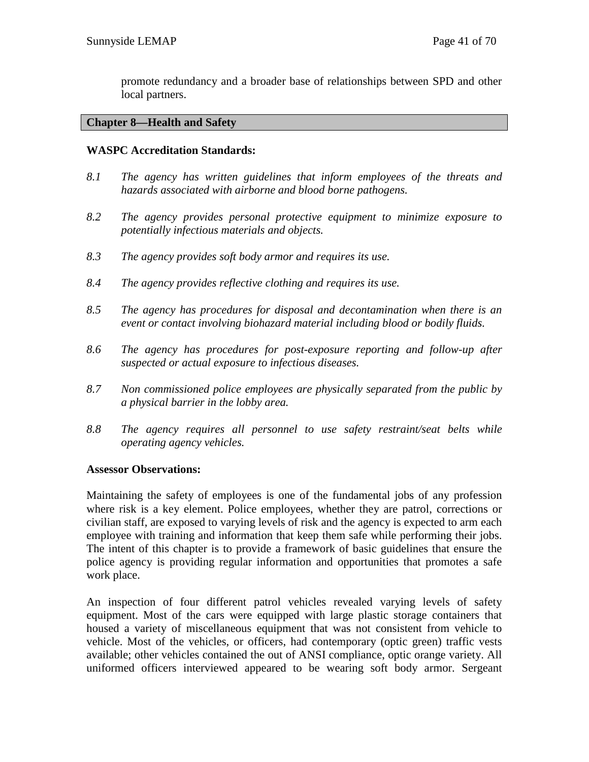promote redundancy and a broader base of relationships between SPD and other local partners.

## Chapter 8—Health and Safety

**WASPC Accreditation Standards:**

*8.1 The agency has written guidelines that inform employees of the threats and hazards associated with airborne and blood borne pathogens.*

*8.2 The agency provides personal protective equipment to minimize exposure to potentially infectious materials and objects.*

*8.3 The agency provides soft body armor and requires its use.*

*8.4 The agency provides reflective clothing and requires its use.*

*8.5 The agency has procedures for disposal and decontamination when there is an event or contact involving biohazard material including blood or bodily fluids.*

*8.6 The agency has procedures for post-exposure reporting and follow-up after suspected or actual exposure to infectious diseases.*

*8.7 Non commissioned police employees are physically separated from the public by a physical barrier in the lobby area.*

*8.8 The agency requires all personnel to use safety restraint/seat belts while operating agency vehicles.*

**Assessor Observations:**

Maintaining the safety of employees is one of the fundamental jobs of any profession where risk is a key element. Police employees, whether they are patrol, corrections or civilian staff, are exposed to varying levels of risk and the agency is expected to arm each employee with training and information that keep them safe while performing their jobs. The intent of this chapter is to provide a framework of basic guidelines that ensure the police agency is providing regular information and opportunities that promotes a safe work place.

An inspection of four different patrol vehicles revealed varying levels of safety equipment. Most of the cars were equipped with large plastic storage containers that housed a variety of miscellaneous equipment that was not consistent from vehicle to vehicle. Most of the vehicles, or officers, had contemporary (optic green) traffic vests available; other vehicles contained the out of ANSI compliance, optic orange variety. All uniformed officers interviewed appeared to be wearing soft body armor. Sergeant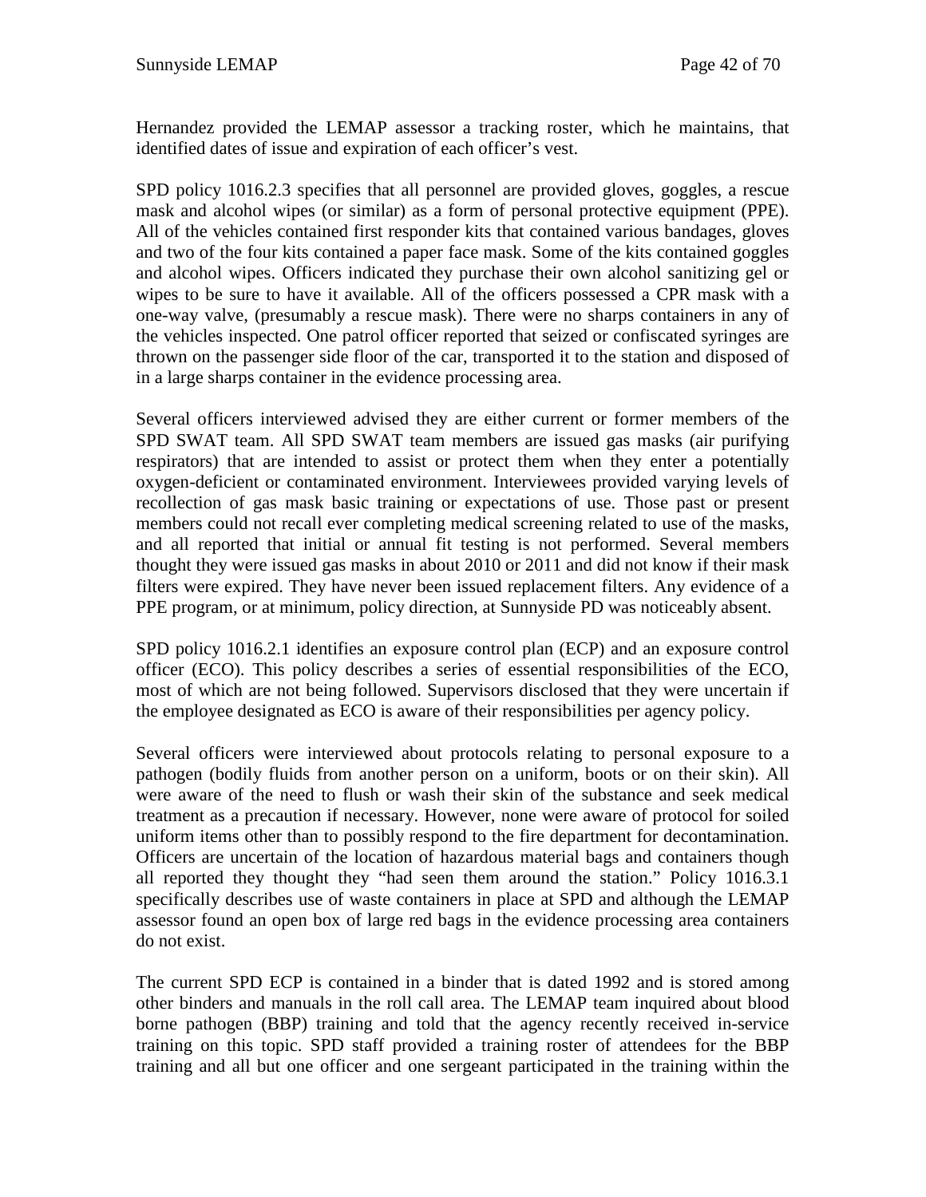Hernandez provided the LEMAP assessor a tracking roster, which he maintains, that identified dates of issue and expiration of each officer's vest.

SPD policy 1016.2.3 specifies that all personnel are provided gloves, goggles, a rescue mask and alcohol wipes (or similar) as a form of personal protective equipment (PPE). All of the vehicles contained first responder kits that contained various bandages, gloves and two of the four kits contained a paper face mask. Some of the kits contained goggles and alcohol wipes. Officers indicated they purchase their own alcohol sanitizing gel or wipes to be sure to have it available. All of the officers possessed a CPR mask with a one-way valve, (presumably a rescue mask). There were no sharps containers in any of the vehicles inspected. One patrol officer reported that seized or confiscated syringes are thrown on the passenger side floor of the car, transported it to the station and disposed of in a large sharps container in the evidence processing area.

Several officers interviewed advised they are either current or former members of the SPD SWAT team. All SPD SWAT team members are issued gas masks (air purifying respirators) that are intended to assist or protect them when they enter a potentially oxygen-deficient or contaminated environment. Interviewees provided varying levels of recollection of gas mask basic training or expectations of use. Those past or present members could not recall ever completing medical screening related to use of the masks, and all reported that initial or annual fit testing is not performed. Several members thought they were issued gas masks in about 2010 or 2011 and did not know if their mask filters were expired. They have never been issued replacement filters. Any evidence of a PPE program, or at minimum, policy direction, at Sunnyside PD was noticeably absent.

SPD policy 1016.2.1 identifies an exposure control plan (ECP) and an exposure control officer (ECO). This policy describes a series of essential responsibilities of the ECO, most of which are not being followed. Supervisors disclosed that they were uncertain if the employee designated as ECO is aware of their responsibilities per agency policy.

Several officers were interviewed about protocols relating to personal exposure to a pathogen (bodily fluids from another person on a uniform, boots or on their skin). All were aware of the need to flush or wash their skin of the substance and seek medical treatment as a precaution if necessary. However, none were aware of protocol for soiled uniform items other than to possibly respond to the fire department for decontamination. Officers are uncertain of the location of hazardous material bags and containers though all reported they thought they "had seen them around the station." Policy 1016.3.1 specifically describes use of waste containers in place at SPD and although the LEMAP assessor found an open box of large red bags in the evidence processing area containers do not exist.

The current SPD ECP is contained in a binder that is dated 1992 and is stored among other binders and manuals in the roll call area. The LEMAP team inquired about blood borne pathogen (BBP) training and told that the agency recently received in-service training on this topic. SPD staff provided a training roster of attendees for the BBP training and all but one officer and one sergeant participated in the training within the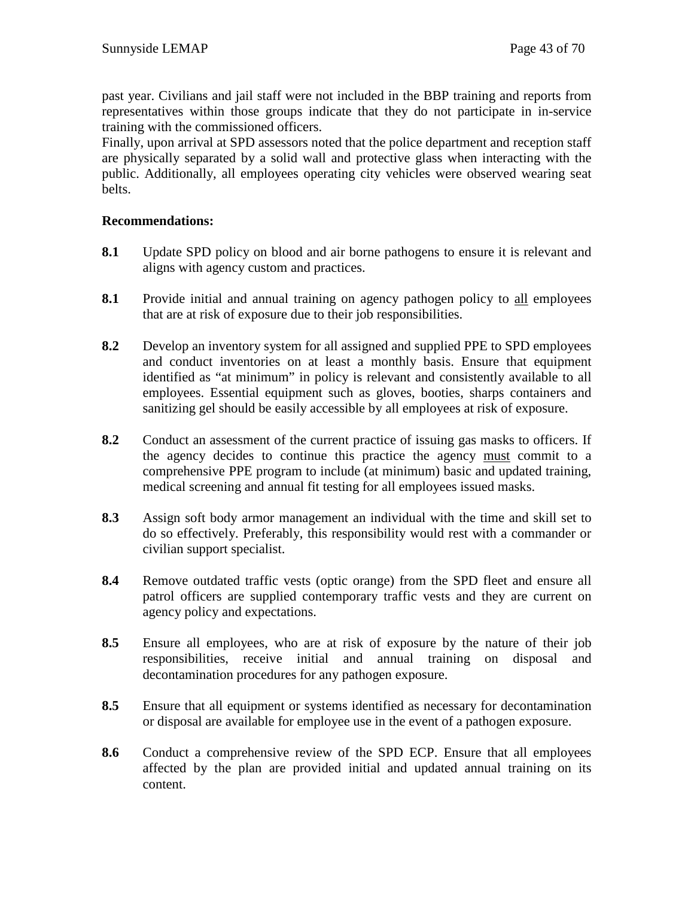past year. Civilians and jail staff were not included in the BBP training and reports from representatives within those groups indicate that they do not participate in in-service training with the commissioned officers.

Finally, upon arrival at SPD assessors noted that the police department and reception staff are physically separated by a solid wall and protective glass when interacting with the public. Additionally, all employees operating city vehicles were observed wearing seat belts.

**Recommendations:**

**8.1** Update SPD policy on blood and air borne pathogens to ensure it is relevant and aligns with agency custom and practices.

**8.1** Provide initial and annual training on agency pathogen policy to <u>all</u> employees that are at risk of exposure due to their job responsibilities.

**8.2** Develop an inventory system for all assigned and supplied PPE to SPD employees and conduct inventories on at least a monthly basis. Ensure that equipment identified as "at minimum" in policy is relevant and consistently available to all employees. Essential equipment such as gloves, booties, sharps containers and sanitizing gel should be easily accessible by all employees at risk of exposure.

**8.2** Conduct an assessment of the current practice of issuing gas masks to officers. If the agency decides to continue this practice the agency <u>must</u> commit to a comprehensive PPE program to include (at minimum) basic and updated training, medical screening and annual fit testing for all employees issued masks.

**8.3** Assign soft body armor management an individual with the time and skill set to do so effectively. Preferably, this responsibility would rest with a commander or civilian support specialist.

**8.4** Remove outdated traffic vests (optic orange) from the SPD fleet and ensure all patrol officers are supplied contemporary traffic vests and they are current on agency policy and expectations.

**8.5** Ensure all employees, who are at risk of exposure by the nature of their job responsibilities, receive initial and annual training on disposal and decontamination procedures for any pathogen exposure.

**8.5** Ensure that all equipment or systems identified as necessary for decontamination or disposal are available for employee use in the event of a pathogen exposure.

**8.6** Conduct a comprehensive review of the SPD ECP. Ensure that all employees affected by the plan are provided initial and updated annual training on its content.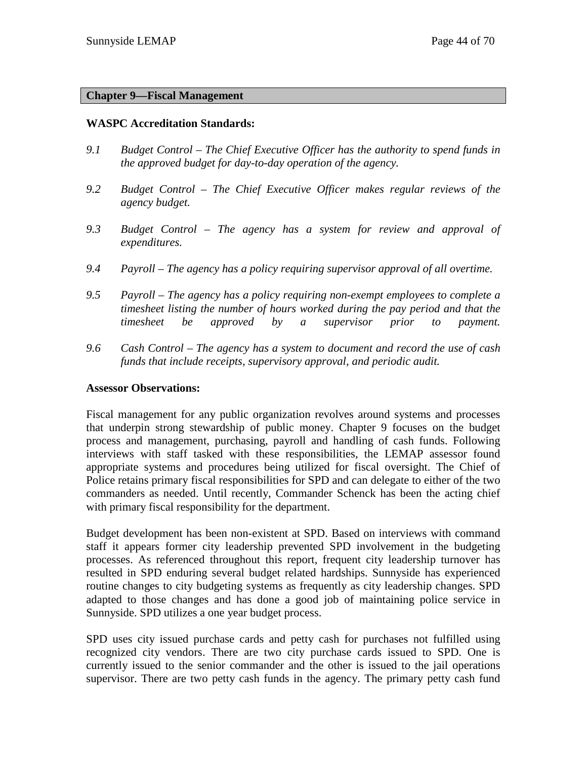## Chapter 9—Fiscal Management

### WASPC Accreditation Standards:

*9.1 Budget Control – The Chief Executive Officer has the authority to spend funds in the approved budget for day-to-day operation of the agency.*

*9.2 Budget Control – The Chief Executive Officer makes regular reviews of the agency budget.*

*9.3 Budget Control – The agency has a system for review and approval of expenditures.*

*9.4 Payroll – The agency has a policy requiring supervisor approval of all overtime.*

*9.5 Payroll – The agency has a policy requiring non-exempt employees to complete a timesheet listing the number of hours worked during the pay period and that the timesheet be approved by a supervisor prior to payment.*

*9.6 Cash Control – The agency has a system to document and record the use of cash funds that include receipts, supervisory approval, and periodic audit.*

### Assessor Observations:

Fiscal management for any public organization revolves around systems and processes that underpin strong stewardship of public money. Chapter 9 focuses on the budget process and management, purchasing, payroll and handling of cash funds. Following interviews with staff tasked with these responsibilities, the LEMAP assessor found appropriate systems and procedures being utilized for fiscal oversight. The Chief of Police retains primary fiscal responsibilities for SPD and can delegate to either of the two commanders as needed. Until recently, Commander Schenck has been the acting chief with primary fiscal responsibility for the department.

Budget development has been non-existent at SPD. Based on interviews with command staff it appears former city leadership prevented SPD involvement in the budgeting processes. As referenced throughout this report, frequent city leadership turnover has resulted in SPD enduring several budget related hardships. Sunnyside has experienced routine changes to city budgeting systems as frequently as city leadership changes. SPD adapted to those changes and has done a good job of maintaining police service in Sunnyside. SPD utilizes a one year budget process.

SPD uses city issued purchase cards and petty cash for purchases not fulfilled using recognized city vendors. There are two city purchase cards issued to SPD. One is currently issued to the senior commander and the other is issued to the jail operations supervisor. There are two petty cash funds in the agency. The primary petty cash fund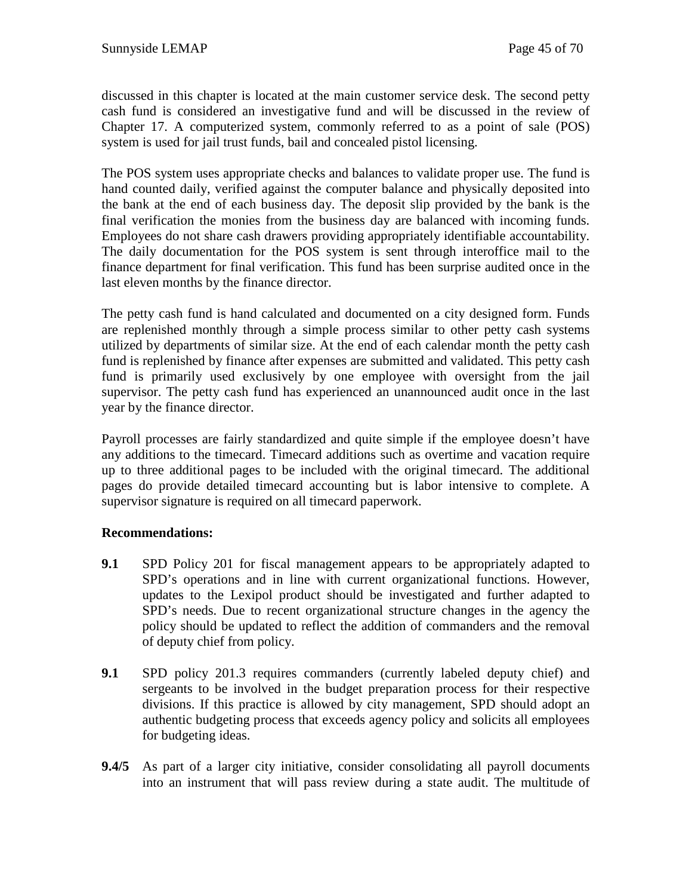discussed in this chapter is located at the main customer service desk. The second petty cash fund is considered an investigative fund and will be discussed in the review of Chapter 17. A computerized system, commonly referred to as a point of sale (POS) system is used for jail trust funds, bail and concealed pistol licensing.

The POS system uses appropriate checks and balances to validate proper use. The fund is hand counted daily, verified against the computer balance and physically deposited into the bank at the end of each business day. The deposit slip provided by the bank is the final verification the monies from the business day are balanced with incoming funds. Employees do not share cash drawers providing appropriately identifiable accountability. The daily documentation for the POS system is sent through interoffice mail to the finance department for final verification. This fund has been surprise audited once in the last eleven months by the finance director.

The petty cash fund is hand calculated and documented on a city designed form. Funds are replenished monthly through a simple process similar to other petty cash systems utilized by departments of similar size. At the end of each calendar month the petty cash fund is replenished by finance after expenses are submitted and validated. This petty cash fund is primarily used exclusively by one employee with oversight from the jail supervisor. The petty cash fund has experienced an unannounced audit once in the last year by the finance director.

Payroll processes are fairly standardized and quite simple if the employee doesn't have any additions to the timecard. Timecard additions such as overtime and vacation require up to three additional pages to be included with the original timecard. The additional pages do provide detailed timecard accounting but is labor intensive to complete. A supervisor signature is required on all timecard paperwork.

**Recommendations:**

**9.1** SPD Policy 201 for fiscal management appears to be appropriately adapted to SPD's operations and in line with current organizational functions. However, updates to the Lexipol product should be investigated and further adapted to SPD's needs. Due to recent organizational structure changes in the agency the policy should be updated to reflect the addition of commanders and the removal of deputy chief from policy.

**9.1** SPD policy 201.3 requires commanders (currently labeled deputy chief) and sergeants to be involved in the budget preparation process for their respective divisions. If this practice is allowed by city management, SPD should adopt an authentic budgeting process that exceeds agency policy and solicits all employees for budgeting ideas.

**9.4/5** As part of a larger city initiative, consider consolidating all payroll documents into an instrument that will pass review during a state audit. The multitude of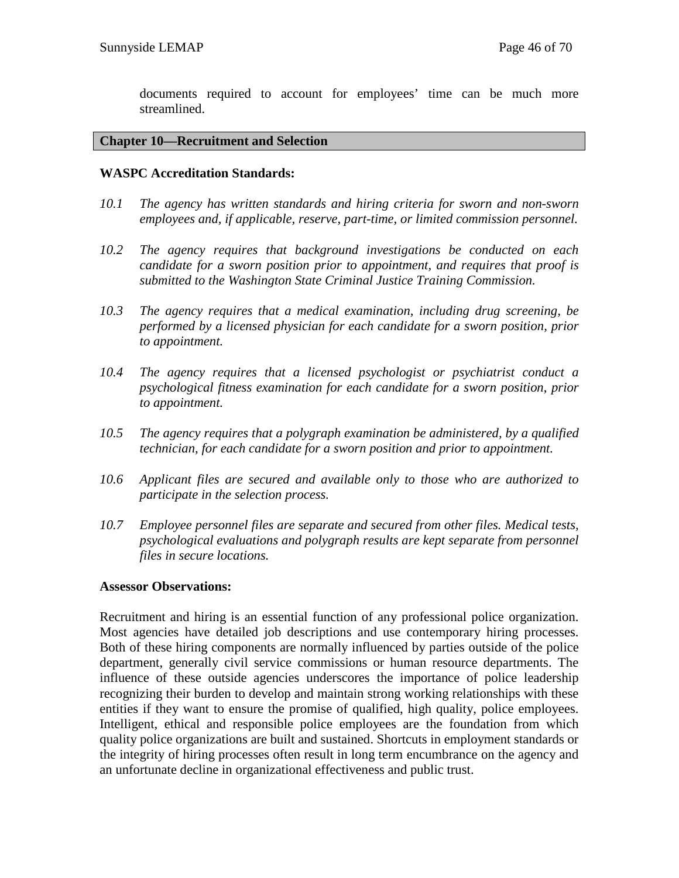documents required to account for employees' time can be much more streamlined.

## Chapter 10—Recruitment and Selection

### WASPC Accreditation Standards:

*10.1 The agency has written standards and hiring criteria for sworn and non-sworn employees and, if applicable, reserve, part-time, or limited commission personnel.*

*10.2 The agency requires that background investigations be conducted on each candidate for a sworn position prior to appointment, and requires that proof is submitted to the Washington State Criminal Justice Training Commission.*

*10.3 The agency requires that a medical examination, including drug screening, be performed by a licensed physician for each candidate for a sworn position, prior to appointment.*

*10.4 The agency requires that a licensed psychologist or psychiatrist conduct a psychological fitness examination for each candidate for a sworn position, prior to appointment.*

*10.5 The agency requires that a polygraph examination be administered, by a qualified technician, for each candidate for a sworn position and prior to appointment.*

*10.6 Applicant files are secured and available only to those who are authorized to participate in the selection process.*

*10.7 Employee personnel files are separate and secured from other files. Medical tests, psychological evaluations and polygraph results are kept separate from personnel files in secure locations.*

### Assessor Observations:

Recruitment and hiring is an essential function of any professional police organization. Most agencies have detailed job descriptions and use contemporary hiring processes. Both of these hiring components are normally influenced by parties outside of the police department, generally civil service commissions or human resource departments. The influence of these outside agencies underscores the importance of police leadership recognizing their burden to develop and maintain strong working relationships with these entities if they want to ensure the promise of qualified, high quality, police employees. Intelligent, ethical and responsible police employees are the foundation from which quality police organizations are built and sustained. Shortcuts in employment standards or the integrity of hiring processes often result in long term encumbrance on the agency and an unfortunate decline in organizational effectiveness and public trust.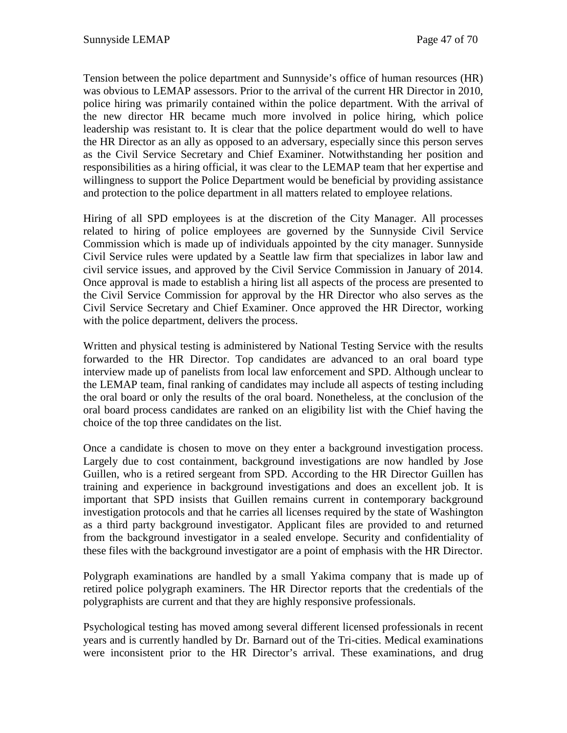Tension between the police department and Sunnyside's office of human resources (HR) was obvious to LEMAP assessors. Prior to the arrival of the current HR Director in 2010, police hiring was primarily contained within the police department. With the arrival of the new director HR became much more involved in police hiring, which police leadership was resistant to. It is clear that the police department would do well to have the HR Director as an ally as opposed to an adversary, especially since this person serves as the Civil Service Secretary and Chief Examiner. Notwithstanding her position and responsibilities as a hiring official, it was clear to the LEMAP team that her expertise and willingness to support the Police Department would be beneficial by providing assistance and protection to the police department in all matters related to employee relations.

Hiring of all SPD employees is at the discretion of the City Manager. All processes related to hiring of police employees are governed by the Sunnyside Civil Service Commission which is made up of individuals appointed by the city manager. Sunnyside Civil Service rules were updated by a Seattle law firm that specializes in labor law and civil service issues, and approved by the Civil Service Commission in January of 2014. Once approval is made to establish a hiring list all aspects of the process are presented to the Civil Service Commission for approval by the HR Director who also serves as the Civil Service Secretary and Chief Examiner. Once approved the HR Director, working with the police department, delivers the process.

Written and physical testing is administered by National Testing Service with the results forwarded to the HR Director. Top candidates are advanced to an oral board type interview made up of panelists from local law enforcement and SPD. Although unclear to the LEMAP team, final ranking of candidates may include all aspects of testing including the oral board or only the results of the oral board. Nonetheless, at the conclusion of the oral board process candidates are ranked on an eligibility list with the Chief having the choice of the top three candidates on the list.

Once a candidate is chosen to move on they enter a background investigation process. Largely due to cost containment, background investigations are now handled by Jose Guillen, who is a retired sergeant from SPD. According to the HR Director Guillen has training and experience in background investigations and does an excellent job. It is important that SPD insists that Guillen remains current in contemporary background investigation protocols and that he carries all licenses required by the state of Washington as a third party background investigator. Applicant files are provided to and returned from the background investigator in a sealed envelope. Security and confidentiality of these files with the background investigator are a point of emphasis with the HR Director.

Polygraph examinations are handled by a small Yakima company that is made up of retired police polygraph examiners. The HR Director reports that the credentials of the polygraphists are current and that they are highly responsive professionals.

Psychological testing has moved among several different licensed professionals in recent years and is currently handled by Dr. Barnard out of the Tri-cities. Medical examinations were inconsistent prior to the HR Director's arrival. These examinations, and drug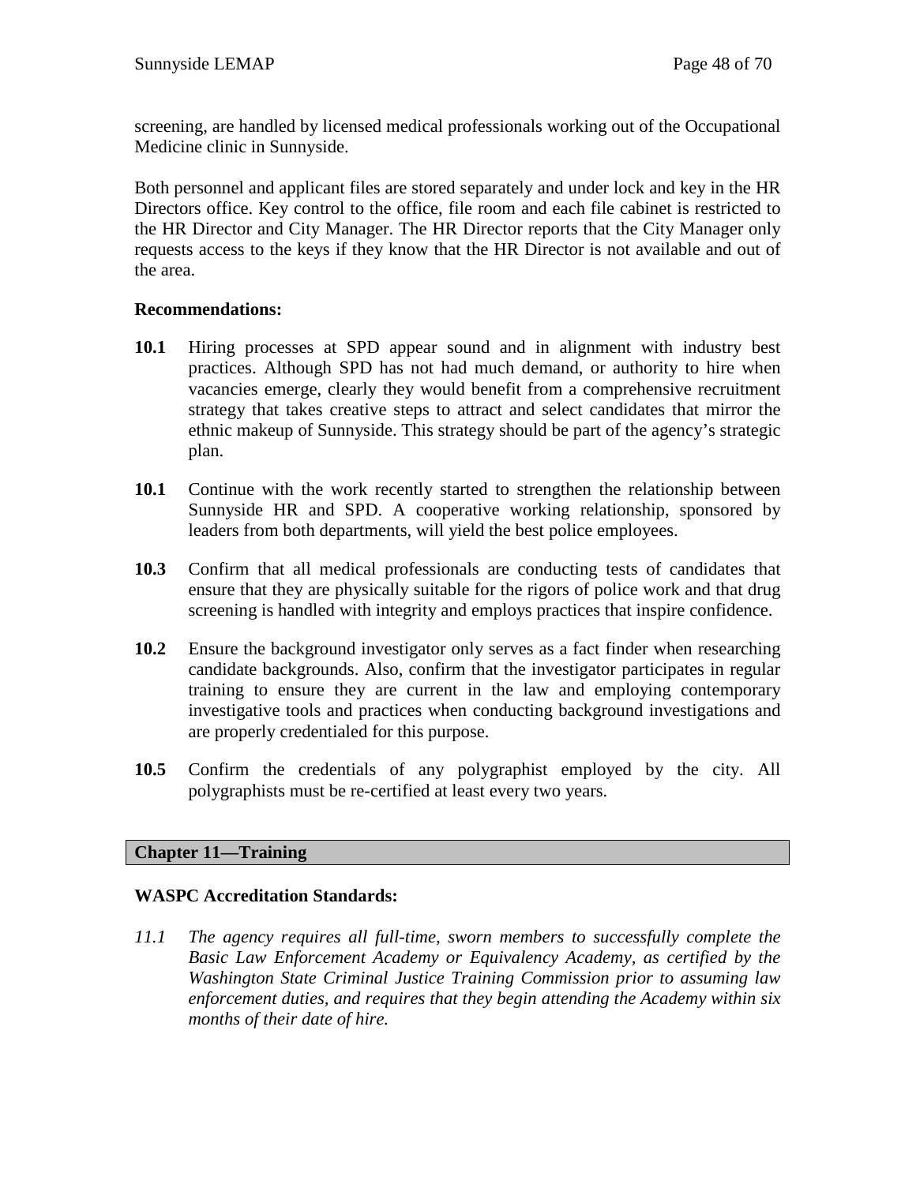screening, are handled by licensed medical professionals working out of the Occupational Medicine clinic in Sunnyside.

Both personnel and applicant files are stored separately and under lock and key in the HR Directors office. Key control to the office, file room and each file cabinet is restricted to the HR Director and City Manager. The HR Director reports that the City Manager only requests access to the keys if they know that the HR Director is not available and out of the area.

**Recommendations:**

**10.1** Hiring processes at SPD appear sound and in alignment with industry best practices. Although SPD has not had much demand, or authority to hire when vacancies emerge, clearly they would benefit from a comprehensive recruitment strategy that takes creative steps to attract and select candidates that mirror the ethnic makeup of Sunnyside. This strategy should be part of the agency's strategic plan.

**10.1** Continue with the work recently started to strengthen the relationship between Sunnyside HR and SPD. A cooperative working relationship, sponsored by leaders from both departments, will yield the best police employees.

**10.3** Confirm that all medical professionals are conducting tests of candidates that ensure that they are physically suitable for the rigors of police work and that drug screening is handled with integrity and employs practices that inspire confidence.

**10.2** Ensure the background investigator only serves as a fact finder when researching candidate backgrounds. Also, confirm that the investigator participates in regular training to ensure they are current in the law and employing contemporary investigative tools and practices when conducting background investigations and are properly credentialed for this purpose.

**10.5** Confirm the credentials of any polygraphist employed by the city. All polygraphists must be re-certified at least every two years.

## Chapter 11—Training

**WASPC Accreditation Standards:**

*11.1 The agency requires all full-time, sworn members to successfully complete the Basic Law Enforcement Academy or Equivalency Academy, as certified by the Washington State Criminal Justice Training Commission prior to assuming law enforcement duties, and requires that they begin attending the Academy within six months of their date of hire.*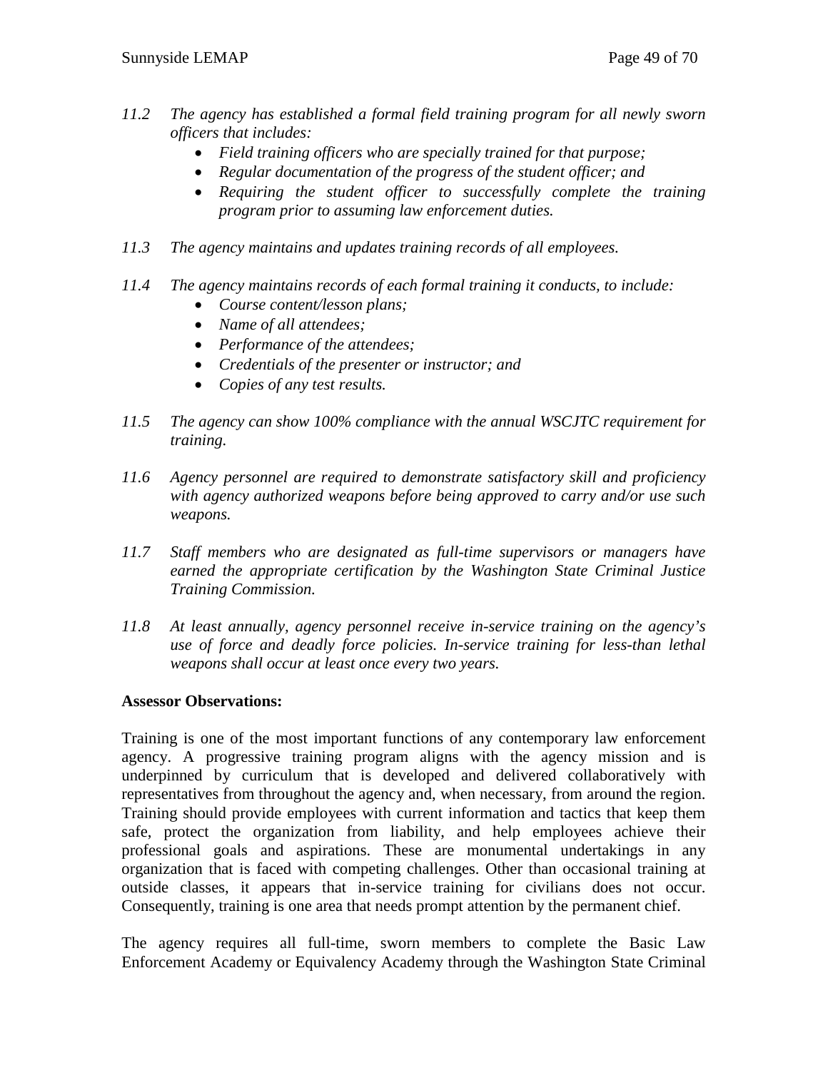*11.2 The agency has established a formal field training program for all newly sworn officers that includes:*

- *Field training officers who are specially trained for that purpose;*
- *Regular documentation of the progress of the student officer; and*
- *Requiring the student officer to successfully complete the training program prior to assuming law enforcement duties.*

*11.3 The agency maintains and updates training records of all employees.*

*11.4 The agency maintains records of each formal training it conducts, to include:*

- *Course content/lesson plans;*
- *Name of all attendees;*
- *Performance of the attendees;*
- *Credentials of the presenter or instructor; and*
- *Copies of any test results.*

*11.5 The agency can show 100% compliance with the annual WSCJTC requirement for training.*

*11.6 Agency personnel are required to demonstrate satisfactory skill and proficiency with agency authorized weapons before being approved to carry and/or use such weapons.*

*11.7 Staff members who are designated as full-time supervisors or managers have earned the appropriate certification by the Washington State Criminal Justice Training Commission.*

*11.8 At least annually, agency personnel receive in-service training on the agency's use of force and deadly force policies. In-service training for less-than lethal weapons shall occur at least once every two years.*

**Assessor Observations:**

Training is one of the most important functions of any contemporary law enforcement agency. A progressive training program aligns with the agency mission and is underpinned by curriculum that is developed and delivered collaboratively with representatives from throughout the agency and, when necessary, from around the region. Training should provide employees with current information and tactics that keep them safe, protect the organization from liability, and help employees achieve their professional goals and aspirations. These are monumental undertakings in any organization that is faced with competing challenges. Other than occasional training at outside classes, it appears that in-service training for civilians does not occur. Consequently, training is one area that needs prompt attention by the permanent chief.

The agency requires all full-time, sworn members to complete the Basic Law Enforcement Academy or Equivalency Academy through the Washington State Criminal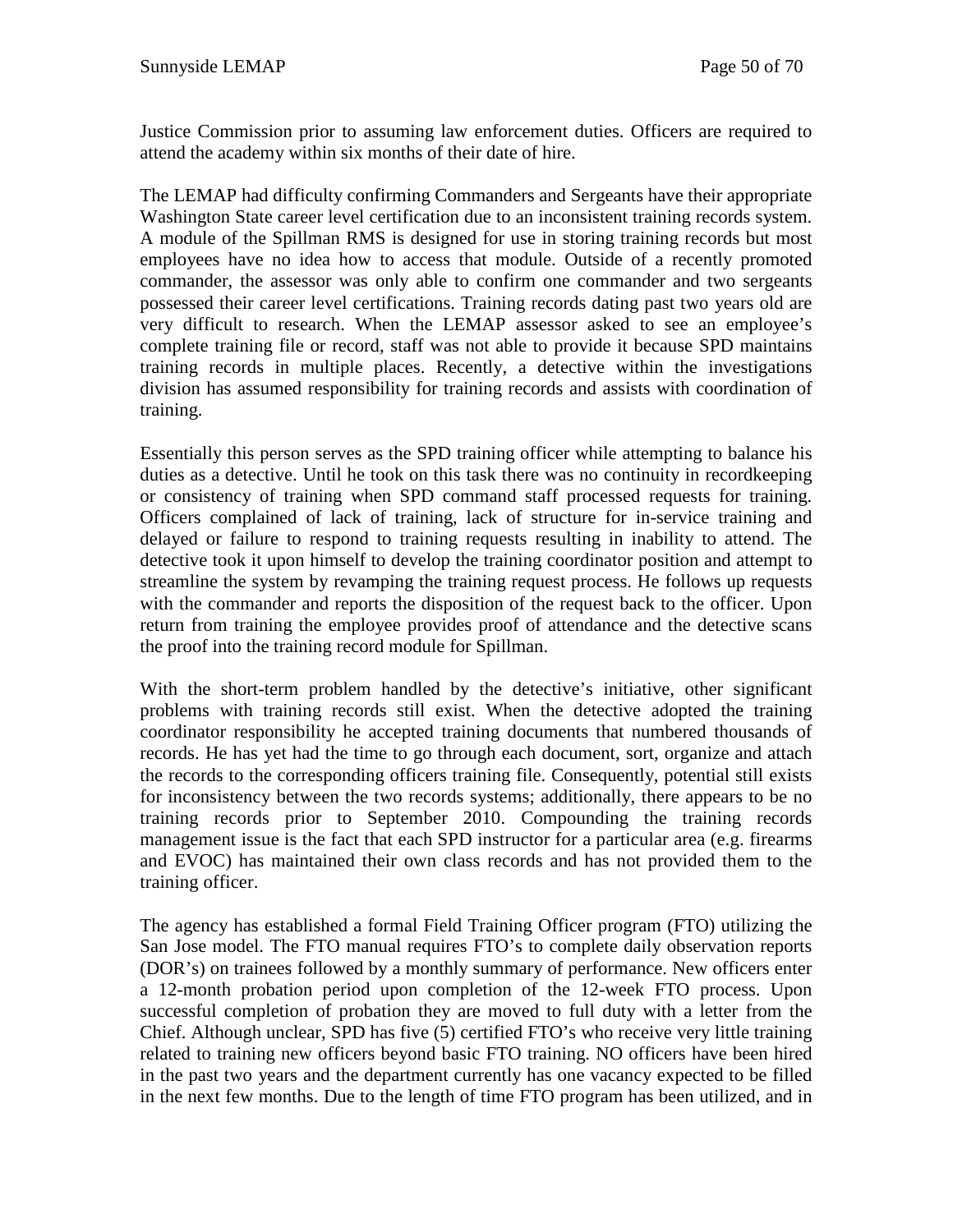Justice Commission prior to assuming law enforcement duties. Officers are required to attend the academy within six months of their date of hire.

The LEMAP had difficulty confirming Commanders and Sergeants have their appropriate Washington State career level certification due to an inconsistent training records system. A module of the Spillman RMS is designed for use in storing training records but most employees have no idea how to access that module. Outside of a recently promoted commander, the assessor was only able to confirm one commander and two sergeants possessed their career level certifications. Training records dating past two years old are very difficult to research. When the LEMAP assessor asked to see an employee's complete training file or record, staff was not able to provide it because SPD maintains training records in multiple places. Recently, a detective within the investigations division has assumed responsibility for training records and assists with coordination of training.

Essentially this person serves as the SPD training officer while attempting to balance his duties as a detective. Until he took on this task there was no continuity in recordkeeping or consistency of training when SPD command staff processed requests for training. Officers complained of lack of training, lack of structure for in-service training and delayed or failure to respond to training requests resulting in inability to attend. The detective took it upon himself to develop the training coordinator position and attempt to streamline the system by revamping the training request process. He follows up requests with the commander and reports the disposition of the request back to the officer. Upon return from training the employee provides proof of attendance and the detective scans the proof into the training record module for Spillman.

With the short-term problem handled by the detective's initiative, other significant problems with training records still exist. When the detective adopted the training coordinator responsibility he accepted training documents that numbered thousands of records. He has yet had the time to go through each document, sort, organize and attach the records to the corresponding officers training file. Consequently, potential still exists for inconsistency between the two records systems; additionally, there appears to be no training records prior to September 2010. Compounding the training records management issue is the fact that each SPD instructor for a particular area (e.g. firearms and EVOC) has maintained their own class records and has not provided them to the training officer.

The agency has established a formal Field Training Officer program (FTO) utilizing the San Jose model. The FTO manual requires FTO's to complete daily observation reports (DOR's) on trainees followed by a monthly summary of performance. New officers enter a 12-month probation period upon completion of the 12-week FTO process. Upon successful completion of probation they are moved to full duty with a letter from the Chief. Although unclear, SPD has five (5) certified FTO's who receive very little training related to training new officers beyond basic FTO training. NO officers have been hired in the past two years and the department currently has one vacancy expected to be filled in the next few months. Due to the length of time FTO program has been utilized, and in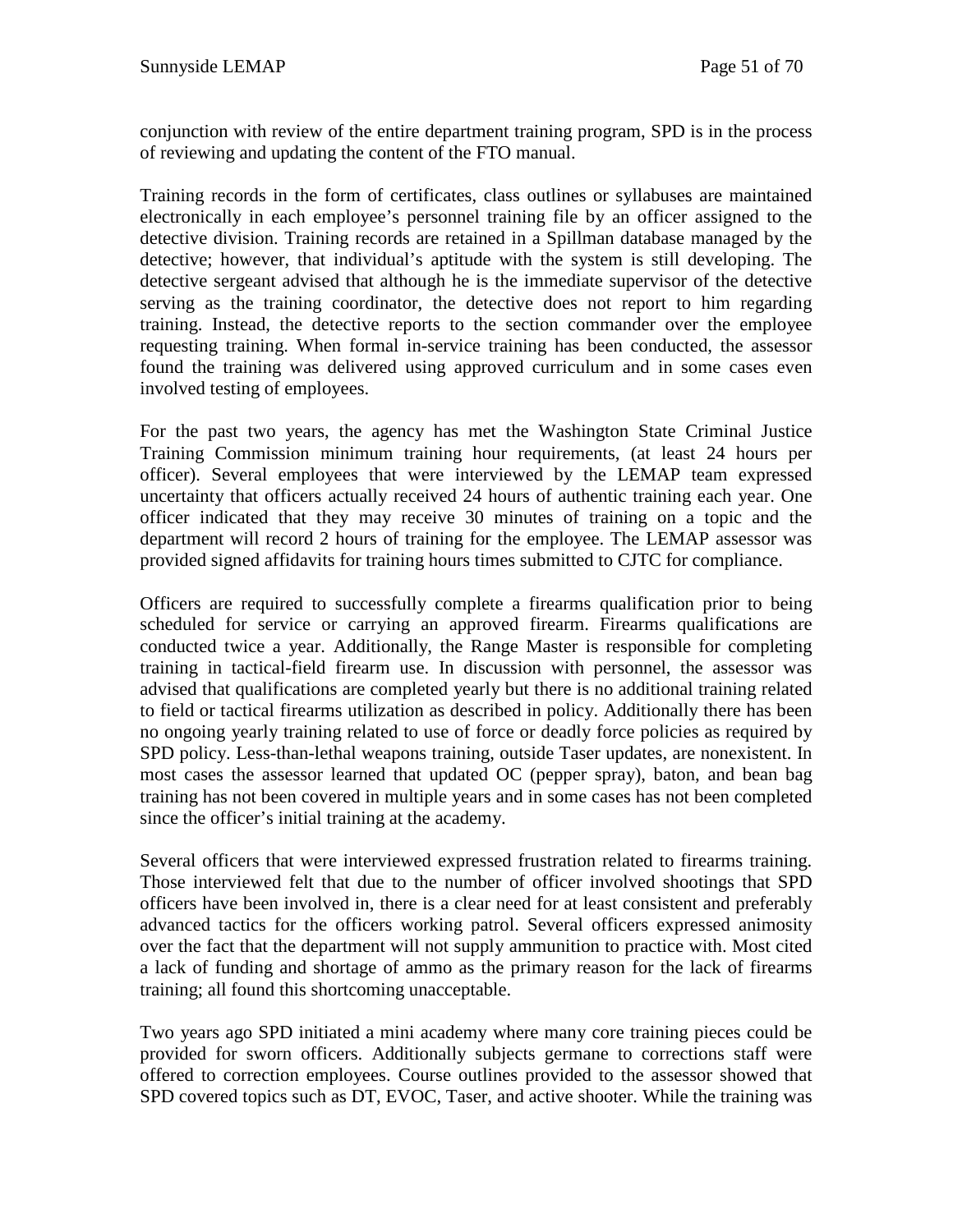conjunction with review of the entire department training program, SPD is in the process of reviewing and updating the content of the FTO manual.

Training records in the form of certificates, class outlines or syllabuses are maintained electronically in each employee's personnel training file by an officer assigned to the detective division. Training records are retained in a Spillman database managed by the detective; however, that individual's aptitude with the system is still developing. The detective sergeant advised that although he is the immediate supervisor of the detective serving as the training coordinator, the detective does not report to him regarding training. Instead, the detective reports to the section commander over the employee requesting training. When formal in-service training has been conducted, the assessor found the training was delivered using approved curriculum and in some cases even involved testing of employees.

For the past two years, the agency has met the Washington State Criminal Justice Training Commission minimum training hour requirements, (at least 24 hours per officer). Several employees that were interviewed by the LEMAP team expressed uncertainty that officers actually received 24 hours of authentic training each year. One officer indicated that they may receive 30 minutes of training on a topic and the department will record 2 hours of training for the employee. The LEMAP assessor was provided signed affidavits for training hours times submitted to CJTC for compliance.

Officers are required to successfully complete a firearms qualification prior to being scheduled for service or carrying an approved firearm. Firearms qualifications are conducted twice a year. Additionally, the Range Master is responsible for completing training in tactical-field firearm use. In discussion with personnel, the assessor was advised that qualifications are completed yearly but there is no additional training related to field or tactical firearms utilization as described in policy. Additionally there has been no ongoing yearly training related to use of force or deadly force policies as required by SPD policy. Less-than-lethal weapons training, outside Taser updates, are nonexistent. In most cases the assessor learned that updated OC (pepper spray), baton, and bean bag training has not been covered in multiple years and in some cases has not been completed since the officer's initial training at the academy.

Several officers that were interviewed expressed frustration related to firearms training. Those interviewed felt that due to the number of officer involved shootings that SPD officers have been involved in, there is a clear need for at least consistent and preferably advanced tactics for the officers working patrol. Several officers expressed animosity over the fact that the department will not supply ammunition to practice with. Most cited a lack of funding and shortage of ammo as the primary reason for the lack of firearms training; all found this shortcoming unacceptable.

Two years ago SPD initiated a mini academy where many core training pieces could be provided for sworn officers. Additionally subjects germane to corrections staff were offered to correction employees. Course outlines provided to the assessor showed that SPD covered topics such as DT, EVOC, Taser, and active shooter. While the training was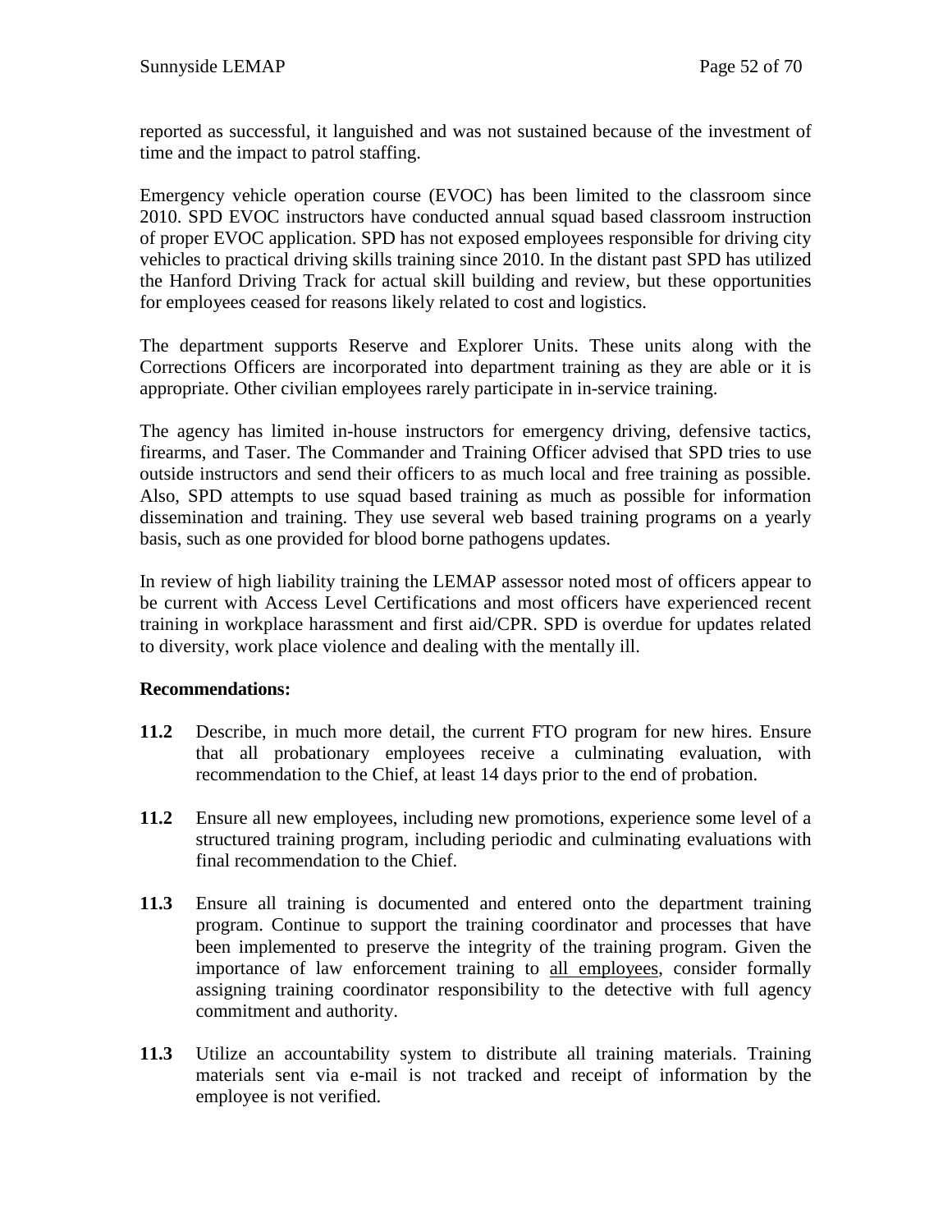reported as successful, it languished and was not sustained because of the investment of time and the impact to patrol staffing.

Emergency vehicle operation course (EVOC) has been limited to the classroom since 2010. SPD EVOC instructors have conducted annual squad based classroom instruction of proper EVOC application. SPD has not exposed employees responsible for driving city vehicles to practical driving skills training since 2010. In the distant past SPD has utilized the Hanford Driving Track for actual skill building and review, but these opportunities for employees ceased for reasons likely related to cost and logistics.

The department supports Reserve and Explorer Units. These units along with the Corrections Officers are incorporated into department training as they are able or it is appropriate. Other civilian employees rarely participate in in-service training.

The agency has limited in-house instructors for emergency driving, defensive tactics, firearms, and Taser. The Commander and Training Officer advised that SPD tries to use outside instructors and send their officers to as much local and free training as possible. Also, SPD attempts to use squad based training as much as possible for information dissemination and training. They use several web based training programs on a yearly basis, such as one provided for blood borne pathogens updates.

In review of high liability training the LEMAP assessor noted most of officers appear to be current with Access Level Certifications and most officers have experienced recent training in workplace harassment and first aid/CPR. SPD is overdue for updates related to diversity, work place violence and dealing with the mentally ill.

**Recommendations:**

**11.2** Describe, in much more detail, the current FTO program for new hires. Ensure that all probationary employees receive a culminating evaluation, with recommendation to the Chief, at least 14 days prior to the end of probation.

**11.2** Ensure all new employees, including new promotions, experience some level of a structured training program, including periodic and culminating evaluations with final recommendation to the Chief.

**11.3** Ensure all training is documented and entered onto the department training program. Continue to support the training coordinator and processes that have been implemented to preserve the integrity of the training program. Given the importance of law enforcement training to <u>all employees</u>, consider formally assigning training coordinator responsibility to the detective with full agency commitment and authority.

**11.3** Utilize an accountability system to distribute all training materials. Training materials sent via e-mail is not tracked and receipt of information by the employee is not verified.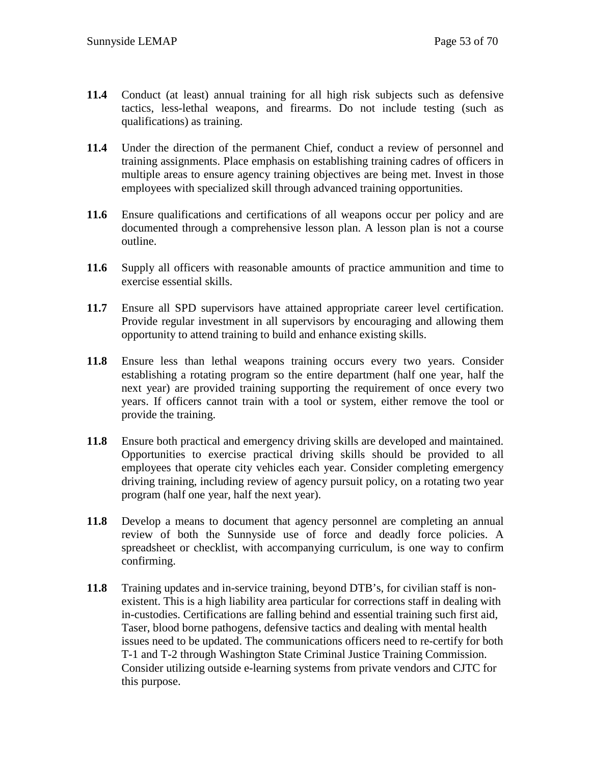**11.4** Conduct (at least) annual training for all high risk subjects such as defensive tactics, less-lethal weapons, and firearms. Do not include testing (such as qualifications) as training.

**11.4** Under the direction of the permanent Chief, conduct a review of personnel and training assignments. Place emphasis on establishing training cadres of officers in multiple areas to ensure agency training objectives are being met. Invest in those employees with specialized skill through advanced training opportunities.

**11.6** Ensure qualifications and certifications of all weapons occur per policy and are documented through a comprehensive lesson plan. A lesson plan is not a course outline.

**11.6** Supply all officers with reasonable amounts of practice ammunition and time to exercise essential skills.

**11.7** Ensure all SPD supervisors have attained appropriate career level certification. Provide regular investment in all supervisors by encouraging and allowing them opportunity to attend training to build and enhance existing skills.

**11.8** Ensure less than lethal weapons training occurs every two years. Consider establishing a rotating program so the entire department (half one year, half the next year) are provided training supporting the requirement of once every two years. If officers cannot train with a tool or system, either remove the tool or provide the training.

**11.8** Ensure both practical and emergency driving skills are developed and maintained. Opportunities to exercise practical driving skills should be provided to all employees that operate city vehicles each year. Consider completing emergency driving training, including review of agency pursuit policy, on a rotating two year program (half one year, half the next year).

**11.8** Develop a means to document that agency personnel are completing an annual review of both the Sunnyside use of force and deadly force policies. A spreadsheet or checklist, with accompanying curriculum, is one way to confirm confirming.

**11.8** Training updates and in-service training, beyond DTB's, for civilian staff is non-existent. This is a high liability area particular for corrections staff in dealing with in-custodies. Certifications are falling behind and essential training such first aid, Taser, blood borne pathogens, defensive tactics and dealing with mental health issues need to be updated. The communications officers need to re-certify for both T-1 and T-2 through Washington State Criminal Justice Training Commission. Consider utilizing outside e-learning systems from private vendors and CJTC for this purpose.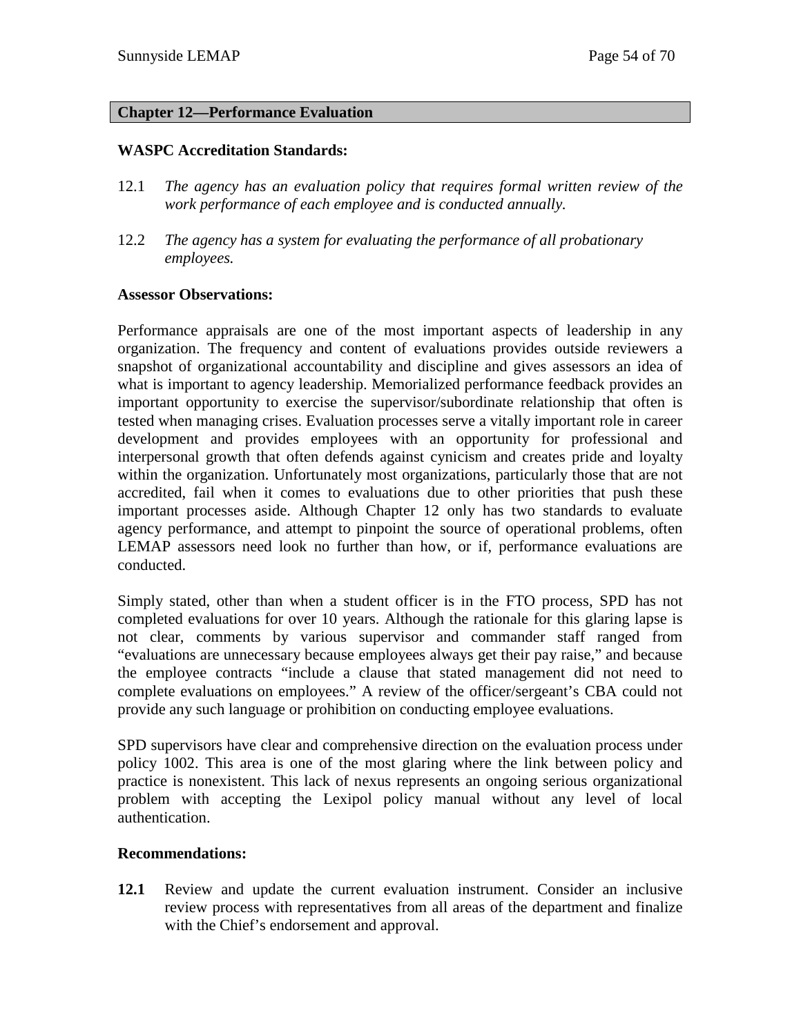## Chapter 12—Performance Evaluation

### WASPC Accreditation Standards:

12.1 *The agency has an evaluation policy that requires formal written review of the work performance of each employee and is conducted annually.*

12.2 *The agency has a system for evaluating the performance of all probationary employees.*

### Assessor Observations:

Performance appraisals are one of the most important aspects of leadership in any organization. The frequency and content of evaluations provides outside reviewers a snapshot of organizational accountability and discipline and gives assessors an idea of what is important to agency leadership. Memorialized performance feedback provides an important opportunity to exercise the supervisor/subordinate relationship that often is tested when managing crises. Evaluation processes serve a vitally important role in career development and provides employees with an opportunity for professional and interpersonal growth that often defends against cynicism and creates pride and loyalty within the organization. Unfortunately most organizations, particularly those that are not accredited, fail when it comes to evaluations due to other priorities that push these important processes aside. Although Chapter 12 only has two standards to evaluate agency performance, and attempt to pinpoint the source of operational problems, often LEMAP assessors need look no further than how, or if, performance evaluations are conducted.

Simply stated, other than when a student officer is in the FTO process, SPD has not completed evaluations for over 10 years. Although the rationale for this glaring lapse is not clear, comments by various supervisor and commander staff ranged from "evaluations are unnecessary because employees always get their pay raise," and because the employee contracts "include a clause that stated management did not need to complete evaluations on employees." A review of the officer/sergeant's CBA could not provide any such language or prohibition on conducting employee evaluations.

SPD supervisors have clear and comprehensive direction on the evaluation process under policy 1002. This area is one of the most glaring where the link between policy and practice is nonexistent. This lack of nexus represents an ongoing serious organizational problem with accepting the Lexipol policy manual without any level of local authentication.

### Recommendations:

**12.1** Review and update the current evaluation instrument. Consider an inclusive review process with representatives from all areas of the department and finalize with the Chief's endorsement and approval.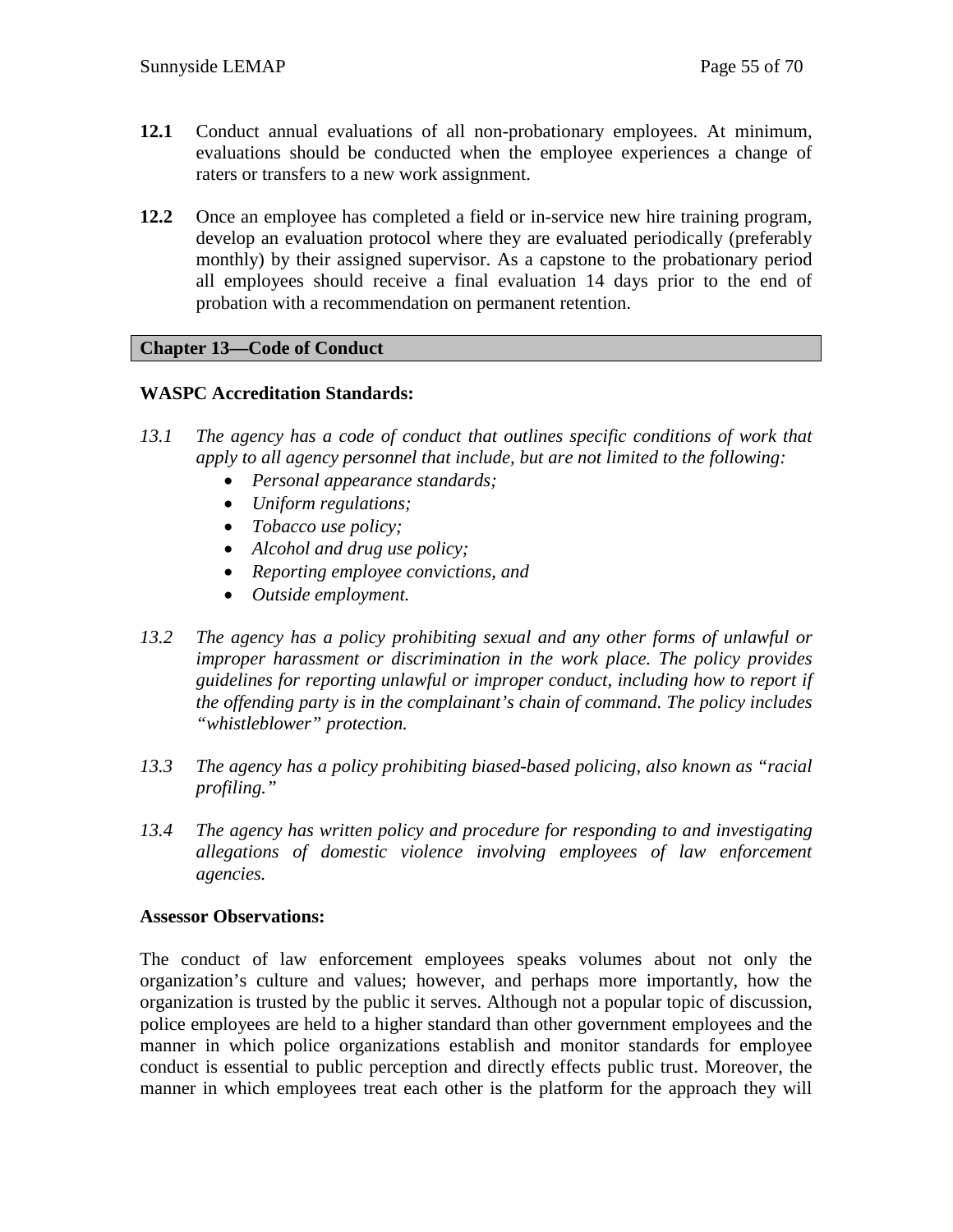**12.1** Conduct annual evaluations of all non-probationary employees. At minimum, evaluations should be conducted when the employee experiences a change of raters or transfers to a new work assignment.

**12.2** Once an employee has completed a field or in-service new hire training program, develop an evaluation protocol where they are evaluated periodically (preferably monthly) by their assigned supervisor. As a capstone to the probationary period all employees should receive a final evaluation 14 days prior to the end of probation with a recommendation on permanent retention.

## Chapter 13—Code of Conduct

### WASPC Accreditation Standards:

*13.1 The agency has a code of conduct that outlines specific conditions of work that apply to all agency personnel that include, but are not limited to the following:*

- *Personal appearance standards;*
- *Uniform regulations;*
- *Tobacco use policy;*
- *Alcohol and drug use policy;*
- *Reporting employee convictions, and*
- *Outside employment.*

*13.2 The agency has a policy prohibiting sexual and any other forms of unlawful or improper harassment or discrimination in the work place. The policy provides guidelines for reporting unlawful or improper conduct, including how to report if the offending party is in the complainant's chain of command. The policy includes "whistleblower" protection.*

*13.3 The agency has a policy prohibiting biased-based policing, also known as "racial profiling."*

*13.4 The agency has written policy and procedure for responding to and investigating allegations of domestic violence involving employees of law enforcement agencies.*

### Assessor Observations:

The conduct of law enforcement employees speaks volumes about not only the organization's culture and values; however, and perhaps more importantly, how the organization is trusted by the public it serves. Although not a popular topic of discussion, police employees are held to a higher standard than other government employees and the manner in which police organizations establish and monitor standards for employee conduct is essential to public perception and directly effects public trust. Moreover, the manner in which employees treat each other is the platform for the approach they will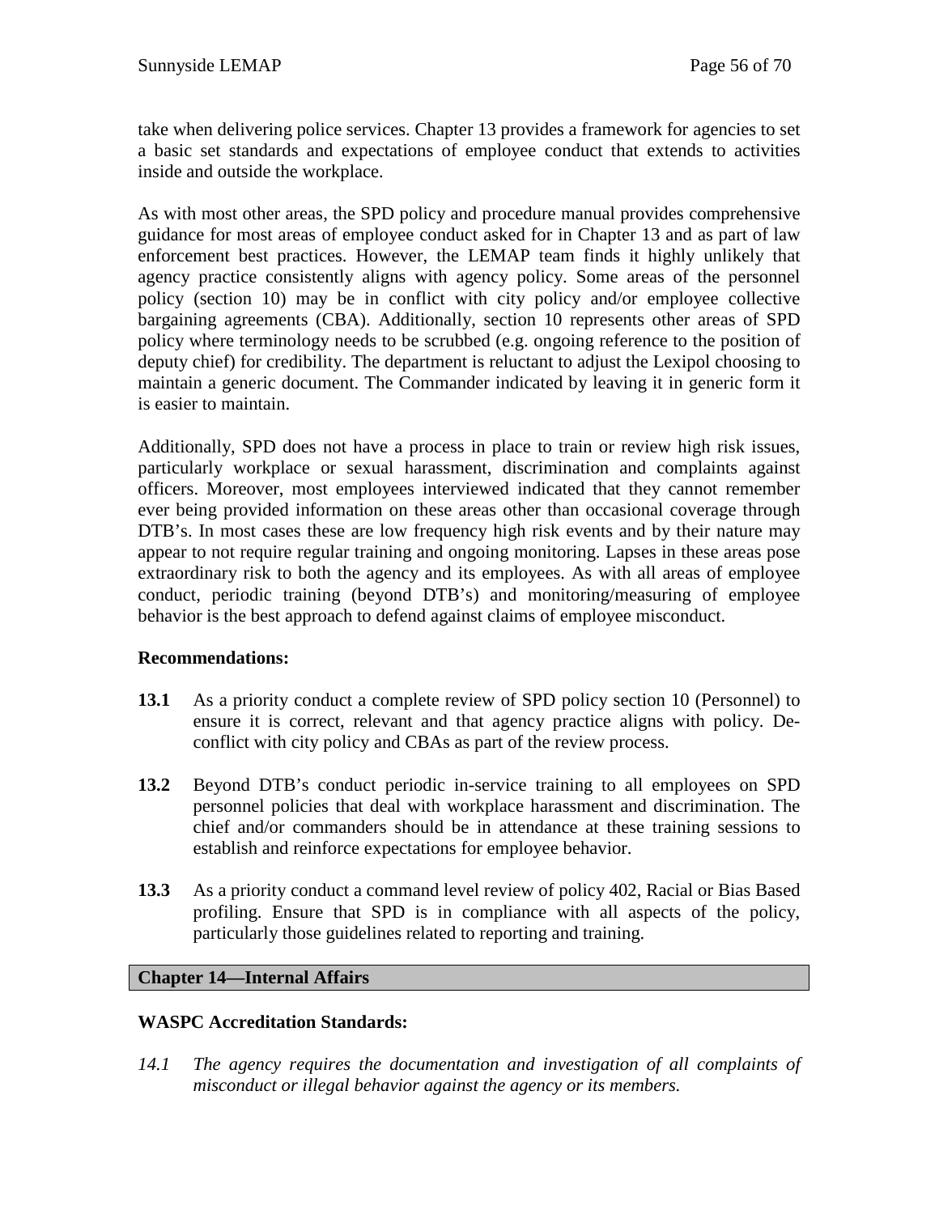take when delivering police services. Chapter 13 provides a framework for agencies to set a basic set standards and expectations of employee conduct that extends to activities inside and outside the workplace.

As with most other areas, the SPD policy and procedure manual provides comprehensive guidance for most areas of employee conduct asked for in Chapter 13 and as part of law enforcement best practices. However, the LEMAP team finds it highly unlikely that agency practice consistently aligns with agency policy. Some areas of the personnel policy (section 10) may be in conflict with city policy and/or employee collective bargaining agreements (CBA). Additionally, section 10 represents other areas of SPD policy where terminology needs to be scrubbed (e.g. ongoing reference to the position of deputy chief) for credibility. The department is reluctant to adjust the Lexipol choosing to maintain a generic document. The Commander indicated by leaving it in generic form it is easier to maintain.

Additionally, SPD does not have a process in place to train or review high risk issues, particularly workplace or sexual harassment, discrimination and complaints against officers. Moreover, most employees interviewed indicated that they cannot remember ever being provided information on these areas other than occasional coverage through DTB's. In most cases these are low frequency high risk events and by their nature may appear to not require regular training and ongoing monitoring. Lapses in these areas pose extraordinary risk to both the agency and its employees. As with all areas of employee conduct, periodic training (beyond DTB's) and monitoring/measuring of employee behavior is the best approach to defend against claims of employee misconduct.

**Recommendations:**

**13.1** As a priority conduct a complete review of SPD policy section 10 (Personnel) to ensure it is correct, relevant and that agency practice aligns with policy. De-conflict with city policy and CBAs as part of the review process.

**13.2** Beyond DTB's conduct periodic in-service training to all employees on SPD personnel policies that deal with workplace harassment and discrimination. The chief and/or commanders should be in attendance at these training sessions to establish and reinforce expectations for employee behavior.

**13.3** As a priority conduct a command level review of policy 402, Racial or Bias Based profiling. Ensure that SPD is in compliance with all aspects of the policy, particularly those guidelines related to reporting and training.

## Chapter 14—Internal Affairs

**WASPC Accreditation Standards:**

*14.1 The agency requires the documentation and investigation of all complaints of misconduct or illegal behavior against the agency or its members.*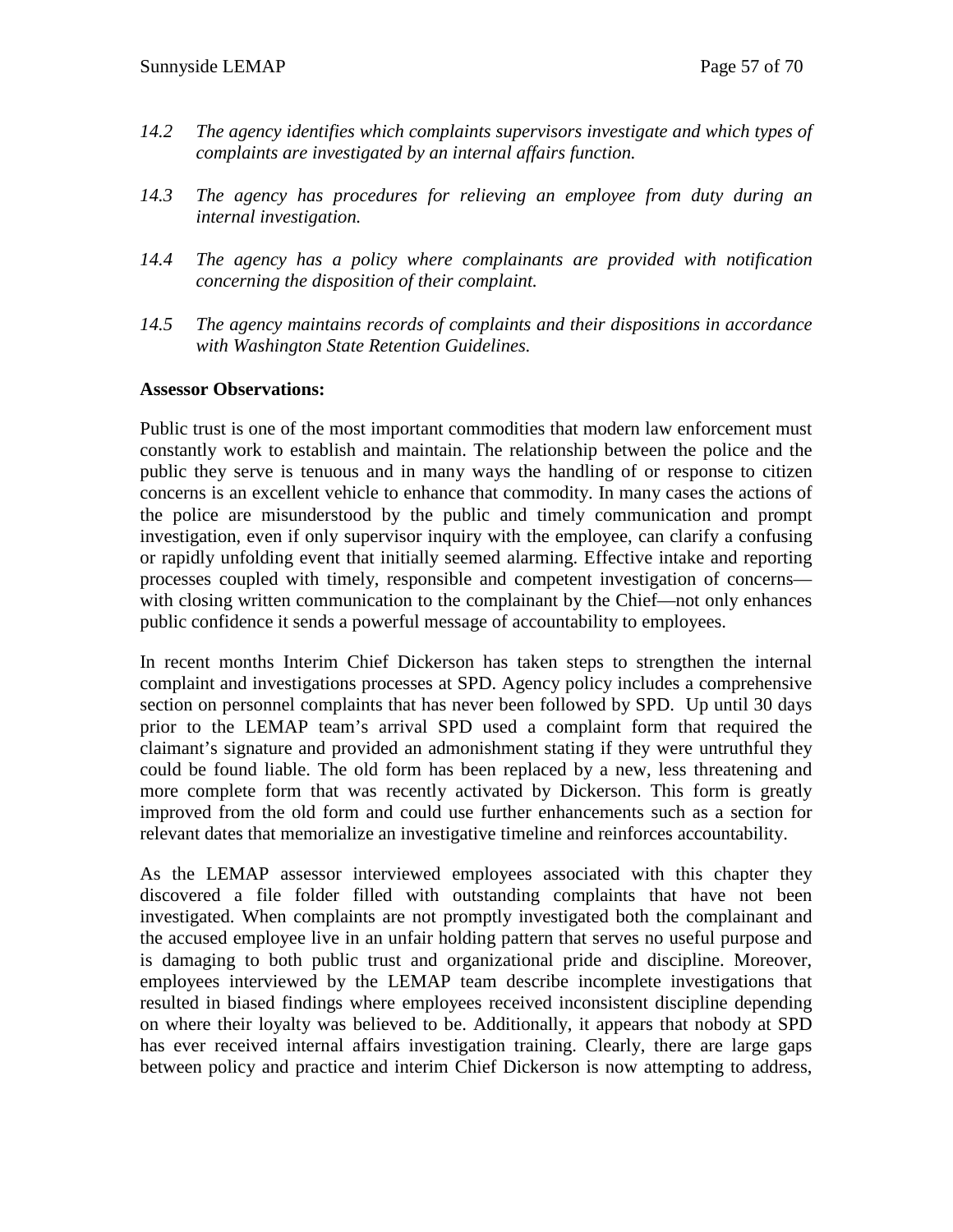*14.2 The agency identifies which complaints supervisors investigate and which types of complaints are investigated by an internal affairs function.*

*14.3 The agency has procedures for relieving an employee from duty during an internal investigation.*

*14.4 The agency has a policy where complainants are provided with notification concerning the disposition of their complaint.*

*14.5 The agency maintains records of complaints and their dispositions in accordance with Washington State Retention Guidelines.*

**Assessor Observations:**

Public trust is one of the most important commodities that modern law enforcement must constantly work to establish and maintain. The relationship between the police and the public they serve is tenuous and in many ways the handling of or response to citizen concerns is an excellent vehicle to enhance that commodity. In many cases the actions of the police are misunderstood by the public and timely communication and prompt investigation, even if only supervisor inquiry with the employee, can clarify a confusing or rapidly unfolding event that initially seemed alarming. Effective intake and reporting processes coupled with timely, responsible and competent investigation of concerns—with closing written communication to the complainant by the Chief—not only enhances public confidence it sends a powerful message of accountability to employees.

In recent months Interim Chief Dickerson has taken steps to strengthen the internal complaint and investigations processes at SPD. Agency policy includes a comprehensive section on personnel complaints that has never been followed by SPD. Up until 30 days prior to the LEMAP team's arrival SPD used a complaint form that required the claimant's signature and provided an admonishment stating if they were untruthful they could be found liable. The old form has been replaced by a new, less threatening and more complete form that was recently activated by Dickerson. This form is greatly improved from the old form and could use further enhancements such as a section for relevant dates that memorialize an investigative timeline and reinforces accountability.

As the LEMAP assessor interviewed employees associated with this chapter they discovered a file folder filled with outstanding complaints that have not been investigated. When complaints are not promptly investigated both the complainant and the accused employee live in an unfair holding pattern that serves no useful purpose and is damaging to both public trust and organizational pride and discipline. Moreover, employees interviewed by the LEMAP team describe incomplete investigations that resulted in biased findings where employees received inconsistent discipline depending on where their loyalty was believed to be. Additionally, it appears that nobody at SPD has ever received internal affairs investigation training. Clearly, there are large gaps between policy and practice and interim Chief Dickerson is now attempting to address,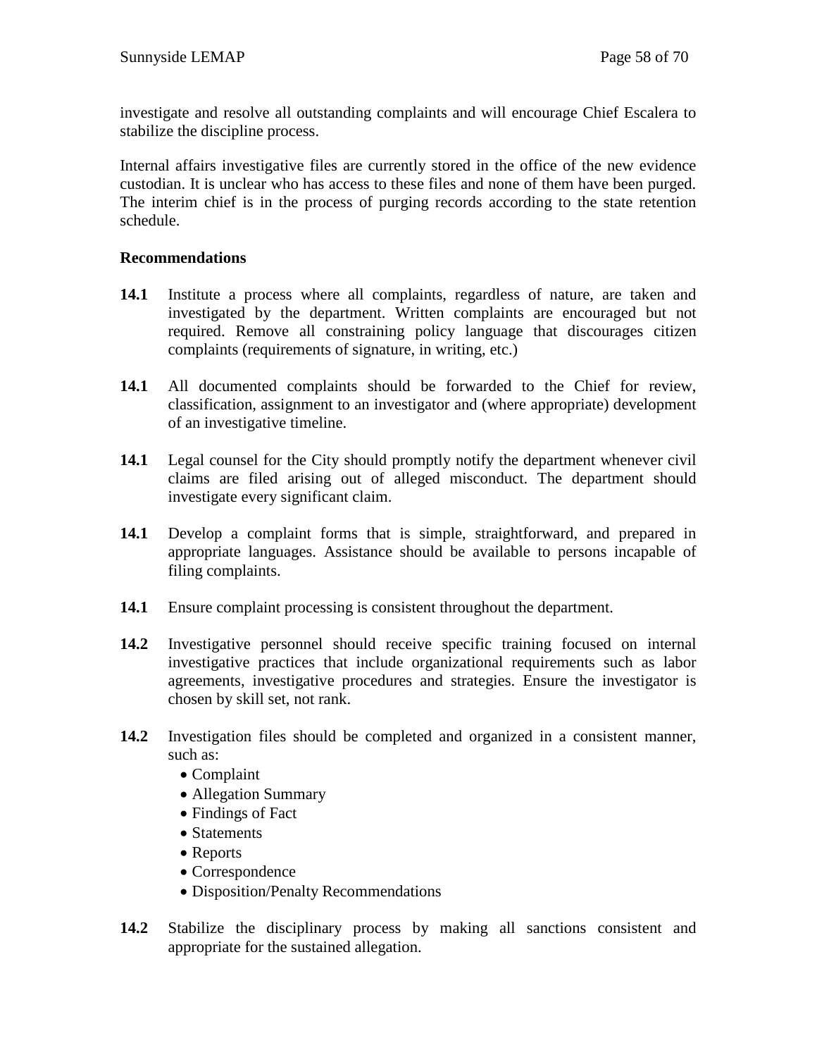investigate and resolve all outstanding complaints and will encourage Chief Escalera to stabilize the discipline process.

Internal affairs investigative files are currently stored in the office of the new evidence custodian. It is unclear who has access to these files and none of them have been purged. The interim chief is in the process of purging records according to the state retention schedule.

**Recommendations**

**14.1** Institute a process where all complaints, regardless of nature, are taken and investigated by the department. Written complaints are encouraged but not required. Remove all constraining policy language that discourages citizen complaints (requirements of signature, in writing, etc.)

**14.1** All documented complaints should be forwarded to the Chief for review, classification, assignment to an investigator and (where appropriate) development of an investigative timeline.

**14.1** Legal counsel for the City should promptly notify the department whenever civil claims are filed arising out of alleged misconduct. The department should investigate every significant claim.

**14.1** Develop a complaint forms that is simple, straightforward, and prepared in appropriate languages. Assistance should be available to persons incapable of filing complaints.

**14.1** Ensure complaint processing is consistent throughout the department.

**14.2** Investigative personnel should receive specific training focused on internal investigative practices that include organizational requirements such as labor agreements, investigative procedures and strategies. Ensure the investigator is chosen by skill set, not rank.

**14.2** Investigation files should be completed and organized in a consistent manner, such as:

- Complaint
- Allegation Summary
- Findings of Fact
- Statements
- Reports
- Correspondence
- Disposition/Penalty Recommendations

**14.2** Stabilize the disciplinary process by making all sanctions consistent and appropriate for the sustained allegation.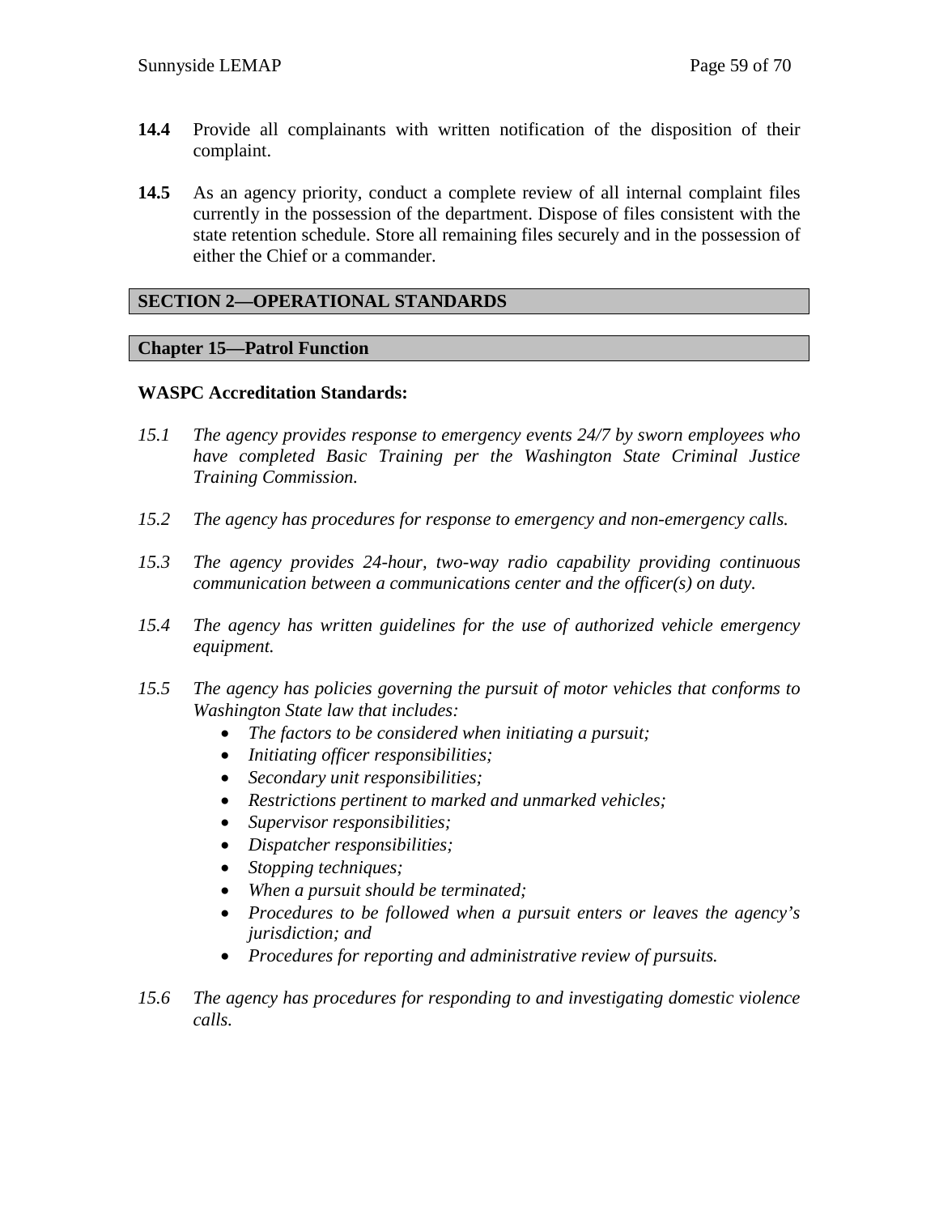**14.4** Provide all complainants with written notification of the disposition of their complaint.

**14.5** As an agency priority, conduct a complete review of all internal complaint files currently in the possession of the department. Dispose of files consistent with the state retention schedule. Store all remaining files securely and in the possession of either the Chief or a commander.

## SECTION 2—OPERATIONAL STANDARDS

### Chapter 15—Patrol Function

**WASPC Accreditation Standards:**

*15.1 The agency provides response to emergency events 24/7 by sworn employees who have completed Basic Training per the Washington State Criminal Justice Training Commission.*

*15.2 The agency has procedures for response to emergency and non-emergency calls.*

*15.3 The agency provides 24-hour, two-way radio capability providing continuous communication between a communications center and the officer(s) on duty.*

*15.4 The agency has written guidelines for the use of authorized vehicle emergency equipment.*

*15.5 The agency has policies governing the pursuit of motor vehicles that conforms to Washington State law that includes:*

- *The factors to be considered when initiating a pursuit;*
- *Initiating officer responsibilities;*
- *Secondary unit responsibilities;*
- *Restrictions pertinent to marked and unmarked vehicles;*
- *Supervisor responsibilities;*
- *Dispatcher responsibilities;*
- *Stopping techniques;*
- *When a pursuit should be terminated;*
- *Procedures to be followed when a pursuit enters or leaves the agency's jurisdiction; and*
- *Procedures for reporting and administrative review of pursuits.*

*15.6 The agency has procedures for responding to and investigating domestic violence calls.*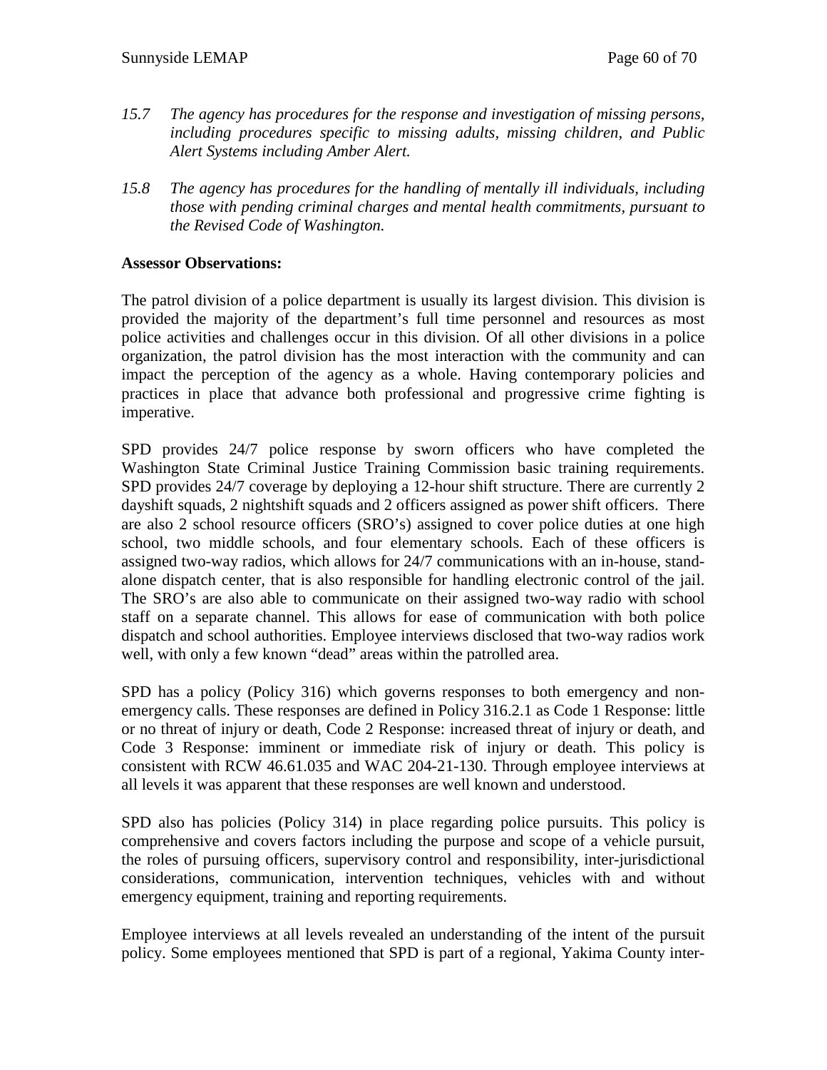*15.7 The agency has procedures for the response and investigation of missing persons, including procedures specific to missing adults, missing children, and Public Alert Systems including Amber Alert.*

*15.8 The agency has procedures for the handling of mentally ill individuals, including those with pending criminal charges and mental health commitments, pursuant to the Revised Code of Washington.*

**Assessor Observations:**

The patrol division of a police department is usually its largest division. This division is provided the majority of the department's full time personnel and resources as most police activities and challenges occur in this division. Of all other divisions in a police organization, the patrol division has the most interaction with the community and can impact the perception of the agency as a whole. Having contemporary policies and practices in place that advance both professional and progressive crime fighting is imperative.

SPD provides 24/7 police response by sworn officers who have completed the Washington State Criminal Justice Training Commission basic training requirements. SPD provides 24/7 coverage by deploying a 12-hour shift structure. There are currently 2 dayshift squads, 2 nightshift squads and 2 officers assigned as power shift officers. There are also 2 school resource officers (SRO's) assigned to cover police duties at one high school, two middle schools, and four elementary schools. Each of these officers is assigned two-way radios, which allows for 24/7 communications with an in-house, stand-alone dispatch center, that is also responsible for handling electronic control of the jail. The SRO's are also able to communicate on their assigned two-way radio with school staff on a separate channel. This allows for ease of communication with both police dispatch and school authorities. Employee interviews disclosed that two-way radios work well, with only a few known "dead" areas within the patrolled area.

SPD has a policy (Policy 316) which governs responses to both emergency and non-emergency calls. These responses are defined in Policy 316.2.1 as Code 1 Response: little or no threat of injury or death, Code 2 Response: increased threat of injury or death, and Code 3 Response: imminent or immediate risk of injury or death. This policy is consistent with RCW 46.61.035 and WAC 204-21-130. Through employee interviews at all levels it was apparent that these responses are well known and understood.

SPD also has policies (Policy 314) in place regarding police pursuits. This policy is comprehensive and covers factors including the purpose and scope of a vehicle pursuit, the roles of pursuing officers, supervisory control and responsibility, inter-jurisdictional considerations, communication, intervention techniques, vehicles with and without emergency equipment, training and reporting requirements.

Employee interviews at all levels revealed an understanding of the intent of the pursuit policy. Some employees mentioned that SPD is part of a regional, Yakima County inter-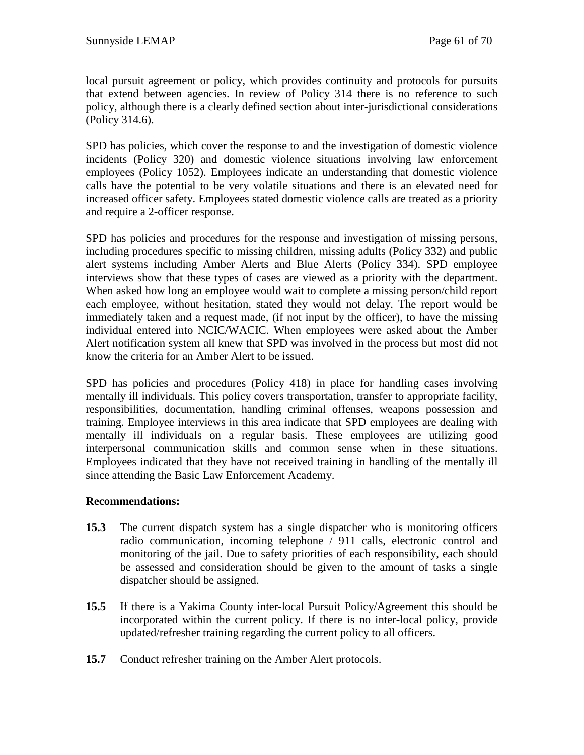local pursuit agreement or policy, which provides continuity and protocols for pursuits that extend between agencies. In review of Policy 314 there is no reference to such policy, although there is a clearly defined section about inter-jurisdictional considerations (Policy 314.6).

SPD has policies, which cover the response to and the investigation of domestic violence incidents (Policy 320) and domestic violence situations involving law enforcement employees (Policy 1052). Employees indicate an understanding that domestic violence calls have the potential to be very volatile situations and there is an elevated need for increased officer safety. Employees stated domestic violence calls are treated as a priority and require a 2-officer response.

SPD has policies and procedures for the response and investigation of missing persons, including procedures specific to missing children, missing adults (Policy 332) and public alert systems including Amber Alerts and Blue Alerts (Policy 334). SPD employee interviews show that these types of cases are viewed as a priority with the department. When asked how long an employee would wait to complete a missing person/child report each employee, without hesitation, stated they would not delay. The report would be immediately taken and a request made, (if not input by the officer), to have the missing individual entered into NCIC/WACIC. When employees were asked about the Amber Alert notification system all knew that SPD was involved in the process but most did not know the criteria for an Amber Alert to be issued.

SPD has policies and procedures (Policy 418) in place for handling cases involving mentally ill individuals. This policy covers transportation, transfer to appropriate facility, responsibilities, documentation, handling criminal offenses, weapons possession and training. Employee interviews in this area indicate that SPD employees are dealing with mentally ill individuals on a regular basis. These employees are utilizing good interpersonal communication skills and common sense when in these situations. Employees indicated that they have not received training in handling of the mentally ill since attending the Basic Law Enforcement Academy.

**Recommendations:**

**15.3** The current dispatch system has a single dispatcher who is monitoring officers radio communication, incoming telephone / 911 calls, electronic control and monitoring of the jail. Due to safety priorities of each responsibility, each should be assessed and consideration should be given to the amount of tasks a single dispatcher should be assigned.

**15.5** If there is a Yakima County inter-local Pursuit Policy/Agreement this should be incorporated within the current policy. If there is no inter-local policy, provide updated/refresher training regarding the current policy to all officers.

**15.7** Conduct refresher training on the Amber Alert protocols.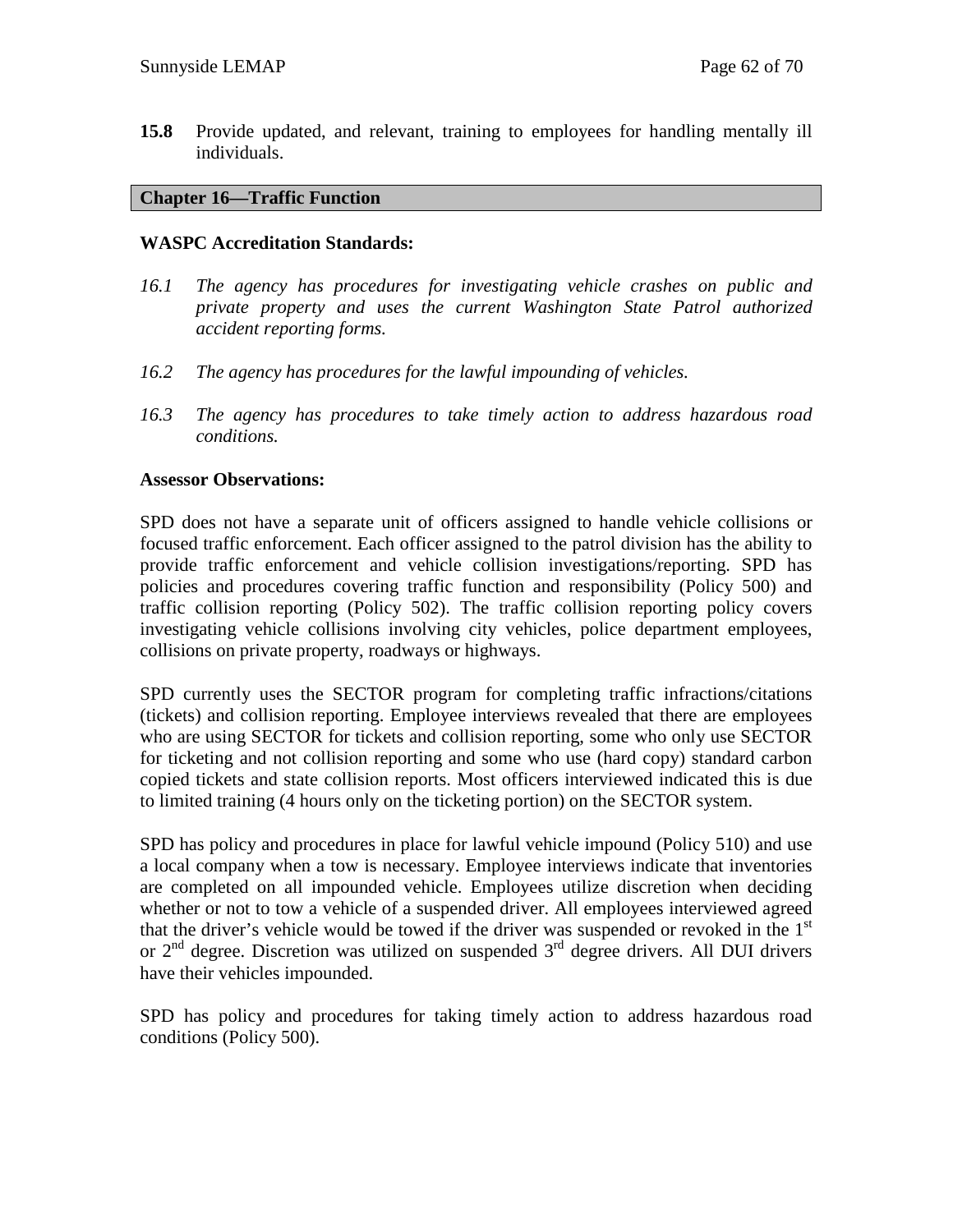**15.8** Provide updated, and relevant, training to employees for handling mentally ill individuals.

## Chapter 16—Traffic Function

**WASPC Accreditation Standards:**

*16.1 The agency has procedures for investigating vehicle crashes on public and private property and uses the current Washington State Patrol authorized accident reporting forms.*

*16.2 The agency has procedures for the lawful impounding of vehicles.*

*16.3 The agency has procedures to take timely action to address hazardous road conditions.*

**Assessor Observations:**

SPD does not have a separate unit of officers assigned to handle vehicle collisions or focused traffic enforcement. Each officer assigned to the patrol division has the ability to provide traffic enforcement and vehicle collision investigations/reporting. SPD has policies and procedures covering traffic function and responsibility (Policy 500) and traffic collision reporting (Policy 502). The traffic collision reporting policy covers investigating vehicle collisions involving city vehicles, police department employees, collisions on private property, roadways or highways.

SPD currently uses the SECTOR program for completing traffic infractions/citations (tickets) and collision reporting. Employee interviews revealed that there are employees who are using SECTOR for tickets and collision reporting, some who only use SECTOR for ticketing and not collision reporting and some who use (hard copy) standard carbon copied tickets and state collision reports. Most officers interviewed indicated this is due to limited training (4 hours only on the ticketing portion) on the SECTOR system.

SPD has policy and procedures in place for lawful vehicle impound (Policy 510) and use a local company when a tow is necessary. Employee interviews indicate that inventories are completed on all impounded vehicle. Employees utilize discretion when deciding whether or not to tow a vehicle of a suspended driver. All employees interviewed agreed that the driver's vehicle would be towed if the driver was suspended or revoked in the 1st or 2nd degree. Discretion was utilized on suspended 3rd degree drivers. All DUI drivers have their vehicles impounded.

SPD has policy and procedures for taking timely action to address hazardous road conditions (Policy 500).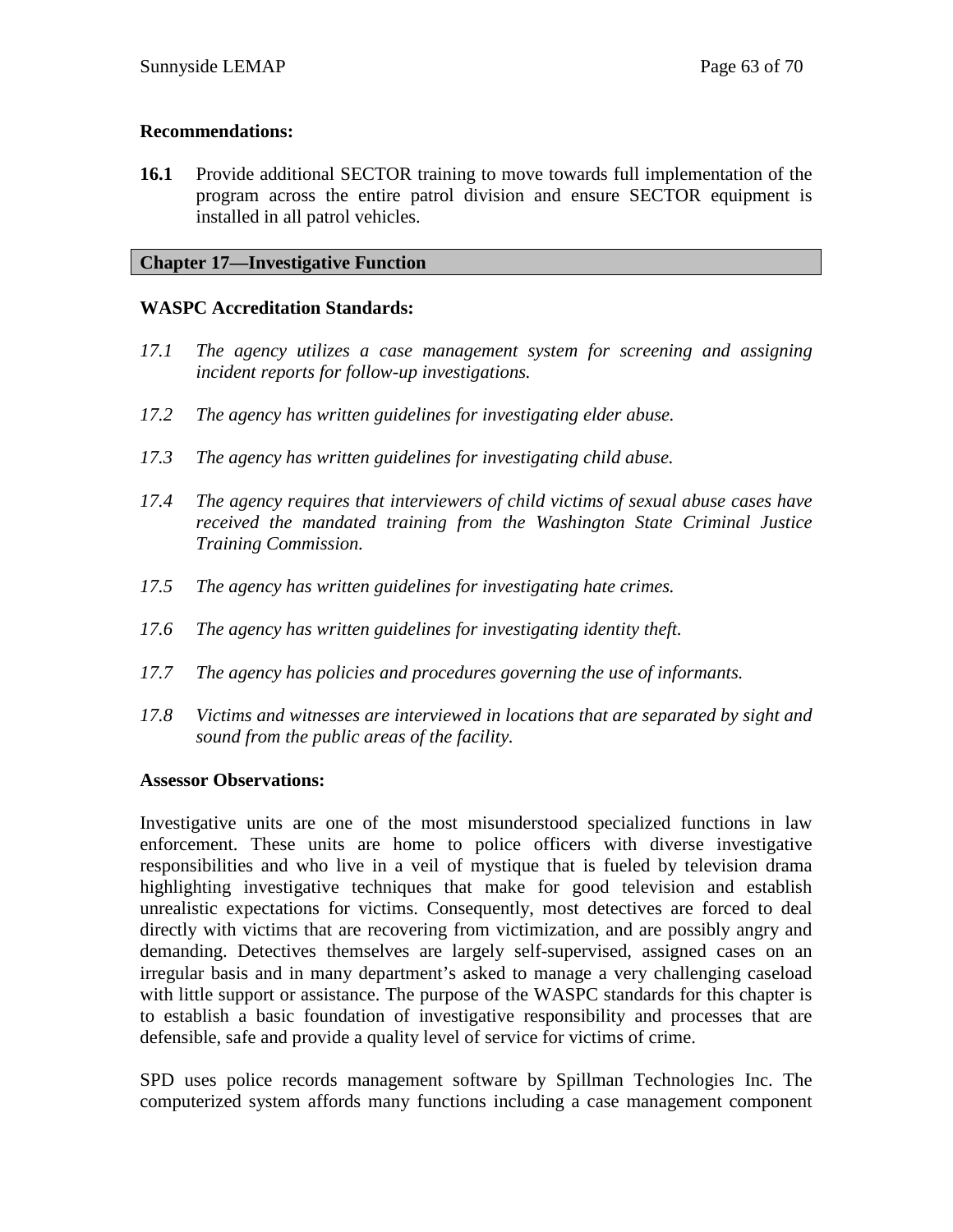**Recommendations:**

**16.1** Provide additional SECTOR training to move towards full implementation of the program across the entire patrol division and ensure SECTOR equipment is installed in all patrol vehicles.

## Chapter 17—Investigative Function

**WASPC Accreditation Standards:**

*17.1 The agency utilizes a case management system for screening and assigning incident reports for follow-up investigations.*

*17.2 The agency has written guidelines for investigating elder abuse.*

*17.3 The agency has written guidelines for investigating child abuse.*

*17.4 The agency requires that interviewers of child victims of sexual abuse cases have received the mandated training from the Washington State Criminal Justice Training Commission.*

*17.5 The agency has written guidelines for investigating hate crimes.*

*17.6 The agency has written guidelines for investigating identity theft.*

*17.7 The agency has policies and procedures governing the use of informants.*

*17.8 Victims and witnesses are interviewed in locations that are separated by sight and sound from the public areas of the facility.*

**Assessor Observations:**

Investigative units are one of the most misunderstood specialized functions in law enforcement. These units are home to police officers with diverse investigative responsibilities and who live in a veil of mystique that is fueled by television drama highlighting investigative techniques that make for good television and establish unrealistic expectations for victims. Consequently, most detectives are forced to deal directly with victims that are recovering from victimization, and are possibly angry and demanding. Detectives themselves are largely self-supervised, assigned cases on an irregular basis and in many department's asked to manage a very challenging caseload with little support or assistance. The purpose of the WASPC standards for this chapter is to establish a basic foundation of investigative responsibility and processes that are defensible, safe and provide a quality level of service for victims of crime.

SPD uses police records management software by Spillman Technologies Inc. The computerized system affords many functions including a case management component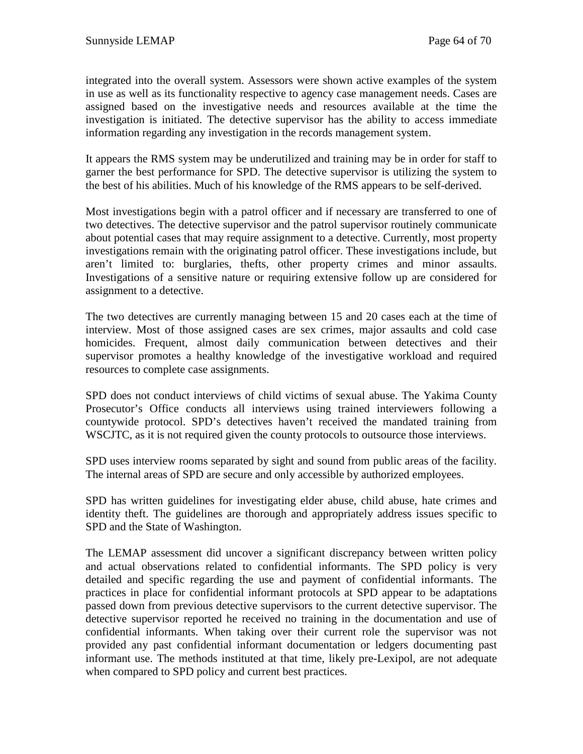integrated into the overall system. Assessors were shown active examples of the system in use as well as its functionality respective to agency case management needs. Cases are assigned based on the investigative needs and resources available at the time the investigation is initiated. The detective supervisor has the ability to access immediate information regarding any investigation in the records management system.

It appears the RMS system may be underutilized and training may be in order for staff to garner the best performance for SPD. The detective supervisor is utilizing the system to the best of his abilities. Much of his knowledge of the RMS appears to be self-derived.

Most investigations begin with a patrol officer and if necessary are transferred to one of two detectives. The detective supervisor and the patrol supervisor routinely communicate about potential cases that may require assignment to a detective. Currently, most property investigations remain with the originating patrol officer. These investigations include, but aren't limited to: burglaries, thefts, other property crimes and minor assaults. Investigations of a sensitive nature or requiring extensive follow up are considered for assignment to a detective.

The two detectives are currently managing between 15 and 20 cases each at the time of interview. Most of those assigned cases are sex crimes, major assaults and cold case homicides. Frequent, almost daily communication between detectives and their supervisor promotes a healthy knowledge of the investigative workload and required resources to complete case assignments.

SPD does not conduct interviews of child victims of sexual abuse. The Yakima County Prosecutor's Office conducts all interviews using trained interviewers following a countywide protocol. SPD's detectives haven't received the mandated training from WSCJTC, as it is not required given the county protocols to outsource those interviews.

SPD uses interview rooms separated by sight and sound from public areas of the facility. The internal areas of SPD are secure and only accessible by authorized employees.

SPD has written guidelines for investigating elder abuse, child abuse, hate crimes and identity theft. The guidelines are thorough and appropriately address issues specific to SPD and the State of Washington.

The LEMAP assessment did uncover a significant discrepancy between written policy and actual observations related to confidential informants. The SPD policy is very detailed and specific regarding the use and payment of confidential informants. The practices in place for confidential informant protocols at SPD appear to be adaptations passed down from previous detective supervisors to the current detective supervisor. The detective supervisor reported he received no training in the documentation and use of confidential informants. When taking over their current role the supervisor was not provided any past confidential informant documentation or ledgers documenting past informant use. The methods instituted at that time, likely pre-Lexipol, are not adequate when compared to SPD policy and current best practices.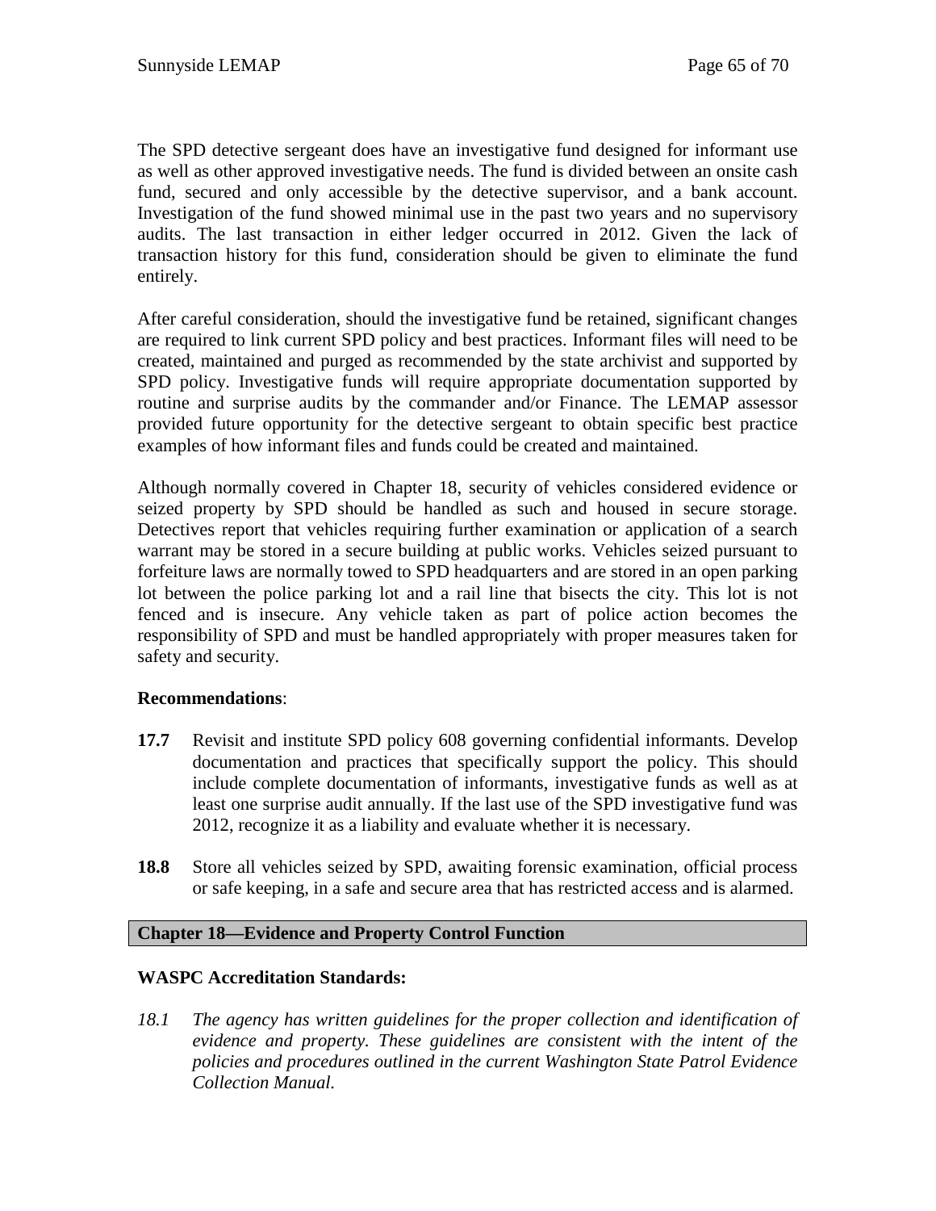The SPD detective sergeant does have an investigative fund designed for informant use as well as other approved investigative needs. The fund is divided between an onsite cash fund, secured and only accessible by the detective supervisor, and a bank account. Investigation of the fund showed minimal use in the past two years and no supervisory audits. The last transaction in either ledger occurred in 2012. Given the lack of transaction history for this fund, consideration should be given to eliminate the fund entirely.

After careful consideration, should the investigative fund be retained, significant changes are required to link current SPD policy and best practices. Informant files will need to be created, maintained and purged as recommended by the state archivist and supported by SPD policy. Investigative funds will require appropriate documentation supported by routine and surprise audits by the commander and/or Finance. The LEMAP assessor provided future opportunity for the detective sergeant to obtain specific best practice examples of how informant files and funds could be created and maintained.

Although normally covered in Chapter 18, security of vehicles considered evidence or seized property by SPD should be handled as such and housed in secure storage. Detectives report that vehicles requiring further examination or application of a search warrant may be stored in a secure building at public works. Vehicles seized pursuant to forfeiture laws are normally towed to SPD headquarters and are stored in an open parking lot between the police parking lot and a rail line that bisects the city. This lot is not fenced and is insecure. Any vehicle taken as part of police action becomes the responsibility of SPD and must be handled appropriately with proper measures taken for safety and security.

**Recommendations**:

**17.7** Revisit and institute SPD policy 608 governing confidential informants. Develop documentation and practices that specifically support the policy. This should include complete documentation of informants, investigative funds as well as at least one surprise audit annually. If the last use of the SPD investigative fund was 2012, recognize it as a liability and evaluate whether it is necessary.

**18.8** Store all vehicles seized by SPD, awaiting forensic examination, official process or safe keeping, in a safe and secure area that has restricted access and is alarmed.

## Chapter 18—Evidence and Property Control Function

**WASPC Accreditation Standards:**

*18.1 The agency has written guidelines for the proper collection and identification of evidence and property. These guidelines are consistent with the intent of the policies and procedures outlined in the current Washington State Patrol Evidence Collection Manual.*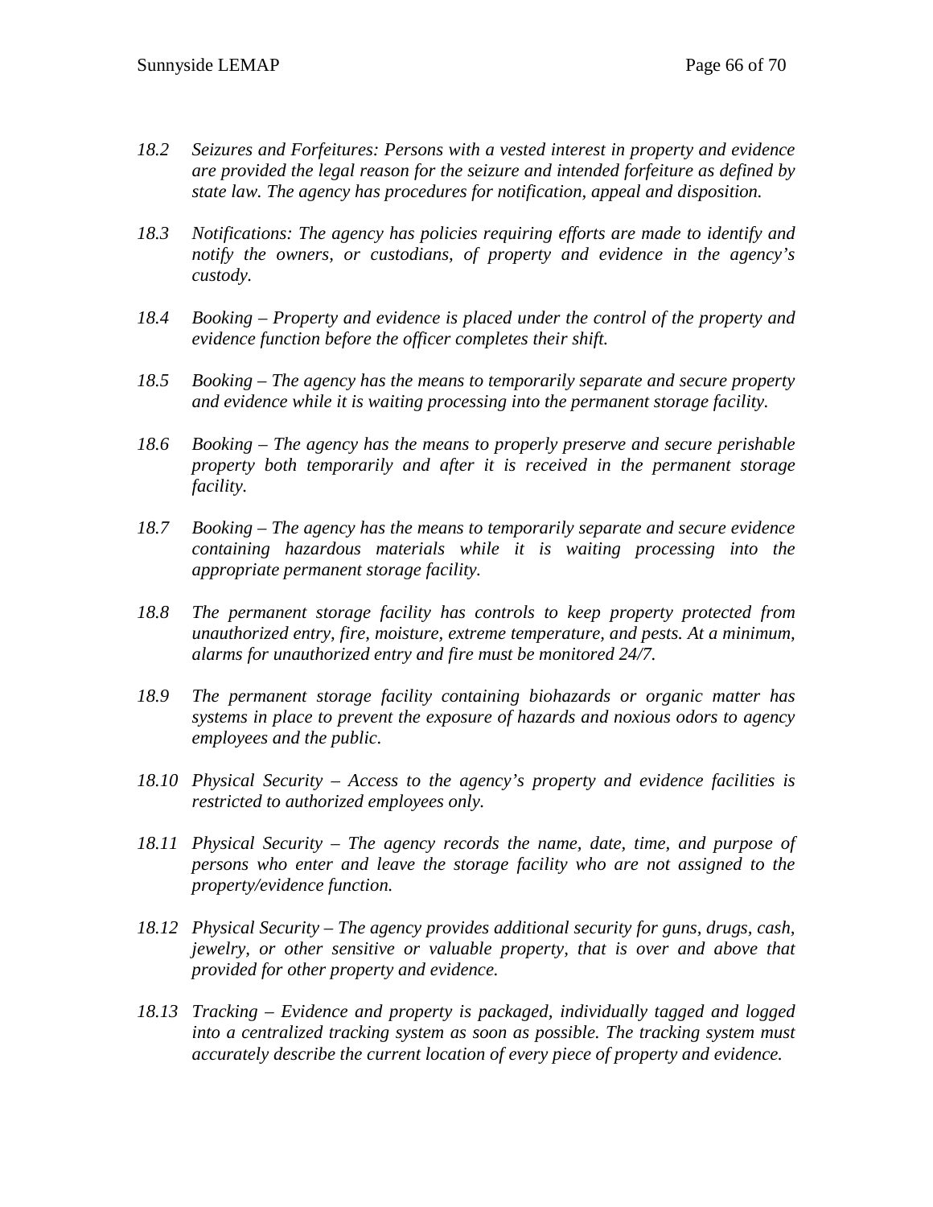*18.2 Seizures and Forfeitures: Persons with a vested interest in property and evidence are provided the legal reason for the seizure and intended forfeiture as defined by state law. The agency has procedures for notification, appeal and disposition.*

*18.3 Notifications: The agency has policies requiring efforts are made to identify and notify the owners, or custodians, of property and evidence in the agency's custody.*

*18.4 Booking – Property and evidence is placed under the control of the property and evidence function before the officer completes their shift.*

*18.5 Booking – The agency has the means to temporarily separate and secure property and evidence while it is waiting processing into the permanent storage facility.*

*18.6 Booking – The agency has the means to properly preserve and secure perishable property both temporarily and after it is received in the permanent storage facility.*

*18.7 Booking – The agency has the means to temporarily separate and secure evidence containing hazardous materials while it is waiting processing into the appropriate permanent storage facility.*

*18.8 The permanent storage facility has controls to keep property protected from unauthorized entry, fire, moisture, extreme temperature, and pests. At a minimum, alarms for unauthorized entry and fire must be monitored 24/7.*

*18.9 The permanent storage facility containing biohazards or organic matter has systems in place to prevent the exposure of hazards and noxious odors to agency employees and the public.*

*18.10 Physical Security – Access to the agency's property and evidence facilities is restricted to authorized employees only.*

*18.11 Physical Security – The agency records the name, date, time, and purpose of persons who enter and leave the storage facility who are not assigned to the property/evidence function.*

*18.12 Physical Security – The agency provides additional security for guns, drugs, cash, jewelry, or other sensitive or valuable property, that is over and above that provided for other property and evidence.*

*18.13 Tracking – Evidence and property is packaged, individually tagged and logged into a centralized tracking system as soon as possible. The tracking system must accurately describe the current location of every piece of property and evidence.*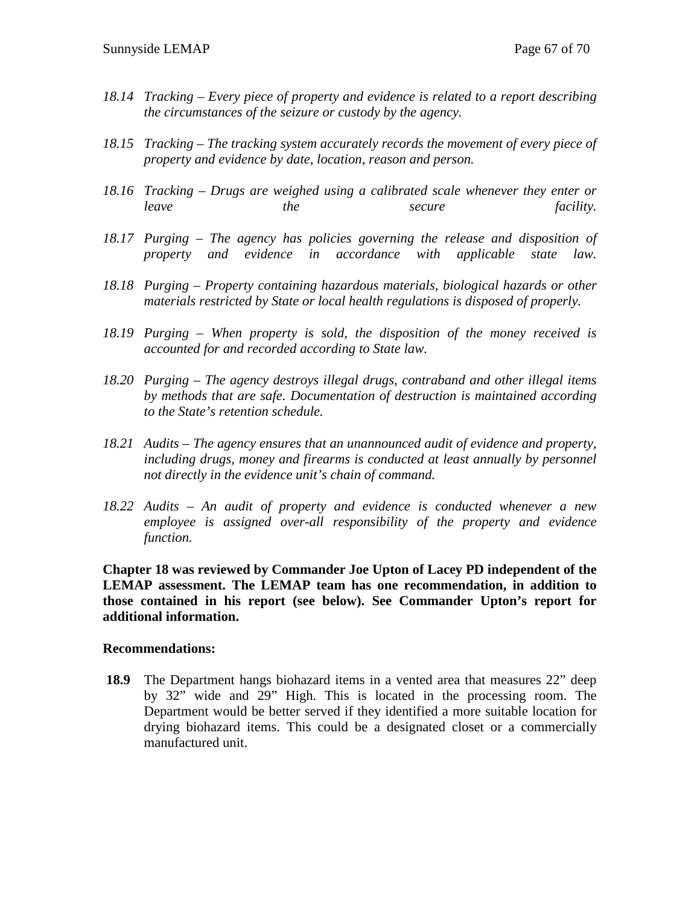*18.14 Tracking – Every piece of property and evidence is related to a report describing the circumstances of the seizure or custody by the agency.*

*18.15 Tracking – The tracking system accurately records the movement of every piece of property and evidence by date, location, reason and person.*

*18.16 Tracking – Drugs are weighed using a calibrated scale whenever they enter or leave the secure facility.*

*18.17 Purging – The agency has policies governing the release and disposition of property and evidence in accordance with applicable state law.*

*18.18 Purging – Property containing hazardous materials, biological hazards or other materials restricted by State or local health regulations is disposed of properly.*

*18.19 Purging – When property is sold, the disposition of the money received is accounted for and recorded according to State law.*

*18.20 Purging – The agency destroys illegal drugs, contraband and other illegal items by methods that are safe. Documentation of destruction is maintained according to the State's retention schedule.*

*18.21 Audits – The agency ensures that an unannounced audit of evidence and property, including drugs, money and firearms is conducted at least annually by personnel not directly in the evidence unit's chain of command.*

*18.22 Audits – An audit of property and evidence is conducted whenever a new employee is assigned over-all responsibility of the property and evidence function.*

**Chapter 18 was reviewed by Commander Joe Upton of Lacey PD independent of the LEMAP assessment. The LEMAP team has one recommendation, in addition to those contained in his report (see below). See Commander Upton's report for additional information.**

**Recommendations:**

**18.9** The Department hangs biohazard items in a vented area that measures 22" deep by 32" wide and 29" High. This is located in the processing room. The Department would be better served if they identified a more suitable location for drying biohazard items. This could be a designated closet or a commercially manufactured unit.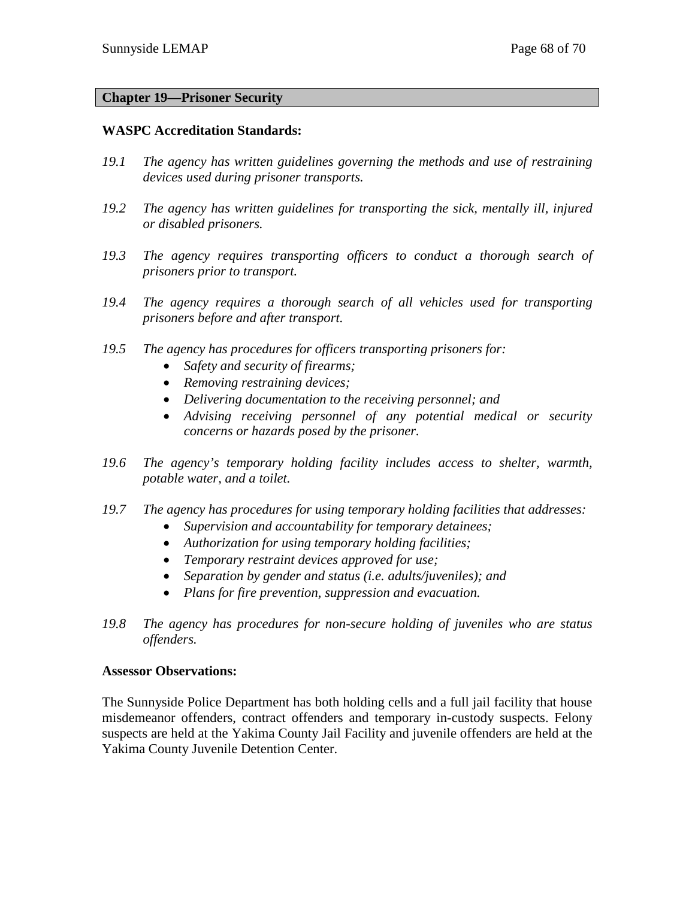## Chapter 19—Prisoner Security

**WASPC Accreditation Standards:**

*19.1 The agency has written guidelines governing the methods and use of restraining devices used during prisoner transports.*

*19.2 The agency has written guidelines for transporting the sick, mentally ill, injured or disabled prisoners.*

*19.3 The agency requires transporting officers to conduct a thorough search of prisoners prior to transport.*

*19.4 The agency requires a thorough search of all vehicles used for transporting prisoners before and after transport.*

*19.5 The agency has procedures for officers transporting prisoners for:*

- *Safety and security of firearms;*
- *Removing restraining devices;*
- *Delivering documentation to the receiving personnel; and*
- *Advising receiving personnel of any potential medical or security concerns or hazards posed by the prisoner.*

*19.6 The agency's temporary holding facility includes access to shelter, warmth, potable water, and a toilet.*

*19.7 The agency has procedures for using temporary holding facilities that addresses:*

- *Supervision and accountability for temporary detainees;*
- *Authorization for using temporary holding facilities;*
- *Temporary restraint devices approved for use;*
- *Separation by gender and status (i.e. adults/juveniles); and*
- *Plans for fire prevention, suppression and evacuation.*

*19.8 The agency has procedures for non-secure holding of juveniles who are status offenders.*

**Assessor Observations:**

The Sunnyside Police Department has both holding cells and a full jail facility that house misdemeanor offenders, contract offenders and temporary in-custody suspects. Felony suspects are held at the Yakima County Jail Facility and juvenile offenders are held at the Yakima County Juvenile Detention Center.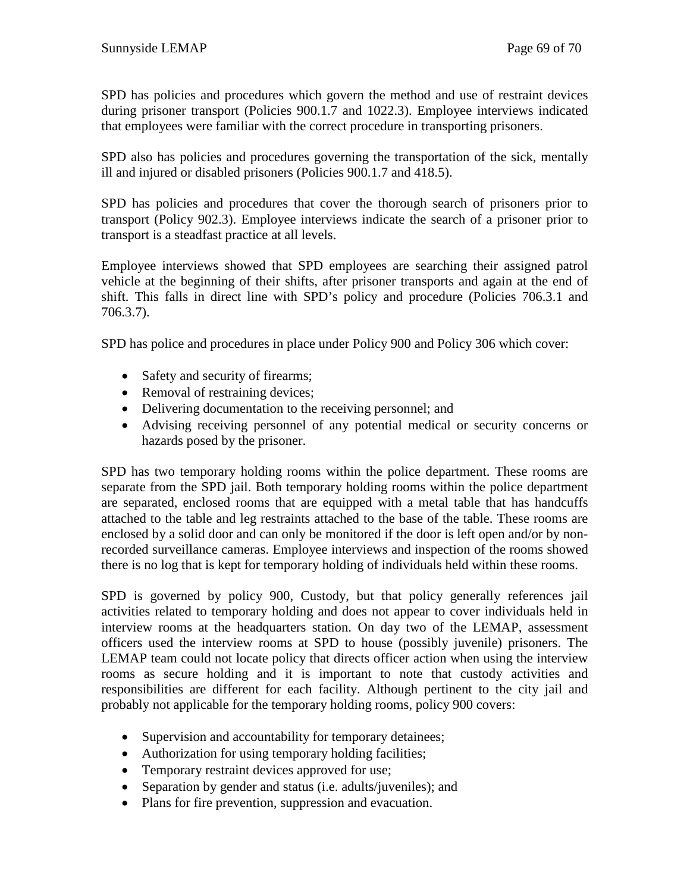SPD has policies and procedures which govern the method and use of restraint devices during prisoner transport (Policies 900.1.7 and 1022.3). Employee interviews indicated that employees were familiar with the correct procedure in transporting prisoners.

SPD also has policies and procedures governing the transportation of the sick, mentally ill and injured or disabled prisoners (Policies 900.1.7 and 418.5).

SPD has policies and procedures that cover the thorough search of prisoners prior to transport (Policy 902.3). Employee interviews indicate the search of a prisoner prior to transport is a steadfast practice at all levels.

Employee interviews showed that SPD employees are searching their assigned patrol vehicle at the beginning of their shifts, after prisoner transports and again at the end of shift. This falls in direct line with SPD's policy and procedure (Policies 706.3.1 and 706.3.7).

SPD has police and procedures in place under Policy 900 and Policy 306 which cover:

- Safety and security of firearms;
- Removal of restraining devices;
- Delivering documentation to the receiving personnel; and
- Advising receiving personnel of any potential medical or security concerns or hazards posed by the prisoner.

SPD has two temporary holding rooms within the police department. These rooms are separate from the SPD jail. Both temporary holding rooms within the police department are separated, enclosed rooms that are equipped with a metal table that has handcuffs attached to the table and leg restraints attached to the base of the table. These rooms are enclosed by a solid door and can only be monitored if the door is left open and/or by non-recorded surveillance cameras. Employee interviews and inspection of the rooms showed there is no log that is kept for temporary holding of individuals held within these rooms.

SPD is governed by policy 900, Custody, but that policy generally references jail activities related to temporary holding and does not appear to cover individuals held in interview rooms at the headquarters station. On day two of the LEMAP, assessment officers used the interview rooms at SPD to house (possibly juvenile) prisoners. The LEMAP team could not locate policy that directs officer action when using the interview rooms as secure holding and it is important to note that custody activities and responsibilities are different for each facility. Although pertinent to the city jail and probably not applicable for the temporary holding rooms, policy 900 covers:

- Supervision and accountability for temporary detainees;
- Authorization for using temporary holding facilities;
- Temporary restraint devices approved for use;
- Separation by gender and status (i.e. adults/juveniles); and
- Plans for fire prevention, suppression and evacuation.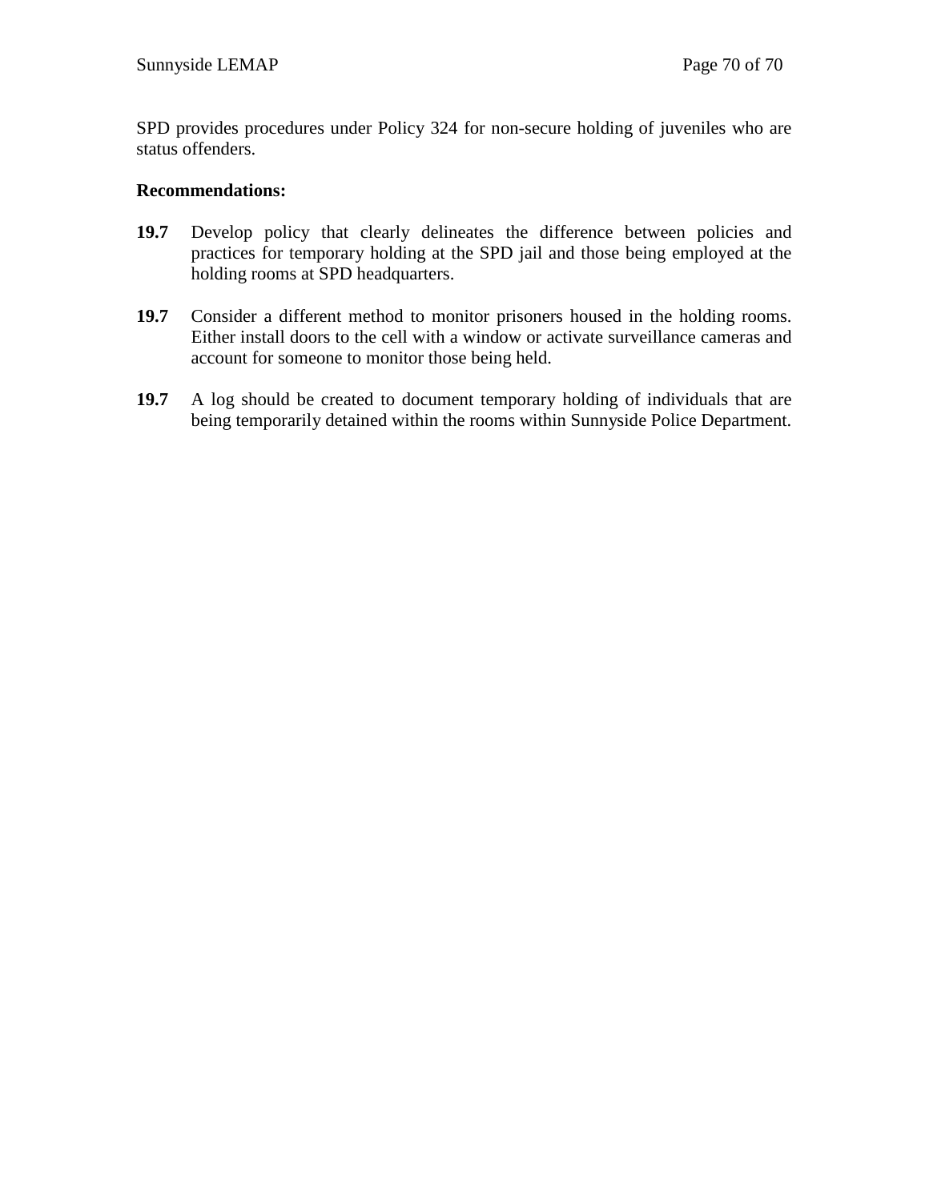SPD provides procedures under Policy 324 for non-secure holding of juveniles who are status offenders.

**Recommendations:**

**19.7** Develop policy that clearly delineates the difference between policies and practices for temporary holding at the SPD jail and those being employed at the holding rooms at SPD headquarters.

**19.7** Consider a different method to monitor prisoners housed in the holding rooms. Either install doors to the cell with a window or activate surveillance cameras and account for someone to monitor those being held.

**19.7** A log should be created to document temporary holding of individuals that are being temporarily detained within the rooms within Sunnyside Police Department.